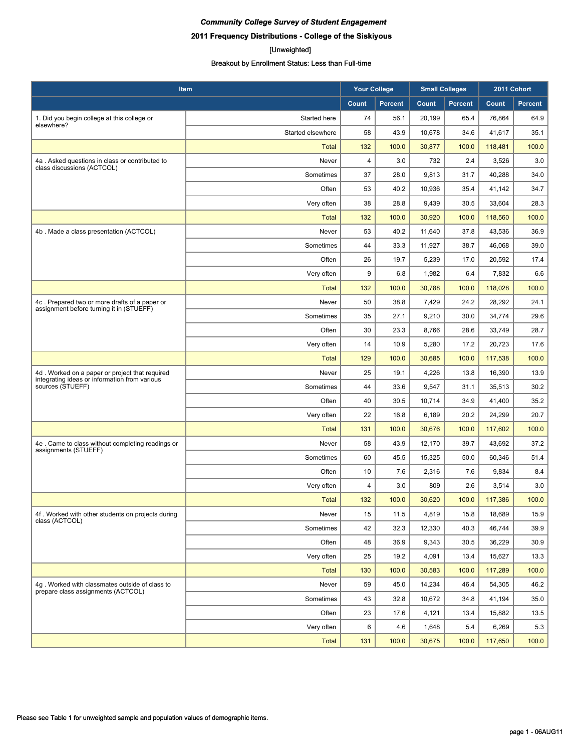*Community College Survey of Student Engagement*

**2011 Frequency Distributions - College of the Siskiyous**

[Unweighted]

Breakout by Enrollment Status: Less than Full-time

| Item | | Your College | | Small Colleges | | 2011 Cohort | |
|---|---|---|---|---|---|---|---|
| | | Count | Percent | Count | Percent | Count | Percent |
| 1. Did you begin college at this college or elsewhere? | Started here | 74 | 56.1 | 20,199 | 65.4 | 76,864 | 64.9 |
| | Started elsewhere | 58 | 43.9 | 10,678 | 34.6 | 41,617 | 35.1 |
| | Total | 132 | 100.0 | 30,877 | 100.0 | 118,481 | 100.0 |
| 4a . Asked questions in class or contributed to class discussions (ACTCOL) | Never | 4 | 3.0 | 732 | 2.4 | 3,526 | 3.0 |
| | Sometimes | 37 | 28.0 | 9,813 | 31.7 | 40,288 | 34.0 |
| | Often | 53 | 40.2 | 10,936 | 35.4 | 41,142 | 34.7 |
| | Very often | 38 | 28.8 | 9,439 | 30.5 | 33,604 | 28.3 |
| | Total | 132 | 100.0 | 30,920 | 100.0 | 118,560 | 100.0 |
| 4b . Made a class presentation (ACTCOL) | Never | 53 | 40.2 | 11,640 | 37.8 | 43,536 | 36.9 |
| | Sometimes | 44 | 33.3 | 11,927 | 38.7 | 46,068 | 39.0 |
| | Often | 26 | 19.7 | 5,239 | 17.0 | 20,592 | 17.4 |
| | Very often | 9 | 6.8 | 1,982 | 6.4 | 7,832 | 6.6 |
| | Total | 132 | 100.0 | 30,788 | 100.0 | 118,028 | 100.0 |
| 4c . Prepared two or more drafts of a paper or assignment before turning it in (STUEFF) | Never | 50 | 38.8 | 7,429 | 24.2 | 28,292 | 24.1 |
| | Sometimes | 35 | 27.1 | 9,210 | 30.0 | 34,774 | 29.6 |
| | Often | 30 | 23.3 | 8,766 | 28.6 | 33,749 | 28.7 |
| | Very often | 14 | 10.9 | 5,280 | 17.2 | 20,723 | 17.6 |
| | Total | 129 | 100.0 | 30,685 | 100.0 | 117,538 | 100.0 |
| 4d . Worked on a paper or project that required integrating ideas or information from various sources (STUEFF) | Never | 25 | 19.1 | 4,226 | 13.8 | 16,390 | 13.9 |
| | Sometimes | 44 | 33.6 | 9,547 | 31.1 | 35,513 | 30.2 |
| | Often | 40 | 30.5 | 10,714 | 34.9 | 41,400 | 35.2 |
| | Very often | 22 | 16.8 | 6,189 | 20.2 | 24,299 | 20.7 |
| | Total | 131 | 100.0 | 30,676 | 100.0 | 117,602 | 100.0 |
| 4e . Came to class without completing readings or assignments (STUEFF) | Never | 58 | 43.9 | 12,170 | 39.7 | 43,692 | 37.2 |
| | Sometimes | 60 | 45.5 | 15,325 | 50.0 | 60,346 | 51.4 |
| | Often | 10 | 7.6 | 2,316 | 7.6 | 9,834 | 8.4 |
| | Very often | 4 | 3.0 | 809 | 2.6 | 3,514 | 3.0 |
| | Total | 132 | 100.0 | 30,620 | 100.0 | 117,386 | 100.0 |
| 4f . Worked with other students on projects during class (ACTCOL) | Never | 15 | 11.5 | 4,819 | 15.8 | 18,689 | 15.9 |
| | Sometimes | 42 | 32.3 | 12,330 | 40.3 | 46,744 | 39.9 |
| | Often | 48 | 36.9 | 9,343 | 30.5 | 36,229 | 30.9 |
| | Very often | 25 | 19.2 | 4,091 | 13.4 | 15,627 | 13.3 |
| | Total | 130 | 100.0 | 30,583 | 100.0 | 117,289 | 100.0 |
| 4g . Worked with classmates outside of class to prepare class assignments (ACTCOL) | Never | 59 | 45.0 | 14,234 | 46.4 | 54,305 | 46.2 |
| | Sometimes | 43 | 32.8 | 10,672 | 34.8 | 41,194 | 35.0 |
| | Often | 23 | 17.6 | 4,121 | 13.4 | 15,882 | 13.5 |
| | Very often | 6 | 4.6 | 1,648 | 5.4 | 6,269 | 5.3 |
| | Total | 131 | 100.0 | 30,675 | 100.0 | 117,650 | 100.0 |

Please see Table 1 for unweighted sample and population values of demographic items.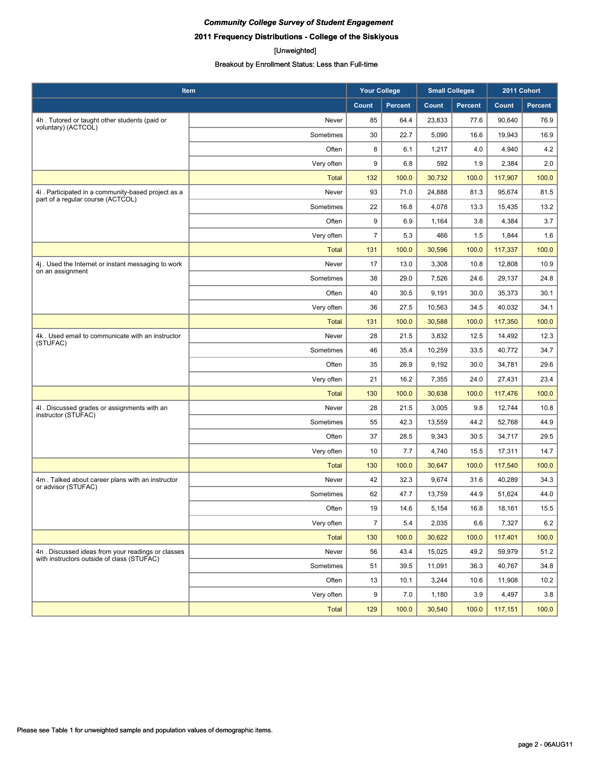*Community College Survey of Student Engagement*

**2011 Frequency Distributions - College of the Siskiyous**

[Unweighted]

Breakout by Enrollment Status: Less than Full-time

| Item | | Your College | | Small Colleges | | 2011 Cohort | |
|---|---|---|---|---|---|---|---|
| | | Count | Percent | Count | Percent | Count | Percent |
| 4h . Tutored or taught other students (paid or voluntary) (ACTCOL) | Never | 85 | 64.4 | 23,833 | 77.6 | 90,640 | 76.9 |
| | Sometimes | 30 | 22.7 | 5,090 | 16.6 | 19,943 | 16.9 |
| | Often | 8 | 6.1 | 1,217 | 4.0 | 4,940 | 4.2 |
| | Very often | 9 | 6.8 | 592 | 1.9 | 2,384 | 2.0 |
| | Total | 132 | 100.0 | 30,732 | 100.0 | 117,907 | 100.0 |
| 4i . Participated in a community-based project as a part of a regular course (ACTCOL) | Never | 93 | 71.0 | 24,888 | 81.3 | 95,674 | 81.5 |
| | Sometimes | 22 | 16.8 | 4,078 | 13.3 | 15,435 | 13.2 |
| | Often | 9 | 6.9 | 1,164 | 3.8 | 4,384 | 3.7 |
| | Very often | 7 | 5.3 | 466 | 1.5 | 1,844 | 1.6 |
| | Total | 131 | 100.0 | 30,596 | 100.0 | 117,337 | 100.0 |
| 4j . Used the Internet or instant messaging to work on an assignment | Never | 17 | 13.0 | 3,308 | 10.8 | 12,808 | 10.9 |
| | Sometimes | 38 | 29.0 | 7,526 | 24.6 | 29,137 | 24.8 |
| | Often | 40 | 30.5 | 9,191 | 30.0 | 35,373 | 30.1 |
| | Very often | 36 | 27.5 | 10,563 | 34.5 | 40,032 | 34.1 |
| | Total | 131 | 100.0 | 30,588 | 100.0 | 117,350 | 100.0 |
| 4k . Used email to communicate with an instructor (STUFAC) | Never | 28 | 21.5 | 3,832 | 12.5 | 14,492 | 12.3 |
| | Sometimes | 46 | 35.4 | 10,259 | 33.5 | 40,772 | 34.7 |
| | Often | 35 | 26.9 | 9,192 | 30.0 | 34,781 | 29.6 |
| | Very often | 21 | 16.2 | 7,355 | 24.0 | 27,431 | 23.4 |
| | Total | 130 | 100.0 | 30,638 | 100.0 | 117,476 | 100.0 |
| 4l . Discussed grades or assignments with an instructor (STUFAC) | Never | 28 | 21.5 | 3,005 | 9.8 | 12,744 | 10.8 |
| | Sometimes | 55 | 42.3 | 13,559 | 44.2 | 52,768 | 44.9 |
| | Often | 37 | 28.5 | 9,343 | 30.5 | 34,717 | 29.5 |
| | Very often | 10 | 7.7 | 4,740 | 15.5 | 17,311 | 14.7 |
| | Total | 130 | 100.0 | 30,647 | 100.0 | 117,540 | 100.0 |
| 4m . Talked about career plans with an instructor or advisor (STUFAC) | Never | 42 | 32.3 | 9,674 | 31.6 | 40,289 | 34.3 |
| | Sometimes | 62 | 47.7 | 13,759 | 44.9 | 51,624 | 44.0 |
| | Often | 19 | 14.6 | 5,154 | 16.8 | 18,161 | 15.5 |
| | Very often | 7 | 5.4 | 2,035 | 6.6 | 7,327 | 6.2 |
| | Total | 130 | 100.0 | 30,622 | 100.0 | 117,401 | 100.0 |
| 4n . Discussed ideas from your readings or classes with instructors outside of class (STUFAC) | Never | 56 | 43.4 | 15,025 | 49.2 | 59,979 | 51.2 |
| | Sometimes | 51 | 39.5 | 11,091 | 36.3 | 40,767 | 34.8 |
| | Often | 13 | 10.1 | 3,244 | 10.6 | 11,908 | 10.2 |
| | Very often | 9 | 7.0 | 1,180 | 3.9 | 4,497 | 3.8 |
| | Total | 129 | 100.0 | 30,540 | 100.0 | 117,151 | 100.0 |

Please see Table 1 for unweighted sample and population values of demographic items.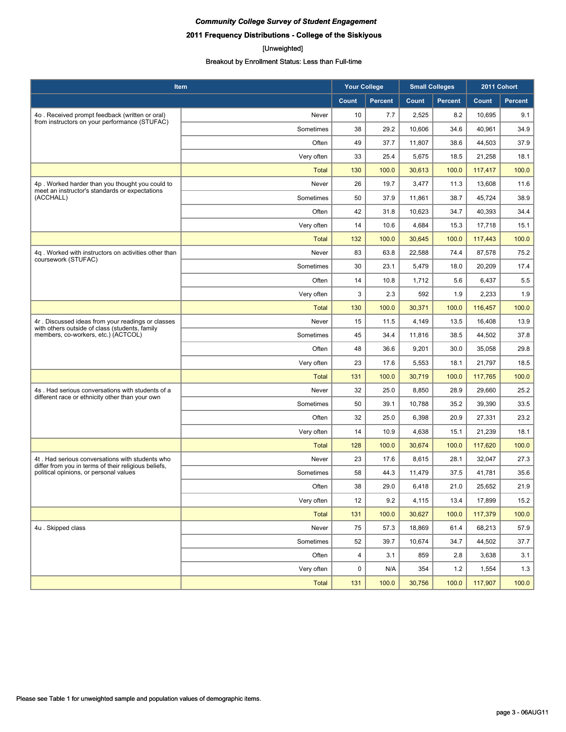*Community College Survey of Student Engagement*

**2011 Frequency Distributions - College of the Siskiyous**

[Unweighted]

Breakout by Enrollment Status: Less than Full-time

| Item | | Your College | | Small Colleges | | 2011 Cohort | |
|---|---|---|---|---|---|---|---|
| | | Count | Percent | Count | Percent | Count | Percent |
| 4o . Received prompt feedback (written or oral) from instructors on your performance (STUFAC) | Never | 10 | 7.7 | 2,525 | 8.2 | 10,695 | 9.1 |
| | Sometimes | 38 | 29.2 | 10,606 | 34.6 | 40,961 | 34.9 |
| | Often | 49 | 37.7 | 11,807 | 38.6 | 44,503 | 37.9 |
| | Very often | 33 | 25.4 | 5,675 | 18.5 | 21,258 | 18.1 |
| | Total | 130 | 100.0 | 30,613 | 100.0 | 117,417 | 100.0 |
| 4p . Worked harder than you thought you could to meet an instructor's standards or expectations (ACCHALL) | Never | 26 | 19.7 | 3,477 | 11.3 | 13,608 | 11.6 |
| | Sometimes | 50 | 37.9 | 11,861 | 38.7 | 45,724 | 38.9 |
| | Often | 42 | 31.8 | 10,623 | 34.7 | 40,393 | 34.4 |
| | Very often | 14 | 10.6 | 4,684 | 15.3 | 17,718 | 15.1 |
| | Total | 132 | 100.0 | 30,645 | 100.0 | 117,443 | 100.0 |
| 4q . Worked with instructors on activities other than coursework (STUFAC) | Never | 83 | 63.8 | 22,588 | 74.4 | 87,578 | 75.2 |
| | Sometimes | 30 | 23.1 | 5,479 | 18.0 | 20,209 | 17.4 |
| | Often | 14 | 10.8 | 1,712 | 5.6 | 6,437 | 5.5 |
| | Very often | 3 | 2.3 | 592 | 1.9 | 2,233 | 1.9 |
| | Total | 130 | 100.0 | 30,371 | 100.0 | 116,457 | 100.0 |
| 4r . Discussed ideas from your readings or classes with others outside of class (students, family members, co-workers, etc.) (ACTCOL) | Never | 15 | 11.5 | 4,149 | 13.5 | 16,408 | 13.9 |
| | Sometimes | 45 | 34.4 | 11,816 | 38.5 | 44,502 | 37.8 |
| | Often | 48 | 36.6 | 9,201 | 30.0 | 35,058 | 29.8 |
| | Very often | 23 | 17.6 | 5,553 | 18.1 | 21,797 | 18.5 |
| | Total | 131 | 100.0 | 30,719 | 100.0 | 117,765 | 100.0 |
| 4s . Had serious conversations with students of a different race or ethnicity other than your own | Never | 32 | 25.0 | 8,850 | 28.9 | 29,660 | 25.2 |
| | Sometimes | 50 | 39.1 | 10,788 | 35.2 | 39,390 | 33.5 |
| | Often | 32 | 25.0 | 6,398 | 20.9 | 27,331 | 23.2 |
| | Very often | 14 | 10.9 | 4,638 | 15.1 | 21,239 | 18.1 |
| | Total | 128 | 100.0 | 30,674 | 100.0 | 117,620 | 100.0 |
| 4t . Had serious conversations with students who differ from you in terms of their religious beliefs, political opinions, or personal values | Never | 23 | 17.6 | 8,615 | 28.1 | 32,047 | 27.3 |
| | Sometimes | 58 | 44.3 | 11,479 | 37.5 | 41,781 | 35.6 |
| | Often | 38 | 29.0 | 6,418 | 21.0 | 25,652 | 21.9 |
| | Very often | 12 | 9.2 | 4,115 | 13.4 | 17,899 | 15.2 |
| | Total | 131 | 100.0 | 30,627 | 100.0 | 117,379 | 100.0 |
| 4u . Skipped class | Never | 75 | 57.3 | 18,869 | 61.4 | 68,213 | 57.9 |
| | Sometimes | 52 | 39.7 | 10,674 | 34.7 | 44,502 | 37.7 |
| | Often | 4 | 3.1 | 859 | 2.8 | 3,638 | 3.1 |
| | Very often | 0 | N/A | 354 | 1.2 | 1,554 | 1.3 |
| | Total | 131 | 100.0 | 30,756 | 100.0 | 117,907 | 100.0 |

Please see Table 1 for unweighted sample and population values of demographic items.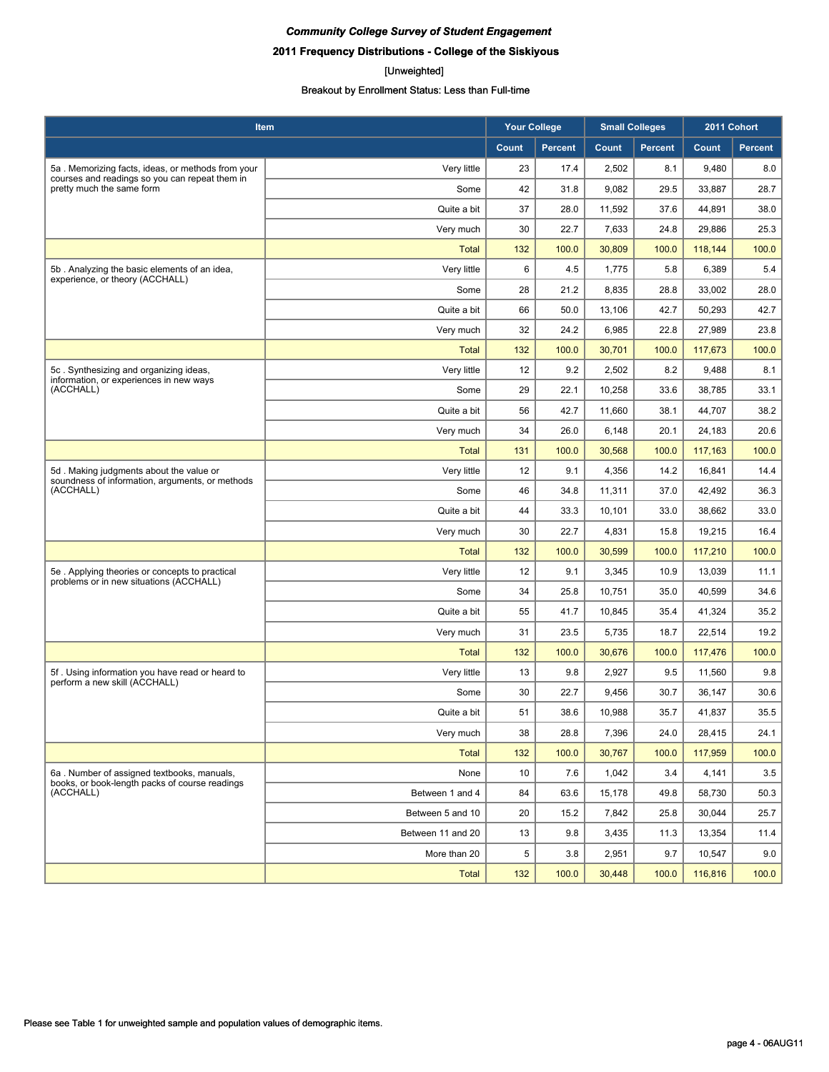***Community College Survey of Student Engagement***

**2011 Frequency Distributions - College of the Siskiyous**

[Unweighted]

**Breakout by Enrollment Status: Less than Full-time**

| Item | | Your College | | Small Colleges | | 2011 Cohort | |
|---|---|---|---|---|---|---|---|
| | | Count | Percent | Count | Percent | Count | Percent |
| 5a . Memorizing facts, ideas, or methods from your courses and readings so you can repeat them in pretty much the same form | Very little | 23 | 17.4 | 2,502 | 8.1 | 9,480 | 8.0 |
| | Some | 42 | 31.8 | 9,082 | 29.5 | 33,887 | 28.7 |
| | Quite a bit | 37 | 28.0 | 11,592 | 37.6 | 44,891 | 38.0 |
| | Very much | 30 | 22.7 | 7,633 | 24.8 | 29,886 | 25.3 |
| | Total | 132 | 100.0 | 30,809 | 100.0 | 118,144 | 100.0 |
| 5b . Analyzing the basic elements of an idea, experience, or theory (ACCHALL) | Very little | 6 | 4.5 | 1,775 | 5.8 | 6,389 | 5.4 |
| | Some | 28 | 21.2 | 8,835 | 28.8 | 33,002 | 28.0 |
| | Quite a bit | 66 | 50.0 | 13,106 | 42.7 | 50,293 | 42.7 |
| | Very much | 32 | 24.2 | 6,985 | 22.8 | 27,989 | 23.8 |
| | Total | 132 | 100.0 | 30,701 | 100.0 | 117,673 | 100.0 |
| 5c . Synthesizing and organizing ideas, information, or experiences in new ways (ACCHALL) | Very little | 12 | 9.2 | 2,502 | 8.2 | 9,488 | 8.1 |
| | Some | 29 | 22.1 | 10,258 | 33.6 | 38,785 | 33.1 |
| | Quite a bit | 56 | 42.7 | 11,660 | 38.1 | 44,707 | 38.2 |
| | Very much | 34 | 26.0 | 6,148 | 20.1 | 24,183 | 20.6 |
| | Total | 131 | 100.0 | 30,568 | 100.0 | 117,163 | 100.0 |
| 5d . Making judgments about the value or soundness of information, arguments, or methods (ACCHALL) | Very little | 12 | 9.1 | 4,356 | 14.2 | 16,841 | 14.4 |
| | Some | 46 | 34.8 | 11,311 | 37.0 | 42,492 | 36.3 |
| | Quite a bit | 44 | 33.3 | 10,101 | 33.0 | 38,662 | 33.0 |
| | Very much | 30 | 22.7 | 4,831 | 15.8 | 19,215 | 16.4 |
| | Total | 132 | 100.0 | 30,599 | 100.0 | 117,210 | 100.0 |
| 5e . Applying theories or concepts to practical problems or in new situations (ACCHALL) | Very little | 12 | 9.1 | 3,345 | 10.9 | 13,039 | 11.1 |
| | Some | 34 | 25.8 | 10,751 | 35.0 | 40,599 | 34.6 |
| | Quite a bit | 55 | 41.7 | 10,845 | 35.4 | 41,324 | 35.2 |
| | Very much | 31 | 23.5 | 5,735 | 18.7 | 22,514 | 19.2 |
| | Total | 132 | 100.0 | 30,676 | 100.0 | 117,476 | 100.0 |
| 5f . Using information you have read or heard to perform a new skill (ACCHALL) | Very little | 13 | 9.8 | 2,927 | 9.5 | 11,560 | 9.8 |
| | Some | 30 | 22.7 | 9,456 | 30.7 | 36,147 | 30.6 |
| | Quite a bit | 51 | 38.6 | 10,988 | 35.7 | 41,837 | 35.5 |
| | Very much | 38 | 28.8 | 7,396 | 24.0 | 28,415 | 24.1 |
| | Total | 132 | 100.0 | 30,767 | 100.0 | 117,959 | 100.0 |
| 6a . Number of assigned textbooks, manuals, books, or book-length packs of course readings (ACCHALL) | None | 10 | 7.6 | 1,042 | 3.4 | 4,141 | 3.5 |
| | Between 1 and 4 | 84 | 63.6 | 15,178 | 49.8 | 58,730 | 50.3 |
| | Between 5 and 10 | 20 | 15.2 | 7,842 | 25.8 | 30,044 | 25.7 |
| | Between 11 and 20 | 13 | 9.8 | 3,435 | 11.3 | 13,354 | 11.4 |
| | More than 20 | 5 | 3.8 | 2,951 | 9.7 | 10,547 | 9.0 |
| | Total | 132 | 100.0 | 30,448 | 100.0 | 116,816 | 100.0 |

Please see Table 1 for unweighted sample and population values of demographic items.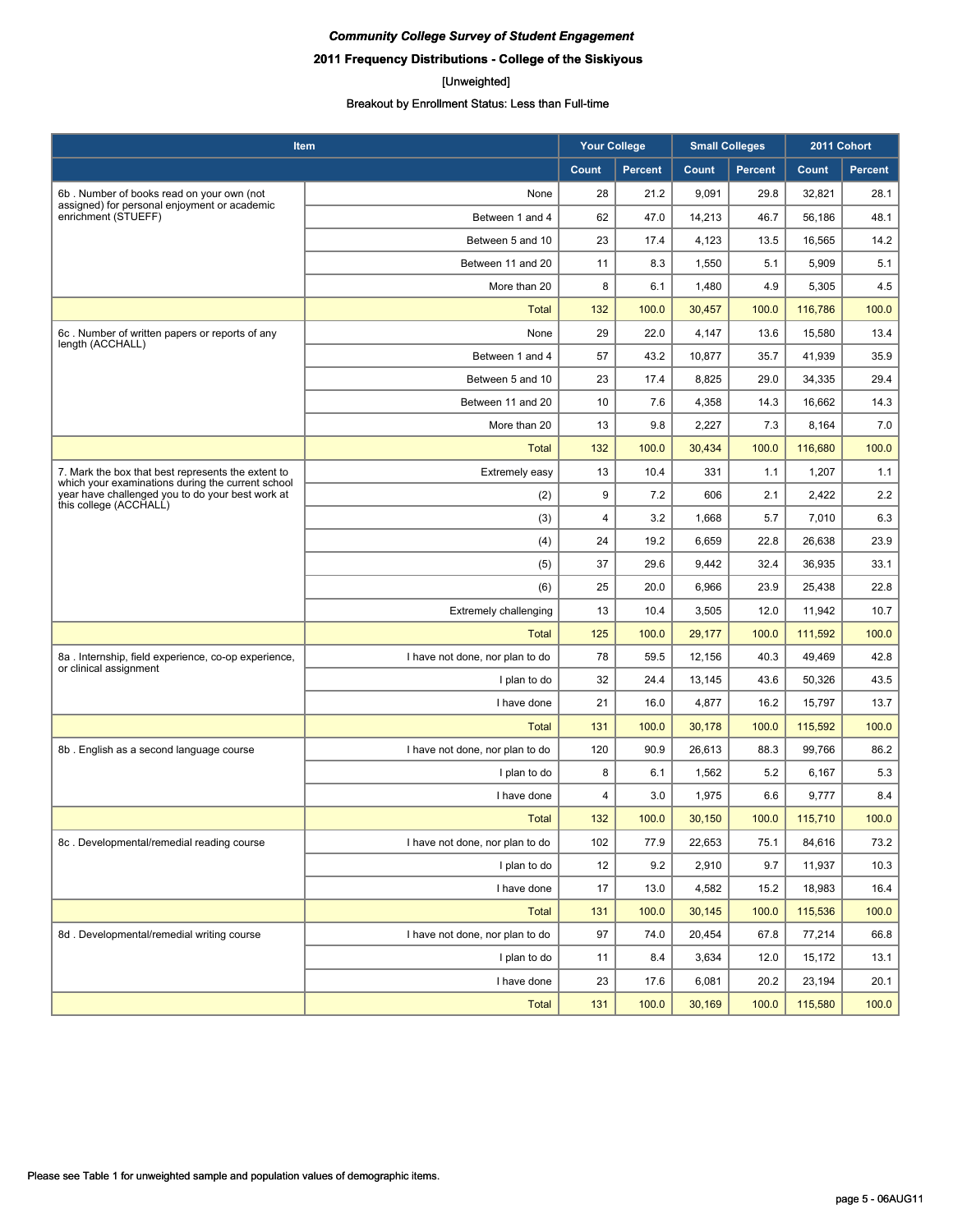*Community College Survey of Student Engagement*

**2011 Frequency Distributions - College of the Siskiyous**

[Unweighted]

Breakout by Enrollment Status: Less than Full-time

| Item | | Your College | | Small Colleges | | 2011 Cohort | |
|---|---|---|---|---|---|---|---|
| | | Count | Percent | Count | Percent | Count | Percent |
| 6b . Number of books read on your own (not assigned) for personal enjoyment or academic enrichment (STUEFF) | None | 28 | 21.2 | 9,091 | 29.8 | 32,821 | 28.1 |
| | Between 1 and 4 | 62 | 47.0 | 14,213 | 46.7 | 56,186 | 48.1 |
| | Between 5 and 10 | 23 | 17.4 | 4,123 | 13.5 | 16,565 | 14.2 |
| | Between 11 and 20 | 11 | 8.3 | 1,550 | 5.1 | 5,909 | 5.1 |
| | More than 20 | 8 | 6.1 | 1,480 | 4.9 | 5,305 | 4.5 |
| | Total | 132 | 100.0 | 30,457 | 100.0 | 116,786 | 100.0 |
| 6c . Number of written papers or reports of any length (ACCHALL) | None | 29 | 22.0 | 4,147 | 13.6 | 15,580 | 13.4 |
| | Between 1 and 4 | 57 | 43.2 | 10,877 | 35.7 | 41,939 | 35.9 |
| | Between 5 and 10 | 23 | 17.4 | 8,825 | 29.0 | 34,335 | 29.4 |
| | Between 11 and 20 | 10 | 7.6 | 4,358 | 14.3 | 16,662 | 14.3 |
| | More than 20 | 13 | 9.8 | 2,227 | 7.3 | 8,164 | 7.0 |
| | Total | 132 | 100.0 | 30,434 | 100.0 | 116,680 | 100.0 |
| 7. Mark the box that best represents the extent to which your examinations during the current school year have challenged you to do your best work at this college (ACCHALL) | Extremely easy | 13 | 10.4 | 331 | 1.1 | 1,207 | 1.1 |
| | (2) | 9 | 7.2 | 606 | 2.1 | 2,422 | 2.2 |
| | (3) | 4 | 3.2 | 1,668 | 5.7 | 7,010 | 6.3 |
| | (4) | 24 | 19.2 | 6,659 | 22.8 | 26,638 | 23.9 |
| | (5) | 37 | 29.6 | 9,442 | 32.4 | 36,935 | 33.1 |
| | (6) | 25 | 20.0 | 6,966 | 23.9 | 25,438 | 22.8 |
| | Extremely challenging | 13 | 10.4 | 3,505 | 12.0 | 11,942 | 10.7 |
| | Total | 125 | 100.0 | 29,177 | 100.0 | 111,592 | 100.0 |
| 8a . Internship, field experience, co-op experience, or clinical assignment | I have not done, nor plan to do | 78 | 59.5 | 12,156 | 40.3 | 49,469 | 42.8 |
| | I plan to do | 32 | 24.4 | 13,145 | 43.6 | 50,326 | 43.5 |
| | I have done | 21 | 16.0 | 4,877 | 16.2 | 15,797 | 13.7 |
| | Total | 131 | 100.0 | 30,178 | 100.0 | 115,592 | 100.0 |
| 8b . English as a second language course | I have not done, nor plan to do | 120 | 90.9 | 26,613 | 88.3 | 99,766 | 86.2 |
| | I plan to do | 8 | 6.1 | 1,562 | 5.2 | 6,167 | 5.3 |
| | I have done | 4 | 3.0 | 1,975 | 6.6 | 9,777 | 8.4 |
| | Total | 132 | 100.0 | 30,150 | 100.0 | 115,710 | 100.0 |
| 8c . Developmental/remedial reading course | I have not done, nor plan to do | 102 | 77.9 | 22,653 | 75.1 | 84,616 | 73.2 |
| | I plan to do | 12 | 9.2 | 2,910 | 9.7 | 11,937 | 10.3 |
| | I have done | 17 | 13.0 | 4,582 | 15.2 | 18,983 | 16.4 |
| | Total | 131 | 100.0 | 30,145 | 100.0 | 115,536 | 100.0 |
| 8d . Developmental/remedial writing course | I have not done, nor plan to do | 97 | 74.0 | 20,454 | 67.8 | 77,214 | 66.8 |
| | I plan to do | 11 | 8.4 | 3,634 | 12.0 | 15,172 | 13.1 |
| | I have done | 23 | 17.6 | 6,081 | 20.2 | 23,194 | 20.1 |
| | Total | 131 | 100.0 | 30,169 | 100.0 | 115,580 | 100.0 |

Please see Table 1 for unweighted sample and population values of demographic items.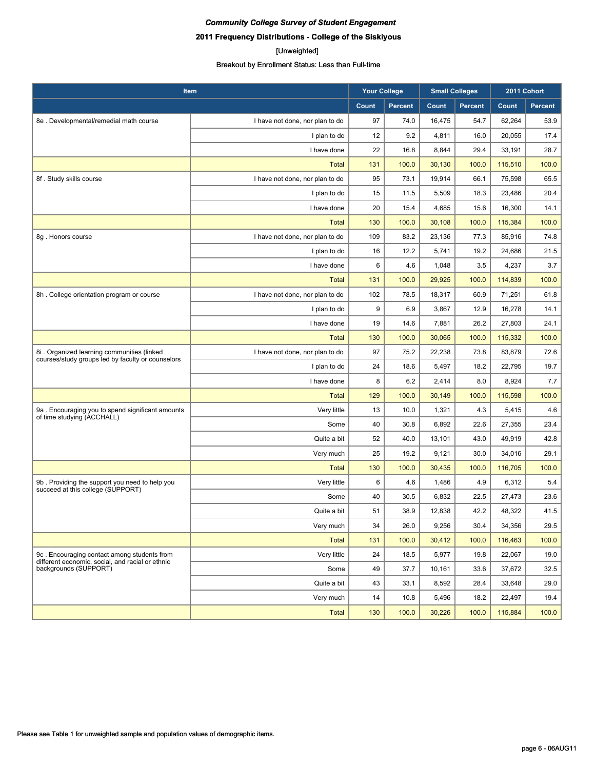***Community College Survey of Student Engagement***

**2011 Frequency Distributions - College of the Siskiyous**

[Unweighted]

Breakout by Enrollment Status: Less than Full-time

| Item | | Your College | | Small Colleges | | 2011 Cohort | |
|---|---|---|---|---|---|---|---|
| | | Count | Percent | Count | Percent | Count | Percent |
| 8e . Developmental/remedial math course | I have not done, nor plan to do | 97 | 74.0 | 16,475 | 54.7 | 62,264 | 53.9 |
| | I plan to do | 12 | 9.2 | 4,811 | 16.0 | 20,055 | 17.4 |
| | I have done | 22 | 16.8 | 8,844 | 29.4 | 33,191 | 28.7 |
| | Total | 131 | 100.0 | 30,130 | 100.0 | 115,510 | 100.0 |
| 8f . Study skills course | I have not done, nor plan to do | 95 | 73.1 | 19,914 | 66.1 | 75,598 | 65.5 |
| | I plan to do | 15 | 11.5 | 5,509 | 18.3 | 23,486 | 20.4 |
| | I have done | 20 | 15.4 | 4,685 | 15.6 | 16,300 | 14.1 |
| | Total | 130 | 100.0 | 30,108 | 100.0 | 115,384 | 100.0 |
| 8g . Honors course | I have not done, nor plan to do | 109 | 83.2 | 23,136 | 77.3 | 85,916 | 74.8 |
| | I plan to do | 16 | 12.2 | 5,741 | 19.2 | 24,686 | 21.5 |
| | I have done | 6 | 4.6 | 1,048 | 3.5 | 4,237 | 3.7 |
| | Total | 131 | 100.0 | 29,925 | 100.0 | 114,839 | 100.0 |
| 8h . College orientation program or course | I have not done, nor plan to do | 102 | 78.5 | 18,317 | 60.9 | 71,251 | 61.8 |
| | I plan to do | 9 | 6.9 | 3,867 | 12.9 | 16,278 | 14.1 |
| | I have done | 19 | 14.6 | 7,881 | 26.2 | 27,803 | 24.1 |
| | Total | 130 | 100.0 | 30,065 | 100.0 | 115,332 | 100.0 |
| 8i . Organized learning communities (linked courses/study groups led by faculty or counselors | I have not done, nor plan to do | 97 | 75.2 | 22,238 | 73.8 | 83,879 | 72.6 |
| | I plan to do | 24 | 18.6 | 5,497 | 18.2 | 22,795 | 19.7 |
| | I have done | 8 | 6.2 | 2,414 | 8.0 | 8,924 | 7.7 |
| | Total | 129 | 100.0 | 30,149 | 100.0 | 115,598 | 100.0 |
| 9a . Encouraging you to spend significant amounts of time studying (ACCHALL) | Very little | 13 | 10.0 | 1,321 | 4.3 | 5,415 | 4.6 |
| | Some | 40 | 30.8 | 6,892 | 22.6 | 27,355 | 23.4 |
| | Quite a bit | 52 | 40.0 | 13,101 | 43.0 | 49,919 | 42.8 |
| | Very much | 25 | 19.2 | 9,121 | 30.0 | 34,016 | 29.1 |
| | Total | 130 | 100.0 | 30,435 | 100.0 | 116,705 | 100.0 |
| 9b . Providing the support you need to help you succeed at this college (SUPPORT) | Very little | 6 | 4.6 | 1,486 | 4.9 | 6,312 | 5.4 |
| | Some | 40 | 30.5 | 6,832 | 22.5 | 27,473 | 23.6 |
| | Quite a bit | 51 | 38.9 | 12,838 | 42.2 | 48,322 | 41.5 |
| | Very much | 34 | 26.0 | 9,256 | 30.4 | 34,356 | 29.5 |
| | Total | 131 | 100.0 | 30,412 | 100.0 | 116,463 | 100.0 |
| 9c . Encouraging contact among students from different economic, social, and racial or ethnic backgrounds (SUPPORT) | Very little | 24 | 18.5 | 5,977 | 19.8 | 22,067 | 19.0 |
| | Some | 49 | 37.7 | 10,161 | 33.6 | 37,672 | 32.5 |
| | Quite a bit | 43 | 33.1 | 8,592 | 28.4 | 33,648 | 29.0 |
| | Very much | 14 | 10.8 | 5,496 | 18.2 | 22,497 | 19.4 |
| | Total | 130 | 100.0 | 30,226 | 100.0 | 115,884 | 100.0 |

Please see Table 1 for unweighted sample and population values of demographic items.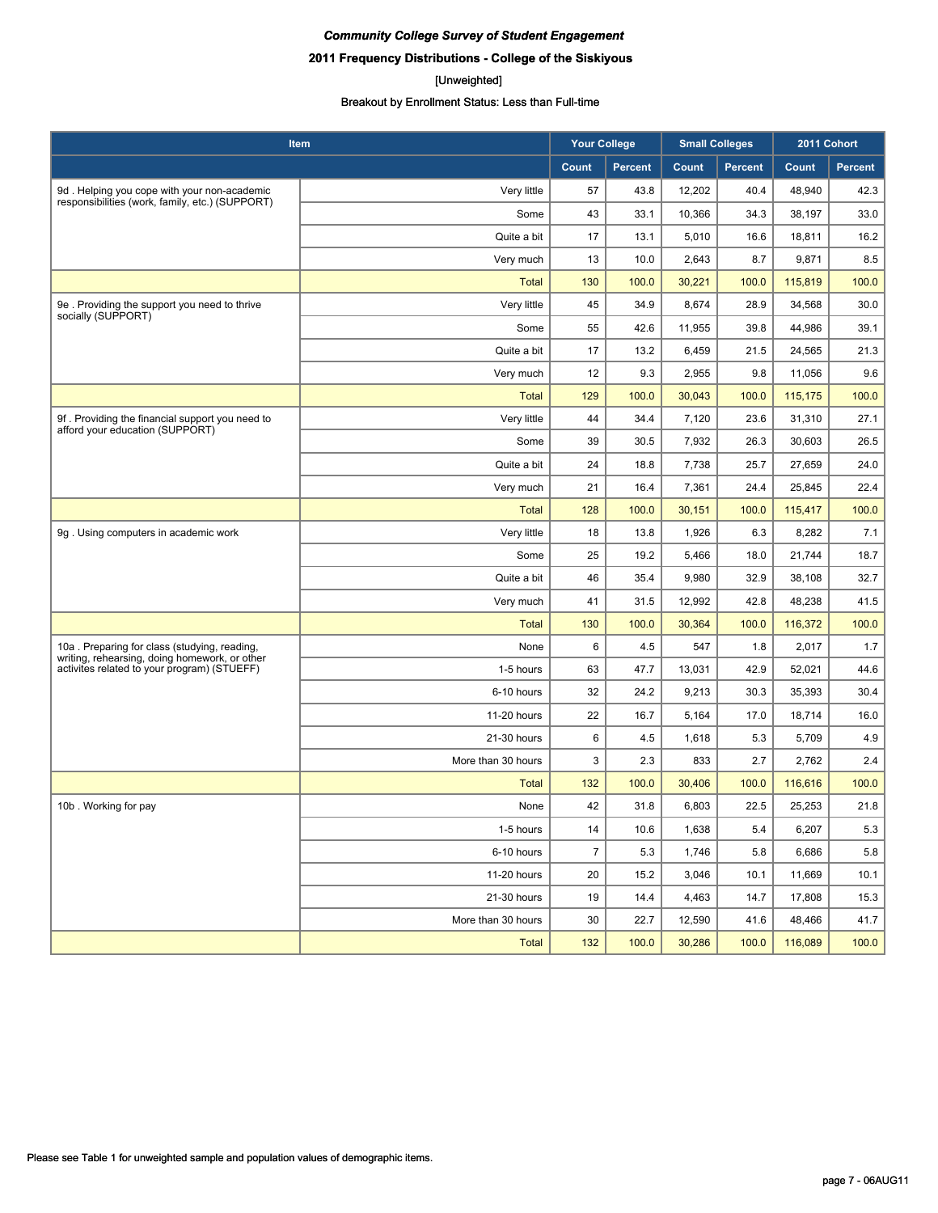***Community College Survey of Student Engagement***

**2011 Frequency Distributions - College of the Siskiyous**

[Unweighted]

Breakout by Enrollment Status: Less than Full-time

| Item | | Your College | | Small Colleges | | 2011 Cohort | |
|---|---|---|---|---|---|---|---|
| | | Count | Percent | Count | Percent | Count | Percent |
| 9d . Helping you cope with your non-academic responsibilities (work, family, etc.) (SUPPORT) | Very little | 57 | 43.8 | 12,202 | 40.4 | 48,940 | 42.3 |
| | Some | 43 | 33.1 | 10,366 | 34.3 | 38,197 | 33.0 |
| | Quite a bit | 17 | 13.1 | 5,010 | 16.6 | 18,811 | 16.2 |
| | Very much | 13 | 10.0 | 2,643 | 8.7 | 9,871 | 8.5 |
| | Total | 130 | 100.0 | 30,221 | 100.0 | 115,819 | 100.0 |
| 9e . Providing the support you need to thrive socially (SUPPORT) | Very little | 45 | 34.9 | 8,674 | 28.9 | 34,568 | 30.0 |
| | Some | 55 | 42.6 | 11,955 | 39.8 | 44,986 | 39.1 |
| | Quite a bit | 17 | 13.2 | 6,459 | 21.5 | 24,565 | 21.3 |
| | Very much | 12 | 9.3 | 2,955 | 9.8 | 11,056 | 9.6 |
| | Total | 129 | 100.0 | 30,043 | 100.0 | 115,175 | 100.0 |
| 9f . Providing the financial support you need to afford your education (SUPPORT) | Very little | 44 | 34.4 | 7,120 | 23.6 | 31,310 | 27.1 |
| | Some | 39 | 30.5 | 7,932 | 26.3 | 30,603 | 26.5 |
| | Quite a bit | 24 | 18.8 | 7,738 | 25.7 | 27,659 | 24.0 |
| | Very much | 21 | 16.4 | 7,361 | 24.4 | 25,845 | 22.4 |
| | Total | 128 | 100.0 | 30,151 | 100.0 | 115,417 | 100.0 |
| 9g . Using computers in academic work | Very little | 18 | 13.8 | 1,926 | 6.3 | 8,282 | 7.1 |
| | Some | 25 | 19.2 | 5,466 | 18.0 | 21,744 | 18.7 |
| | Quite a bit | 46 | 35.4 | 9,980 | 32.9 | 38,108 | 32.7 |
| | Very much | 41 | 31.5 | 12,992 | 42.8 | 48,238 | 41.5 |
| | Total | 130 | 100.0 | 30,364 | 100.0 | 116,372 | 100.0 |
| 10a . Preparing for class (studying, reading, writing, rehearsing, doing homework, or other activites related to your program) (STUEFF) | None | 6 | 4.5 | 547 | 1.8 | 2,017 | 1.7 |
| | 1-5 hours | 63 | 47.7 | 13,031 | 42.9 | 52,021 | 44.6 |
| | 6-10 hours | 32 | 24.2 | 9,213 | 30.3 | 35,393 | 30.4 |
| | 11-20 hours | 22 | 16.7 | 5,164 | 17.0 | 18,714 | 16.0 |
| | 21-30 hours | 6 | 4.5 | 1,618 | 5.3 | 5,709 | 4.9 |
| | More than 30 hours | 3 | 2.3 | 833 | 2.7 | 2,762 | 2.4 |
| | Total | 132 | 100.0 | 30,406 | 100.0 | 116,616 | 100.0 |
| 10b . Working for pay | None | 42 | 31.8 | 6,803 | 22.5 | 25,253 | 21.8 |
| | 1-5 hours | 14 | 10.6 | 1,638 | 5.4 | 6,207 | 5.3 |
| | 6-10 hours | 7 | 5.3 | 1,746 | 5.8 | 6,686 | 5.8 |
| | 11-20 hours | 20 | 15.2 | 3,046 | 10.1 | 11,669 | 10.1 |
| | 21-30 hours | 19 | 14.4 | 4,463 | 14.7 | 17,808 | 15.3 |
| | More than 30 hours | 30 | 22.7 | 12,590 | 41.6 | 48,466 | 41.7 |
| | Total | 132 | 100.0 | 30,286 | 100.0 | 116,089 | 100.0 |

Please see Table 1 for unweighted sample and population values of demographic items.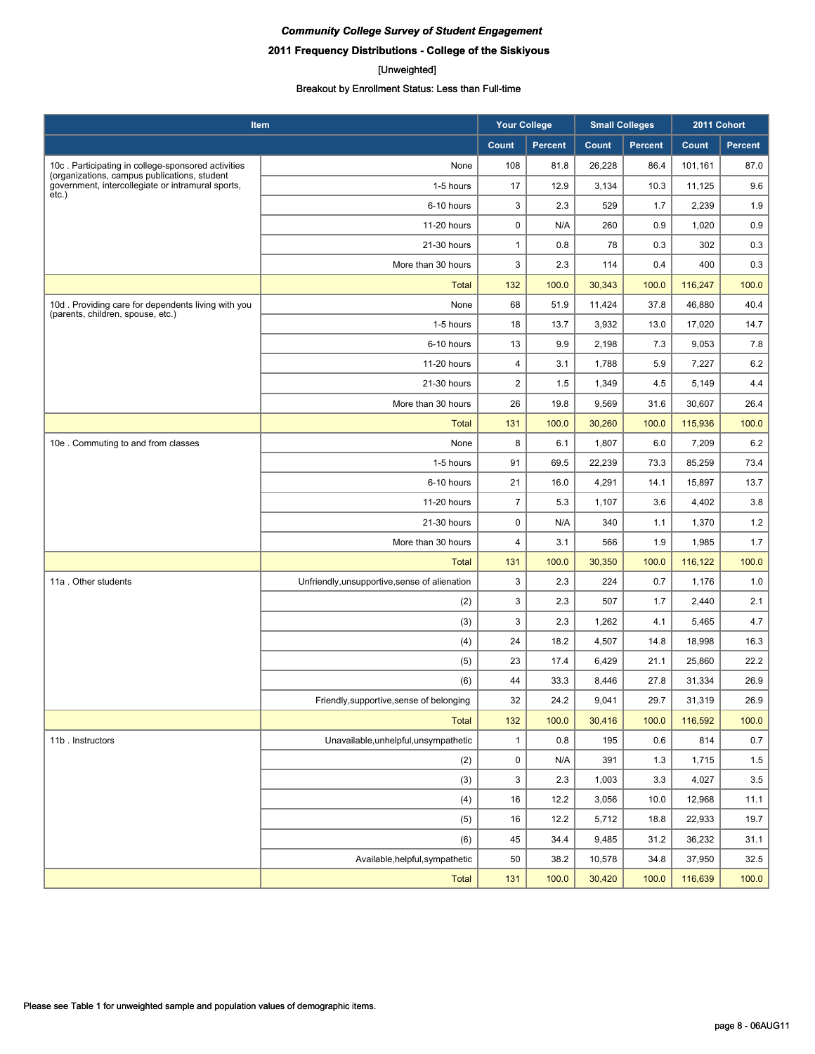*Community College Survey of Student Engagement*

**2011 Frequency Distributions - College of the Siskiyous**

[Unweighted]

Breakout by Enrollment Status: Less than Full-time

| Item | | Your College | | Small Colleges | | 2011 Cohort | |
|---|---|---|---|---|---|---|---|
| | | Count | Percent | Count | Percent | Count | Percent |
| 10c . Participating in college-sponsored activities (organizations, campus publications, student government, intercollegiate or intramural sports, etc.) | None | 108 | 81.8 | 26,228 | 86.4 | 101,161 | 87.0 |
| | 1-5 hours | 17 | 12.9 | 3,134 | 10.3 | 11,125 | 9.6 |
| | 6-10 hours | 3 | 2.3 | 529 | 1.7 | 2,239 | 1.9 |
| | 11-20 hours | 0 | N/A | 260 | 0.9 | 1,020 | 0.9 |
| | 21-30 hours | 1 | 0.8 | 78 | 0.3 | 302 | 0.3 |
| | More than 30 hours | 3 | 2.3 | 114 | 0.4 | 400 | 0.3 |
| | Total | 132 | 100.0 | 30,343 | 100.0 | 116,247 | 100.0 |
| 10d . Providing care for dependents living with you (parents, children, spouse, etc.) | None | 68 | 51.9 | 11,424 | 37.8 | 46,880 | 40.4 |
| | 1-5 hours | 18 | 13.7 | 3,932 | 13.0 | 17,020 | 14.7 |
| | 6-10 hours | 13 | 9.9 | 2,198 | 7.3 | 9,053 | 7.8 |
| | 11-20 hours | 4 | 3.1 | 1,788 | 5.9 | 7,227 | 6.2 |
| | 21-30 hours | 2 | 1.5 | 1,349 | 4.5 | 5,149 | 4.4 |
| | More than 30 hours | 26 | 19.8 | 9,569 | 31.6 | 30,607 | 26.4 |
| | Total | 131 | 100.0 | 30,260 | 100.0 | 115,936 | 100.0 |
| 10e . Commuting to and from classes | None | 8 | 6.1 | 1,807 | 6.0 | 7,209 | 6.2 |
| | 1-5 hours | 91 | 69.5 | 22,239 | 73.3 | 85,259 | 73.4 |
| | 6-10 hours | 21 | 16.0 | 4,291 | 14.1 | 15,897 | 13.7 |
| | 11-20 hours | 7 | 5.3 | 1,107 | 3.6 | 4,402 | 3.8 |
| | 21-30 hours | 0 | N/A | 340 | 1.1 | 1,370 | 1.2 |
| | More than 30 hours | 4 | 3.1 | 566 | 1.9 | 1,985 | 1.7 |
| | Total | 131 | 100.0 | 30,350 | 100.0 | 116,122 | 100.0 |
| 11a . Other students | Unfriendly,unsupportive,sense of alienation | 3 | 2.3 | 224 | 0.7 | 1,176 | 1.0 |
| | (2) | 3 | 2.3 | 507 | 1.7 | 2,440 | 2.1 |
| | (3) | 3 | 2.3 | 1,262 | 4.1 | 5,465 | 4.7 |
| | (4) | 24 | 18.2 | 4,507 | 14.8 | 18,998 | 16.3 |
| | (5) | 23 | 17.4 | 6,429 | 21.1 | 25,860 | 22.2 |
| | (6) | 44 | 33.3 | 8,446 | 27.8 | 31,334 | 26.9 |
| | Friendly,supportive,sense of belonging | 32 | 24.2 | 9,041 | 29.7 | 31,319 | 26.9 |
| | Total | 132 | 100.0 | 30,416 | 100.0 | 116,592 | 100.0 |
| 11b . Instructors | Unavailable,unhelpful,unsympathetic | 1 | 0.8 | 195 | 0.6 | 814 | 0.7 |
| | (2) | 0 | N/A | 391 | 1.3 | 1,715 | 1.5 |
| | (3) | 3 | 2.3 | 1,003 | 3.3 | 4,027 | 3.5 |
| | (4) | 16 | 12.2 | 3,056 | 10.0 | 12,968 | 11.1 |
| | (5) | 16 | 12.2 | 5,712 | 18.8 | 22,933 | 19.7 |
| | (6) | 45 | 34.4 | 9,485 | 31.2 | 36,232 | 31.1 |
| | Available,helpful,sympathetic | 50 | 38.2 | 10,578 | 34.8 | 37,950 | 32.5 |
| | Total | 131 | 100.0 | 30,420 | 100.0 | 116,639 | 100.0 |

Please see Table 1 for unweighted sample and population values of demographic items.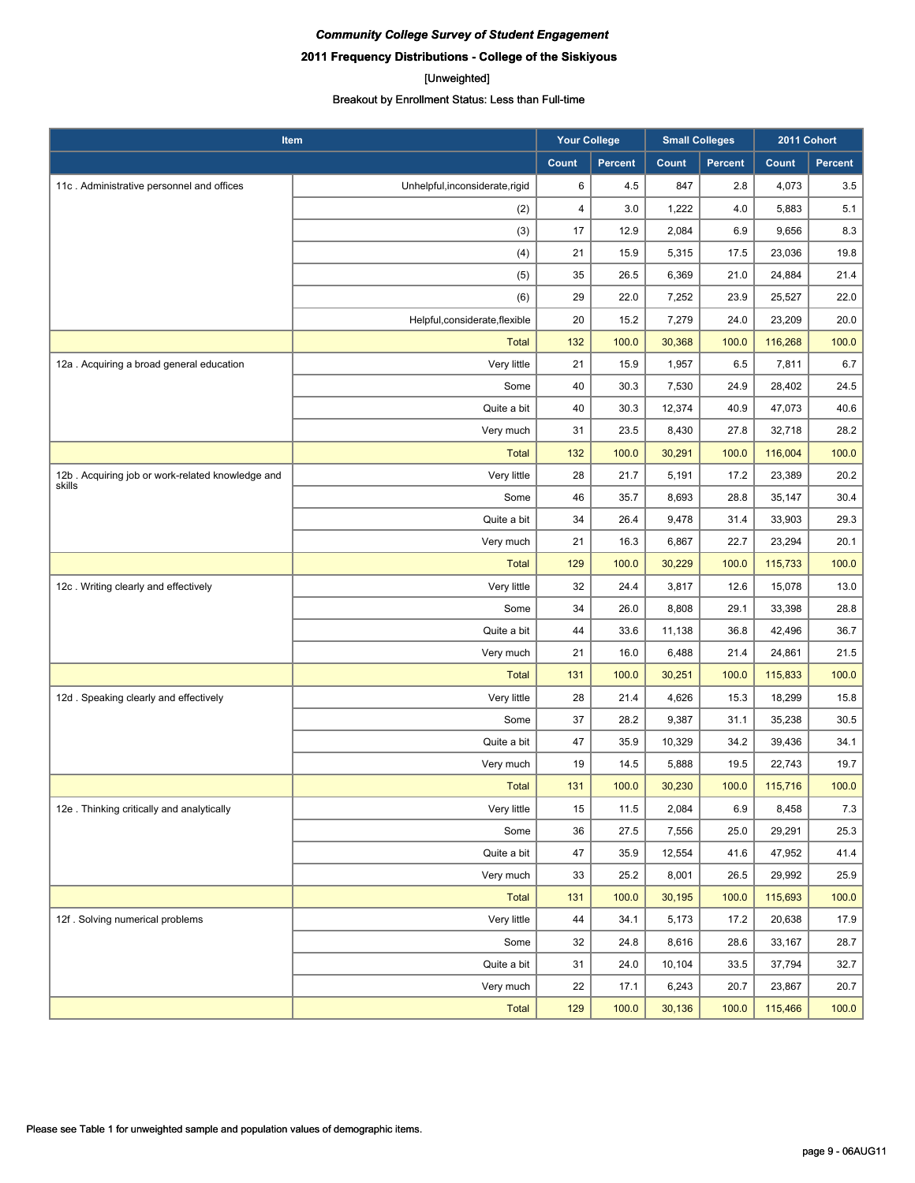***Community College Survey of Student Engagement***

**2011 Frequency Distributions - College of the Siskiyous**

[Unweighted]

Breakout by Enrollment Status: Less than Full-time

| Item | | Your College | | Small Colleges | | 2011 Cohort | |
|---|---|---|---|---|---|---|---|
| | | Count | Percent | Count | Percent | Count | Percent |
| 11c . Administrative personnel and offices | Unhelpful,inconsiderate,rigid | 6 | 4.5 | 847 | 2.8 | 4,073 | 3.5 |
| | (2) | 4 | 3.0 | 1,222 | 4.0 | 5,883 | 5.1 |
| | (3) | 17 | 12.9 | 2,084 | 6.9 | 9,656 | 8.3 |
| | (4) | 21 | 15.9 | 5,315 | 17.5 | 23,036 | 19.8 |
| | (5) | 35 | 26.5 | 6,369 | 21.0 | 24,884 | 21.4 |
| | (6) | 29 | 22.0 | 7,252 | 23.9 | 25,527 | 22.0 |
| | Helpful,considerate,flexible | 20 | 15.2 | 7,279 | 24.0 | 23,209 | 20.0 |
| | Total | 132 | 100.0 | 30,368 | 100.0 | 116,268 | 100.0 |
| 12a . Acquiring a broad general education | Very little | 21 | 15.9 | 1,957 | 6.5 | 7,811 | 6.7 |
| | Some | 40 | 30.3 | 7,530 | 24.9 | 28,402 | 24.5 |
| | Quite a bit | 40 | 30.3 | 12,374 | 40.9 | 47,073 | 40.6 |
| | Very much | 31 | 23.5 | 8,430 | 27.8 | 32,718 | 28.2 |
| | Total | 132 | 100.0 | 30,291 | 100.0 | 116,004 | 100.0 |
| 12b . Acquiring job or work-related knowledge and skills | Very little | 28 | 21.7 | 5,191 | 17.2 | 23,389 | 20.2 |
| | Some | 46 | 35.7 | 8,693 | 28.8 | 35,147 | 30.4 |
| | Quite a bit | 34 | 26.4 | 9,478 | 31.4 | 33,903 | 29.3 |
| | Very much | 21 | 16.3 | 6,867 | 22.7 | 23,294 | 20.1 |
| | Total | 129 | 100.0 | 30,229 | 100.0 | 115,733 | 100.0 |
| 12c . Writing clearly and effectively | Very little | 32 | 24.4 | 3,817 | 12.6 | 15,078 | 13.0 |
| | Some | 34 | 26.0 | 8,808 | 29.1 | 33,398 | 28.8 |
| | Quite a bit | 44 | 33.6 | 11,138 | 36.8 | 42,496 | 36.7 |
| | Very much | 21 | 16.0 | 6,488 | 21.4 | 24,861 | 21.5 |
| | Total | 131 | 100.0 | 30,251 | 100.0 | 115,833 | 100.0 |
| 12d . Speaking clearly and effectively | Very little | 28 | 21.4 | 4,626 | 15.3 | 18,299 | 15.8 |
| | Some | 37 | 28.2 | 9,387 | 31.1 | 35,238 | 30.5 |
| | Quite a bit | 47 | 35.9 | 10,329 | 34.2 | 39,436 | 34.1 |
| | Very much | 19 | 14.5 | 5,888 | 19.5 | 22,743 | 19.7 |
| | Total | 131 | 100.0 | 30,230 | 100.0 | 115,716 | 100.0 |
| 12e . Thinking critically and analytically | Very little | 15 | 11.5 | 2,084 | 6.9 | 8,458 | 7.3 |
| | Some | 36 | 27.5 | 7,556 | 25.0 | 29,291 | 25.3 |
| | Quite a bit | 47 | 35.9 | 12,554 | 41.6 | 47,952 | 41.4 |
| | Very much | 33 | 25.2 | 8,001 | 26.5 | 29,992 | 25.9 |
| | Total | 131 | 100.0 | 30,195 | 100.0 | 115,693 | 100.0 |
| 12f . Solving numerical problems | Very little | 44 | 34.1 | 5,173 | 17.2 | 20,638 | 17.9 |
| | Some | 32 | 24.8 | 8,616 | 28.6 | 33,167 | 28.7 |
| | Quite a bit | 31 | 24.0 | 10,104 | 33.5 | 37,794 | 32.7 |
| | Very much | 22 | 17.1 | 6,243 | 20.7 | 23,867 | 20.7 |
| | Total | 129 | 100.0 | 30,136 | 100.0 | 115,466 | 100.0 |

Please see Table 1 for unweighted sample and population values of demographic items.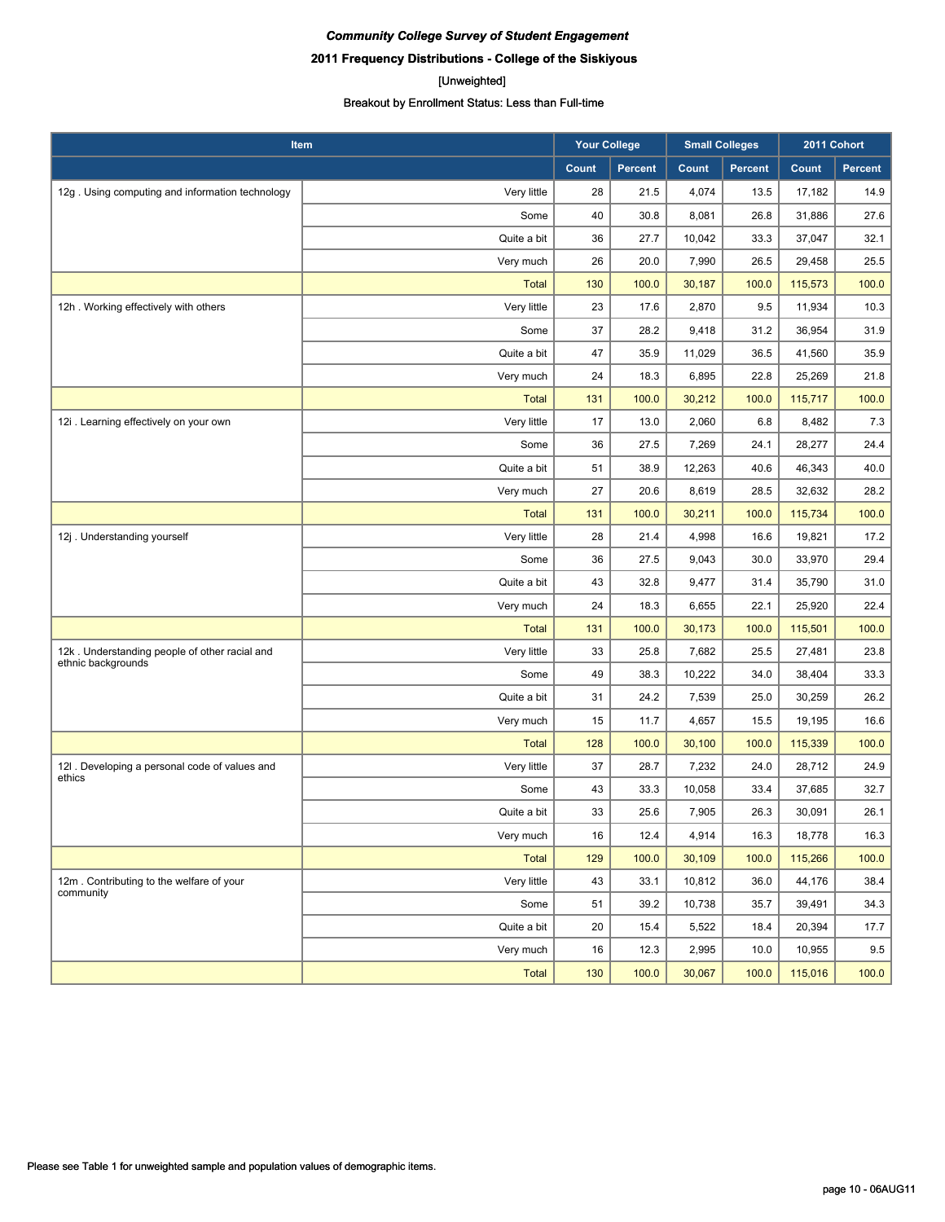*Community College Survey of Student Engagement*

**2011 Frequency Distributions - College of the Siskiyous**

[Unweighted]

Breakout by Enrollment Status: Less than Full-time

| Item | | Your College | | Small Colleges | | 2011 Cohort | |
|---|---|---|---|---|---|---|---|
| | | Count | Percent | Count | Percent | Count | Percent |
| 12g . Using computing and information technology | Very little | 28 | 21.5 | 4,074 | 13.5 | 17,182 | 14.9 |
| | Some | 40 | 30.8 | 8,081 | 26.8 | 31,886 | 27.6 |
| | Quite a bit | 36 | 27.7 | 10,042 | 33.3 | 37,047 | 32.1 |
| | Very much | 26 | 20.0 | 7,990 | 26.5 | 29,458 | 25.5 |
| | Total | 130 | 100.0 | 30,187 | 100.0 | 115,573 | 100.0 |
| 12h . Working effectively with others | Very little | 23 | 17.6 | 2,870 | 9.5 | 11,934 | 10.3 |
| | Some | 37 | 28.2 | 9,418 | 31.2 | 36,954 | 31.9 |
| | Quite a bit | 47 | 35.9 | 11,029 | 36.5 | 41,560 | 35.9 |
| | Very much | 24 | 18.3 | 6,895 | 22.8 | 25,269 | 21.8 |
| | Total | 131 | 100.0 | 30,212 | 100.0 | 115,717 | 100.0 |
| 12i . Learning effectively on your own | Very little | 17 | 13.0 | 2,060 | 6.8 | 8,482 | 7.3 |
| | Some | 36 | 27.5 | 7,269 | 24.1 | 28,277 | 24.4 |
| | Quite a bit | 51 | 38.9 | 12,263 | 40.6 | 46,343 | 40.0 |
| | Very much | 27 | 20.6 | 8,619 | 28.5 | 32,632 | 28.2 |
| | Total | 131 | 100.0 | 30,211 | 100.0 | 115,734 | 100.0 |
| 12j . Understanding yourself | Very little | 28 | 21.4 | 4,998 | 16.6 | 19,821 | 17.2 |
| | Some | 36 | 27.5 | 9,043 | 30.0 | 33,970 | 29.4 |
| | Quite a bit | 43 | 32.8 | 9,477 | 31.4 | 35,790 | 31.0 |
| | Very much | 24 | 18.3 | 6,655 | 22.1 | 25,920 | 22.4 |
| | Total | 131 | 100.0 | 30,173 | 100.0 | 115,501 | 100.0 |
| 12k . Understanding people of other racial and ethnic backgrounds | Very little | 33 | 25.8 | 7,682 | 25.5 | 27,481 | 23.8 |
| | Some | 49 | 38.3 | 10,222 | 34.0 | 38,404 | 33.3 |
| | Quite a bit | 31 | 24.2 | 7,539 | 25.0 | 30,259 | 26.2 |
| | Very much | 15 | 11.7 | 4,657 | 15.5 | 19,195 | 16.6 |
| | Total | 128 | 100.0 | 30,100 | 100.0 | 115,339 | 100.0 |
| 12l . Developing a personal code of values and ethics | Very little | 37 | 28.7 | 7,232 | 24.0 | 28,712 | 24.9 |
| | Some | 43 | 33.3 | 10,058 | 33.4 | 37,685 | 32.7 |
| | Quite a bit | 33 | 25.6 | 7,905 | 26.3 | 30,091 | 26.1 |
| | Very much | 16 | 12.4 | 4,914 | 16.3 | 18,778 | 16.3 |
| | Total | 129 | 100.0 | 30,109 | 100.0 | 115,266 | 100.0 |
| 12m . Contributing to the welfare of your community | Very little | 43 | 33.1 | 10,812 | 36.0 | 44,176 | 38.4 |
| | Some | 51 | 39.2 | 10,738 | 35.7 | 39,491 | 34.3 |
| | Quite a bit | 20 | 15.4 | 5,522 | 18.4 | 20,394 | 17.7 |
| | Very much | 16 | 12.3 | 2,995 | 10.0 | 10,955 | 9.5 |
| | Total | 130 | 100.0 | 30,067 | 100.0 | 115,016 | 100.0 |

Please see Table 1 for unweighted sample and population values of demographic items.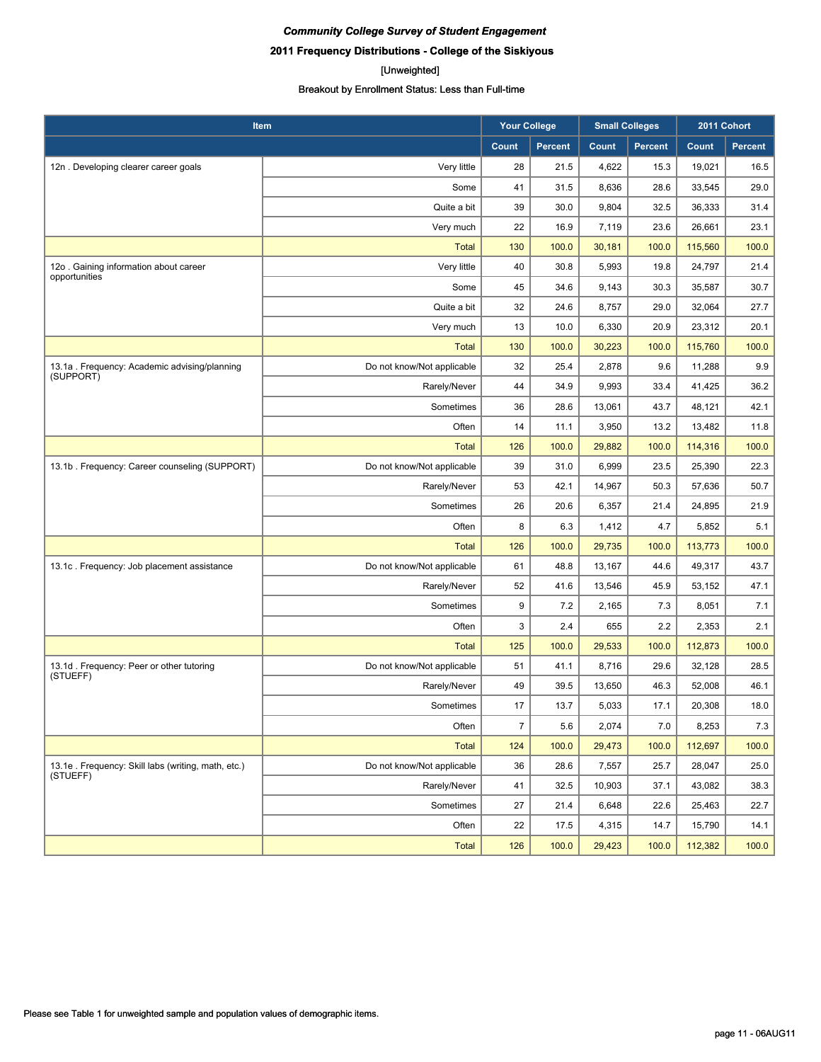*Community College Survey of Student Engagement*

**2011 Frequency Distributions - College of the Siskiyous**

[Unweighted]

Breakout by Enrollment Status: Less than Full-time

| Item | | Your College | | Small Colleges | | 2011 Cohort | |
|---|---|---|---|---|---|---|---|
| | | Count | Percent | Count | Percent | Count | Percent |
| 12n . Developing clearer career goals | Very little | 28 | 21.5 | 4,622 | 15.3 | 19,021 | 16.5 |
| | Some | 41 | 31.5 | 8,636 | 28.6 | 33,545 | 29.0 |
| | Quite a bit | 39 | 30.0 | 9,804 | 32.5 | 36,333 | 31.4 |
| | Very much | 22 | 16.9 | 7,119 | 23.6 | 26,661 | 23.1 |
| | Total | 130 | 100.0 | 30,181 | 100.0 | 115,560 | 100.0 |
| 12o . Gaining information about career opportunities | Very little | 40 | 30.8 | 5,993 | 19.8 | 24,797 | 21.4 |
| | Some | 45 | 34.6 | 9,143 | 30.3 | 35,587 | 30.7 |
| | Quite a bit | 32 | 24.6 | 8,757 | 29.0 | 32,064 | 27.7 |
| | Very much | 13 | 10.0 | 6,330 | 20.9 | 23,312 | 20.1 |
| | Total | 130 | 100.0 | 30,223 | 100.0 | 115,760 | 100.0 |
| 13.1a . Frequency: Academic advising/planning (SUPPORT) | Do not know/Not applicable | 32 | 25.4 | 2,878 | 9.6 | 11,288 | 9.9 |
| | Rarely/Never | 44 | 34.9 | 9,993 | 33.4 | 41,425 | 36.2 |
| | Sometimes | 36 | 28.6 | 13,061 | 43.7 | 48,121 | 42.1 |
| | Often | 14 | 11.1 | 3,950 | 13.2 | 13,482 | 11.8 |
| | Total | 126 | 100.0 | 29,882 | 100.0 | 114,316 | 100.0 |
| 13.1b . Frequency: Career counseling (SUPPORT) | Do not know/Not applicable | 39 | 31.0 | 6,999 | 23.5 | 25,390 | 22.3 |
| | Rarely/Never | 53 | 42.1 | 14,967 | 50.3 | 57,636 | 50.7 |
| | Sometimes | 26 | 20.6 | 6,357 | 21.4 | 24,895 | 21.9 |
| | Often | 8 | 6.3 | 1,412 | 4.7 | 5,852 | 5.1 |
| | Total | 126 | 100.0 | 29,735 | 100.0 | 113,773 | 100.0 |
| 13.1c . Frequency: Job placement assistance | Do not know/Not applicable | 61 | 48.8 | 13,167 | 44.6 | 49,317 | 43.7 |
| | Rarely/Never | 52 | 41.6 | 13,546 | 45.9 | 53,152 | 47.1 |
| | Sometimes | 9 | 7.2 | 2,165 | 7.3 | 8,051 | 7.1 |
| | Often | 3 | 2.4 | 655 | 2.2 | 2,353 | 2.1 |
| | Total | 125 | 100.0 | 29,533 | 100.0 | 112,873 | 100.0 |
| 13.1d . Frequency: Peer or other tutoring (STUEFF) | Do not know/Not applicable | 51 | 41.1 | 8,716 | 29.6 | 32,128 | 28.5 |
| | Rarely/Never | 49 | 39.5 | 13,650 | 46.3 | 52,008 | 46.1 |
| | Sometimes | 17 | 13.7 | 5,033 | 17.1 | 20,308 | 18.0 |
| | Often | 7 | 5.6 | 2,074 | 7.0 | 8,253 | 7.3 |
| | Total | 124 | 100.0 | 29,473 | 100.0 | 112,697 | 100.0 |
| 13.1e . Frequency: Skill labs (writing, math, etc.) (STUEFF) | Do not know/Not applicable | 36 | 28.6 | 7,557 | 25.7 | 28,047 | 25.0 |
| | Rarely/Never | 41 | 32.5 | 10,903 | 37.1 | 43,082 | 38.3 |
| | Sometimes | 27 | 21.4 | 6,648 | 22.6 | 25,463 | 22.7 |
| | Often | 22 | 17.5 | 4,315 | 14.7 | 15,790 | 14.1 |
| | Total | 126 | 100.0 | 29,423 | 100.0 | 112,382 | 100.0 |

Please see Table 1 for unweighted sample and population values of demographic items.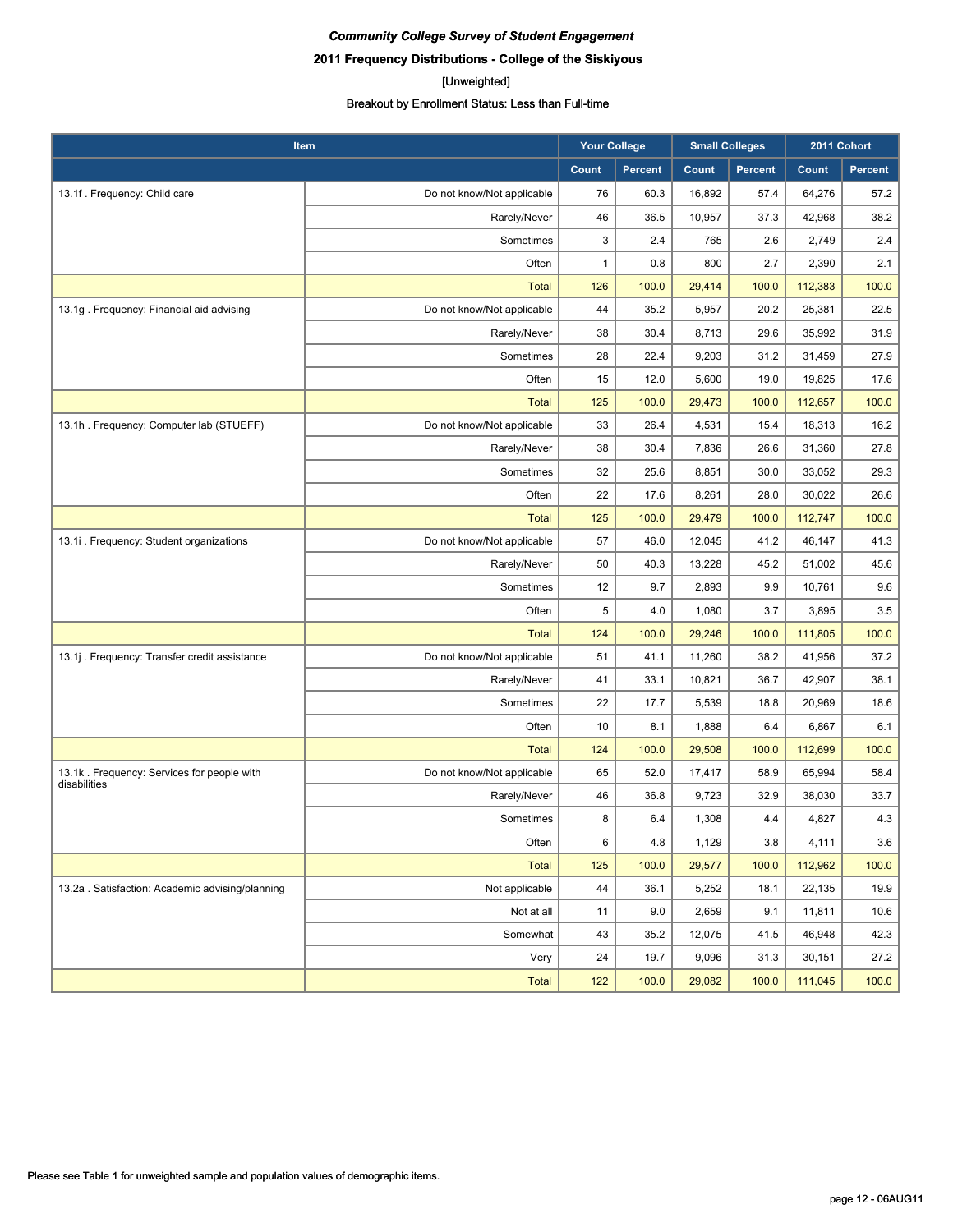***Community College Survey of Student Engagement***

**2011 Frequency Distributions - College of the Siskiyous**

[Unweighted]

Breakout by Enrollment Status: Less than Full-time

| Item | | Your College | | Small Colleges | | 2011 Cohort | |
|---|---|---|---|---|---|---|---|
| | | Count | Percent | Count | Percent | Count | Percent |
| 13.1f . Frequency: Child care | Do not know/Not applicable | 76 | 60.3 | 16,892 | 57.4 | 64,276 | 57.2 |
| | Rarely/Never | 46 | 36.5 | 10,957 | 37.3 | 42,968 | 38.2 |
| | Sometimes | 3 | 2.4 | 765 | 2.6 | 2,749 | 2.4 |
| | Often | 1 | 0.8 | 800 | 2.7 | 2,390 | 2.1 |
| | Total | 126 | 100.0 | 29,414 | 100.0 | 112,383 | 100.0 |
| 13.1g . Frequency: Financial aid advising | Do not know/Not applicable | 44 | 35.2 | 5,957 | 20.2 | 25,381 | 22.5 |
| | Rarely/Never | 38 | 30.4 | 8,713 | 29.6 | 35,992 | 31.9 |
| | Sometimes | 28 | 22.4 | 9,203 | 31.2 | 31,459 | 27.9 |
| | Often | 15 | 12.0 | 5,600 | 19.0 | 19,825 | 17.6 |
| | Total | 125 | 100.0 | 29,473 | 100.0 | 112,657 | 100.0 |
| 13.1h . Frequency: Computer lab (STUEFF) | Do not know/Not applicable | 33 | 26.4 | 4,531 | 15.4 | 18,313 | 16.2 |
| | Rarely/Never | 38 | 30.4 | 7,836 | 26.6 | 31,360 | 27.8 |
| | Sometimes | 32 | 25.6 | 8,851 | 30.0 | 33,052 | 29.3 |
| | Often | 22 | 17.6 | 8,261 | 28.0 | 30,022 | 26.6 |
| | Total | 125 | 100.0 | 29,479 | 100.0 | 112,747 | 100.0 |
| 13.1i . Frequency: Student organizations | Do not know/Not applicable | 57 | 46.0 | 12,045 | 41.2 | 46,147 | 41.3 |
| | Rarely/Never | 50 | 40.3 | 13,228 | 45.2 | 51,002 | 45.6 |
| | Sometimes | 12 | 9.7 | 2,893 | 9.9 | 10,761 | 9.6 |
| | Often | 5 | 4.0 | 1,080 | 3.7 | 3,895 | 3.5 |
| | Total | 124 | 100.0 | 29,246 | 100.0 | 111,805 | 100.0 |
| 13.1j . Frequency: Transfer credit assistance | Do not know/Not applicable | 51 | 41.1 | 11,260 | 38.2 | 41,956 | 37.2 |
| | Rarely/Never | 41 | 33.1 | 10,821 | 36.7 | 42,907 | 38.1 |
| | Sometimes | 22 | 17.7 | 5,539 | 18.8 | 20,969 | 18.6 |
| | Often | 10 | 8.1 | 1,888 | 6.4 | 6,867 | 6.1 |
| | Total | 124 | 100.0 | 29,508 | 100.0 | 112,699 | 100.0 |
| 13.1k . Frequency: Services for people with disabilities | Do not know/Not applicable | 65 | 52.0 | 17,417 | 58.9 | 65,994 | 58.4 |
| | Rarely/Never | 46 | 36.8 | 9,723 | 32.9 | 38,030 | 33.7 |
| | Sometimes | 8 | 6.4 | 1,308 | 4.4 | 4,827 | 4.3 |
| | Often | 6 | 4.8 | 1,129 | 3.8 | 4,111 | 3.6 |
| | Total | 125 | 100.0 | 29,577 | 100.0 | 112,962 | 100.0 |
| 13.2a . Satisfaction: Academic advising/planning | Not applicable | 44 | 36.1 | 5,252 | 18.1 | 22,135 | 19.9 |
| | Not at all | 11 | 9.0 | 2,659 | 9.1 | 11,811 | 10.6 |
| | Somewhat | 43 | 35.2 | 12,075 | 41.5 | 46,948 | 42.3 |
| | Very | 24 | 19.7 | 9,096 | 31.3 | 30,151 | 27.2 |
| | Total | 122 | 100.0 | 29,082 | 100.0 | 111,045 | 100.0 |

Please see Table 1 for unweighted sample and population values of demographic items.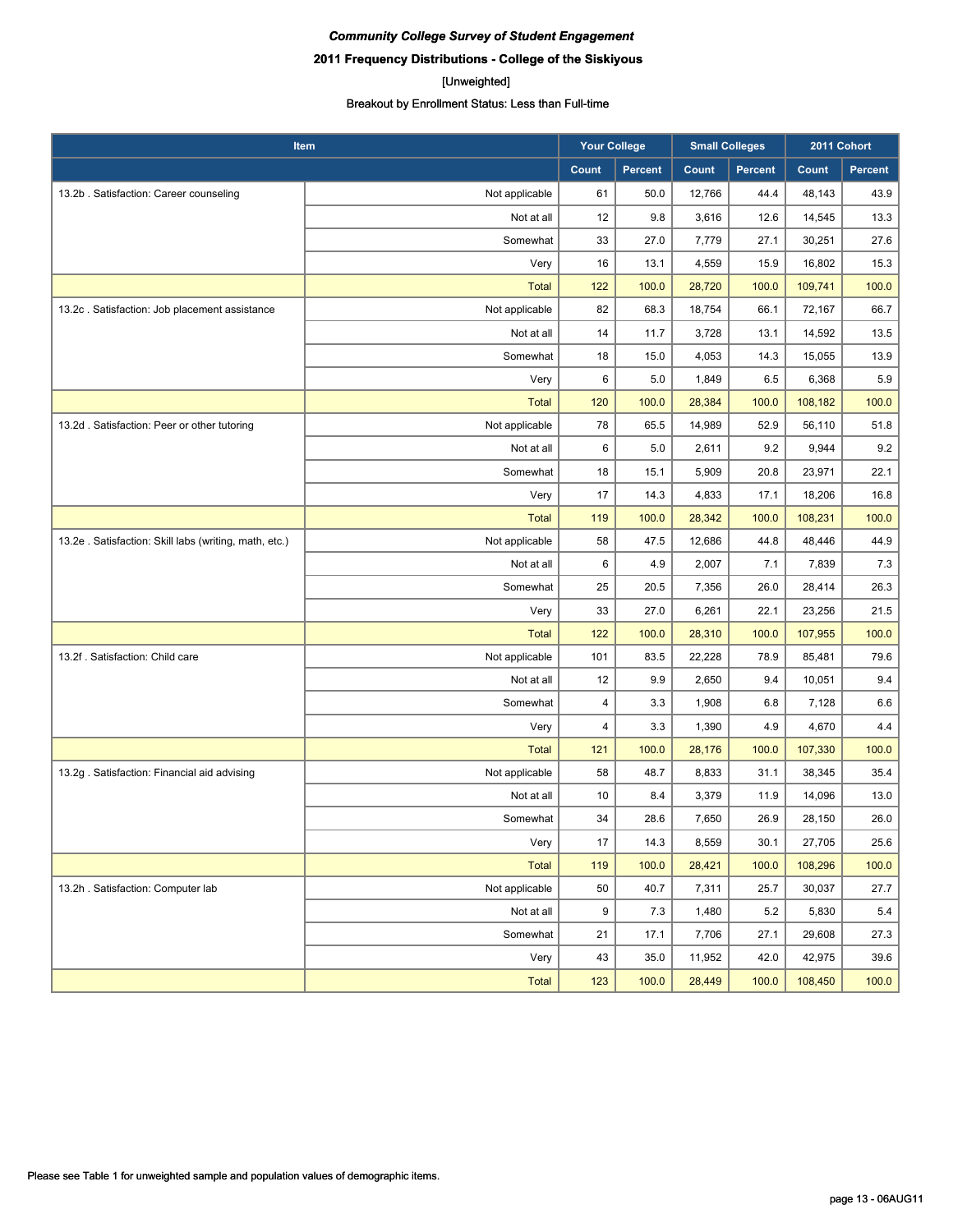*Community College Survey of Student Engagement*

**2011 Frequency Distributions - College of the Siskiyous**

[Unweighted]

Breakout by Enrollment Status: Less than Full-time

| Item | | Your College | | Small Colleges | | 2011 Cohort | |
|---|---|---|---|---|---|---|---|
| | | Count | Percent | Count | Percent | Count | Percent |
| 13.2b . Satisfaction: Career counseling | Not applicable | 61 | 50.0 | 12,766 | 44.4 | 48,143 | 43.9 |
| | Not at all | 12 | 9.8 | 3,616 | 12.6 | 14,545 | 13.3 |
| | Somewhat | 33 | 27.0 | 7,779 | 27.1 | 30,251 | 27.6 |
| | Very | 16 | 13.1 | 4,559 | 15.9 | 16,802 | 15.3 |
| | Total | 122 | 100.0 | 28,720 | 100.0 | 109,741 | 100.0 |
| 13.2c . Satisfaction: Job placement assistance | Not applicable | 82 | 68.3 | 18,754 | 66.1 | 72,167 | 66.7 |
| | Not at all | 14 | 11.7 | 3,728 | 13.1 | 14,592 | 13.5 |
| | Somewhat | 18 | 15.0 | 4,053 | 14.3 | 15,055 | 13.9 |
| | Very | 6 | 5.0 | 1,849 | 6.5 | 6,368 | 5.9 |
| | Total | 120 | 100.0 | 28,384 | 100.0 | 108,182 | 100.0 |
| 13.2d . Satisfaction: Peer or other tutoring | Not applicable | 78 | 65.5 | 14,989 | 52.9 | 56,110 | 51.8 |
| | Not at all | 6 | 5.0 | 2,611 | 9.2 | 9,944 | 9.2 |
| | Somewhat | 18 | 15.1 | 5,909 | 20.8 | 23,971 | 22.1 |
| | Very | 17 | 14.3 | 4,833 | 17.1 | 18,206 | 16.8 |
| | Total | 119 | 100.0 | 28,342 | 100.0 | 108,231 | 100.0 |
| 13.2e . Satisfaction: Skill labs (writing, math, etc.) | Not applicable | 58 | 47.5 | 12,686 | 44.8 | 48,446 | 44.9 |
| | Not at all | 6 | 4.9 | 2,007 | 7.1 | 7,839 | 7.3 |
| | Somewhat | 25 | 20.5 | 7,356 | 26.0 | 28,414 | 26.3 |
| | Very | 33 | 27.0 | 6,261 | 22.1 | 23,256 | 21.5 |
| | Total | 122 | 100.0 | 28,310 | 100.0 | 107,955 | 100.0 |
| 13.2f . Satisfaction: Child care | Not applicable | 101 | 83.5 | 22,228 | 78.9 | 85,481 | 79.6 |
| | Not at all | 12 | 9.9 | 2,650 | 9.4 | 10,051 | 9.4 |
| | Somewhat | 4 | 3.3 | 1,908 | 6.8 | 7,128 | 6.6 |
| | Very | 4 | 3.3 | 1,390 | 4.9 | 4,670 | 4.4 |
| | Total | 121 | 100.0 | 28,176 | 100.0 | 107,330 | 100.0 |
| 13.2g . Satisfaction: Financial aid advising | Not applicable | 58 | 48.7 | 8,833 | 31.1 | 38,345 | 35.4 |
| | Not at all | 10 | 8.4 | 3,379 | 11.9 | 14,096 | 13.0 |
| | Somewhat | 34 | 28.6 | 7,650 | 26.9 | 28,150 | 26.0 |
| | Very | 17 | 14.3 | 8,559 | 30.1 | 27,705 | 25.6 |
| | Total | 119 | 100.0 | 28,421 | 100.0 | 108,296 | 100.0 |
| 13.2h . Satisfaction: Computer lab | Not applicable | 50 | 40.7 | 7,311 | 25.7 | 30,037 | 27.7 |
| | Not at all | 9 | 7.3 | 1,480 | 5.2 | 5,830 | 5.4 |
| | Somewhat | 21 | 17.1 | 7,706 | 27.1 | 29,608 | 27.3 |
| | Very | 43 | 35.0 | 11,952 | 42.0 | 42,975 | 39.6 |
| | Total | 123 | 100.0 | 28,449 | 100.0 | 108,450 | 100.0 |

Please see Table 1 for unweighted sample and population values of demographic items.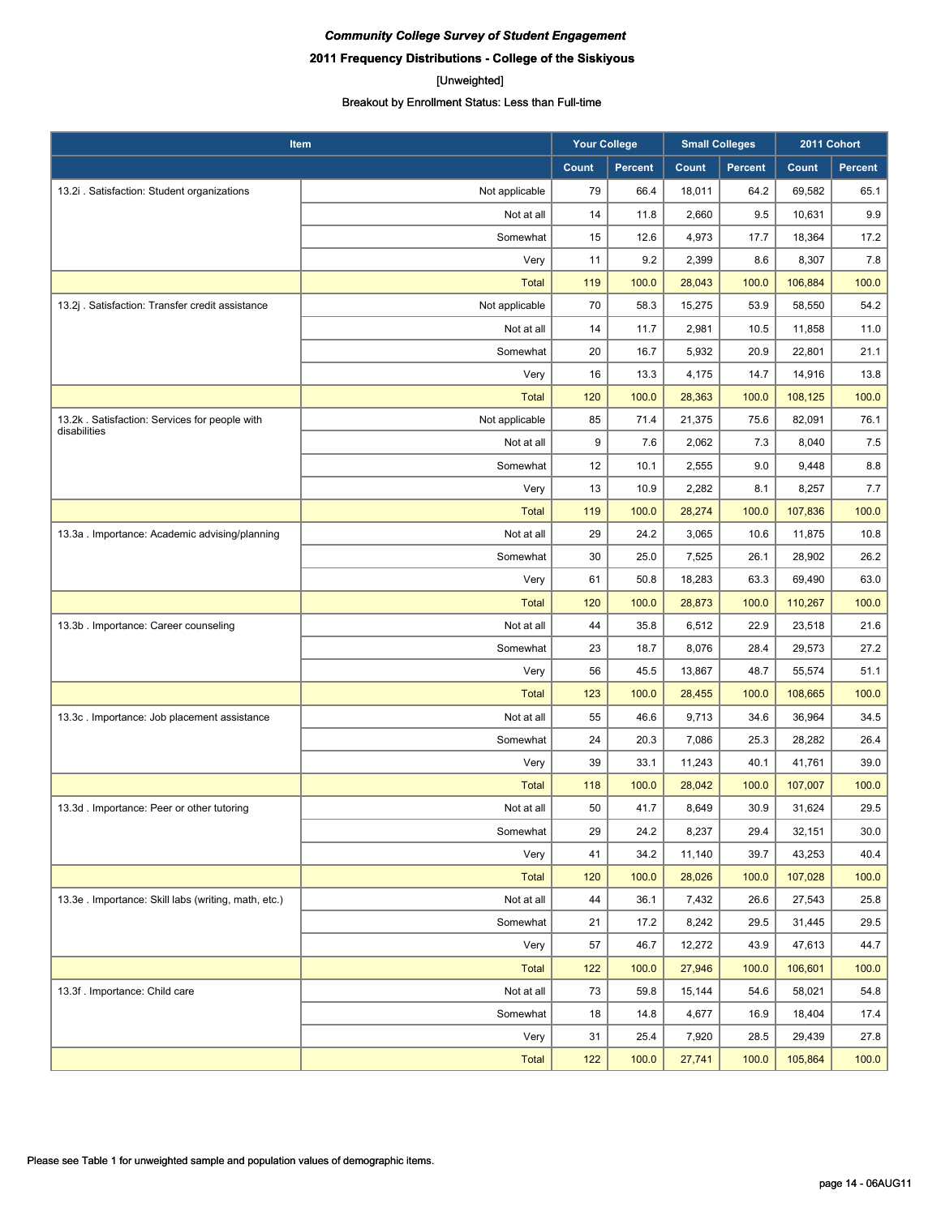***Community College Survey of Student Engagement***

**2011 Frequency Distributions - College of the Siskiyous**

[Unweighted]

Breakout by Enrollment Status: Less than Full-time

| Item | | Your College | | Small Colleges | | 2011 Cohort | |
|---|---|---|---|---|---|---|---|
| | | Count | Percent | Count | Percent | Count | Percent |
| 13.2i . Satisfaction: Student organizations | Not applicable | 79 | 66.4 | 18,011 | 64.2 | 69,582 | 65.1 |
| | Not at all | 14 | 11.8 | 2,660 | 9.5 | 10,631 | 9.9 |
| | Somewhat | 15 | 12.6 | 4,973 | 17.7 | 18,364 | 17.2 |
| | Very | 11 | 9.2 | 2,399 | 8.6 | 8,307 | 7.8 |
| | Total | 119 | 100.0 | 28,043 | 100.0 | 106,884 | 100.0 |
| 13.2j . Satisfaction: Transfer credit assistance | Not applicable | 70 | 58.3 | 15,275 | 53.9 | 58,550 | 54.2 |
| | Not at all | 14 | 11.7 | 2,981 | 10.5 | 11,858 | 11.0 |
| | Somewhat | 20 | 16.7 | 5,932 | 20.9 | 22,801 | 21.1 |
| | Very | 16 | 13.3 | 4,175 | 14.7 | 14,916 | 13.8 |
| | Total | 120 | 100.0 | 28,363 | 100.0 | 108,125 | 100.0 |
| 13.2k . Satisfaction: Services for people with disabilities | Not applicable | 85 | 71.4 | 21,375 | 75.6 | 82,091 | 76.1 |
| | Not at all | 9 | 7.6 | 2,062 | 7.3 | 8,040 | 7.5 |
| | Somewhat | 12 | 10.1 | 2,555 | 9.0 | 9,448 | 8.8 |
| | Very | 13 | 10.9 | 2,282 | 8.1 | 8,257 | 7.7 |
| | Total | 119 | 100.0 | 28,274 | 100.0 | 107,836 | 100.0 |
| 13.3a . Importance: Academic advising/planning | Not at all | 29 | 24.2 | 3,065 | 10.6 | 11,875 | 10.8 |
| | Somewhat | 30 | 25.0 | 7,525 | 26.1 | 28,902 | 26.2 |
| | Very | 61 | 50.8 | 18,283 | 63.3 | 69,490 | 63.0 |
| | Total | 120 | 100.0 | 28,873 | 100.0 | 110,267 | 100.0 |
| 13.3b . Importance: Career counseling | Not at all | 44 | 35.8 | 6,512 | 22.9 | 23,518 | 21.6 |
| | Somewhat | 23 | 18.7 | 8,076 | 28.4 | 29,573 | 27.2 |
| | Very | 56 | 45.5 | 13,867 | 48.7 | 55,574 | 51.1 |
| | Total | 123 | 100.0 | 28,455 | 100.0 | 108,665 | 100.0 |
| 13.3c . Importance: Job placement assistance | Not at all | 55 | 46.6 | 9,713 | 34.6 | 36,964 | 34.5 |
| | Somewhat | 24 | 20.3 | 7,086 | 25.3 | 28,282 | 26.4 |
| | Very | 39 | 33.1 | 11,243 | 40.1 | 41,761 | 39.0 |
| | Total | 118 | 100.0 | 28,042 | 100.0 | 107,007 | 100.0 |
| 13.3d . Importance: Peer or other tutoring | Not at all | 50 | 41.7 | 8,649 | 30.9 | 31,624 | 29.5 |
| | Somewhat | 29 | 24.2 | 8,237 | 29.4 | 32,151 | 30.0 |
| | Very | 41 | 34.2 | 11,140 | 39.7 | 43,253 | 40.4 |
| | Total | 120 | 100.0 | 28,026 | 100.0 | 107,028 | 100.0 |
| 13.3e . Importance: Skill labs (writing, math, etc.) | Not at all | 44 | 36.1 | 7,432 | 26.6 | 27,543 | 25.8 |
| | Somewhat | 21 | 17.2 | 8,242 | 29.5 | 31,445 | 29.5 |
| | Very | 57 | 46.7 | 12,272 | 43.9 | 47,613 | 44.7 |
| | Total | 122 | 100.0 | 27,946 | 100.0 | 106,601 | 100.0 |
| 13.3f . Importance: Child care | Not at all | 73 | 59.8 | 15,144 | 54.6 | 58,021 | 54.8 |
| | Somewhat | 18 | 14.8 | 4,677 | 16.9 | 18,404 | 17.4 |
| | Very | 31 | 25.4 | 7,920 | 28.5 | 29,439 | 27.8 |
| | Total | 122 | 100.0 | 27,741 | 100.0 | 105,864 | 100.0 |

Please see Table 1 for unweighted sample and population values of demographic items.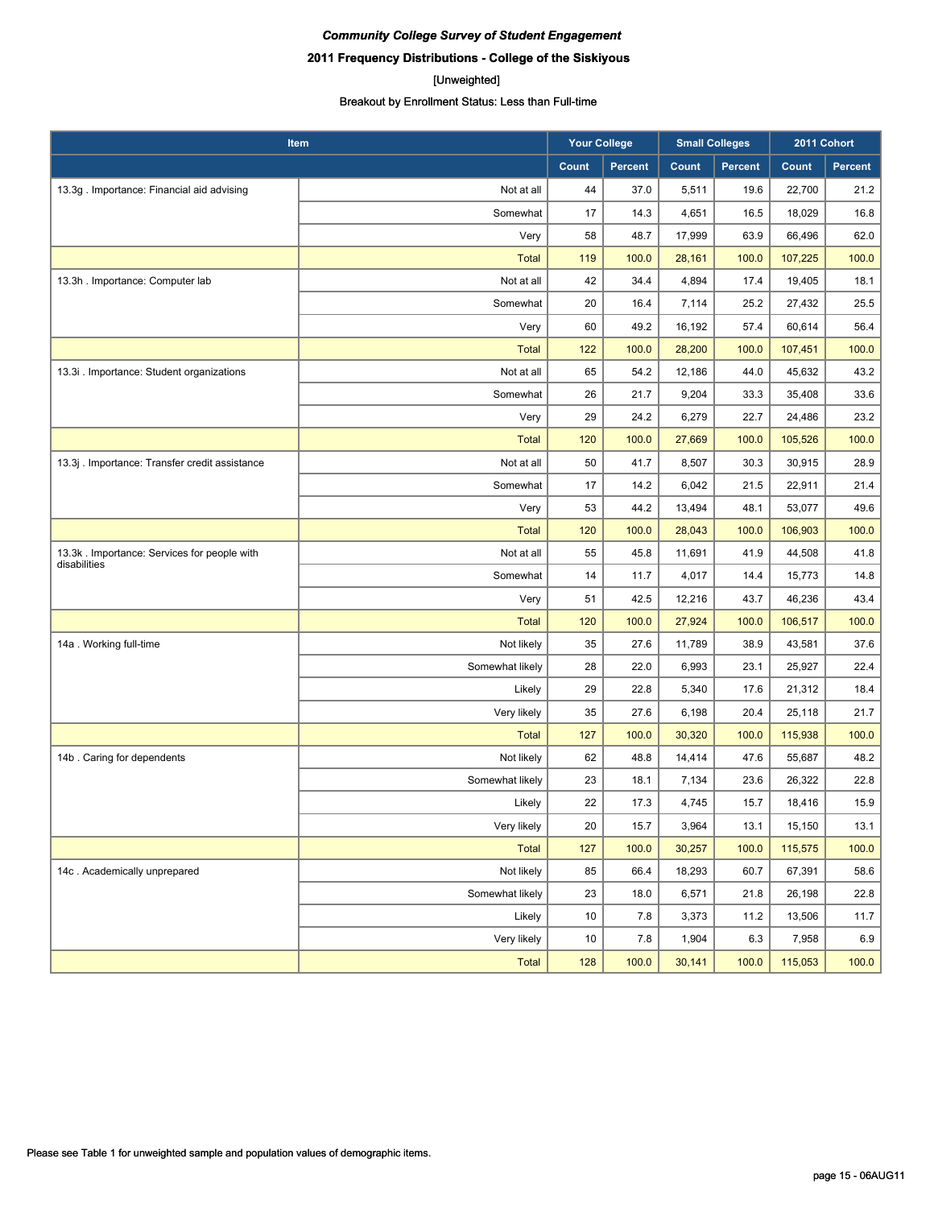*Community College Survey of Student Engagement*

**2011 Frequency Distributions - College of the Siskiyous**

[Unweighted]

Breakout by Enrollment Status: Less than Full-time

| Item | | Your College | | Small Colleges | | 2011 Cohort | |
|---|---|---|---|---|---|---|---|
| | | Count | Percent | Count | Percent | Count | Percent |
| 13.3g . Importance: Financial aid advising | Not at all | 44 | 37.0 | 5,511 | 19.6 | 22,700 | 21.2 |
| | Somewhat | 17 | 14.3 | 4,651 | 16.5 | 18,029 | 16.8 |
| | Very | 58 | 48.7 | 17,999 | 63.9 | 66,496 | 62.0 |
| | Total | 119 | 100.0 | 28,161 | 100.0 | 107,225 | 100.0 |
| 13.3h . Importance: Computer lab | Not at all | 42 | 34.4 | 4,894 | 17.4 | 19,405 | 18.1 |
| | Somewhat | 20 | 16.4 | 7,114 | 25.2 | 27,432 | 25.5 |
| | Very | 60 | 49.2 | 16,192 | 57.4 | 60,614 | 56.4 |
| | Total | 122 | 100.0 | 28,200 | 100.0 | 107,451 | 100.0 |
| 13.3i . Importance: Student organizations | Not at all | 65 | 54.2 | 12,186 | 44.0 | 45,632 | 43.2 |
| | Somewhat | 26 | 21.7 | 9,204 | 33.3 | 35,408 | 33.6 |
| | Very | 29 | 24.2 | 6,279 | 22.7 | 24,486 | 23.2 |
| | Total | 120 | 100.0 | 27,669 | 100.0 | 105,526 | 100.0 |
| 13.3j . Importance: Transfer credit assistance | Not at all | 50 | 41.7 | 8,507 | 30.3 | 30,915 | 28.9 |
| | Somewhat | 17 | 14.2 | 6,042 | 21.5 | 22,911 | 21.4 |
| | Very | 53 | 44.2 | 13,494 | 48.1 | 53,077 | 49.6 |
| | Total | 120 | 100.0 | 28,043 | 100.0 | 106,903 | 100.0 |
| 13.3k . Importance: Services for people with disabilities | Not at all | 55 | 45.8 | 11,691 | 41.9 | 44,508 | 41.8 |
| | Somewhat | 14 | 11.7 | 4,017 | 14.4 | 15,773 | 14.8 |
| | Very | 51 | 42.5 | 12,216 | 43.7 | 46,236 | 43.4 |
| | Total | 120 | 100.0 | 27,924 | 100.0 | 106,517 | 100.0 |
| 14a . Working full-time | Not likely | 35 | 27.6 | 11,789 | 38.9 | 43,581 | 37.6 |
| | Somewhat likely | 28 | 22.0 | 6,993 | 23.1 | 25,927 | 22.4 |
| | Likely | 29 | 22.8 | 5,340 | 17.6 | 21,312 | 18.4 |
| | Very likely | 35 | 27.6 | 6,198 | 20.4 | 25,118 | 21.7 |
| | Total | 127 | 100.0 | 30,320 | 100.0 | 115,938 | 100.0 |
| 14b . Caring for dependents | Not likely | 62 | 48.8 | 14,414 | 47.6 | 55,687 | 48.2 |
| | Somewhat likely | 23 | 18.1 | 7,134 | 23.6 | 26,322 | 22.8 |
| | Likely | 22 | 17.3 | 4,745 | 15.7 | 18,416 | 15.9 |
| | Very likely | 20 | 15.7 | 3,964 | 13.1 | 15,150 | 13.1 |
| | Total | 127 | 100.0 | 30,257 | 100.0 | 115,575 | 100.0 |
| 14c . Academically unprepared | Not likely | 85 | 66.4 | 18,293 | 60.7 | 67,391 | 58.6 |
| | Somewhat likely | 23 | 18.0 | 6,571 | 21.8 | 26,198 | 22.8 |
| | Likely | 10 | 7.8 | 3,373 | 11.2 | 13,506 | 11.7 |
| | Very likely | 10 | 7.8 | 1,904 | 6.3 | 7,958 | 6.9 |
| | Total | 128 | 100.0 | 30,141 | 100.0 | 115,053 | 100.0 |

Please see Table 1 for unweighted sample and population values of demographic items.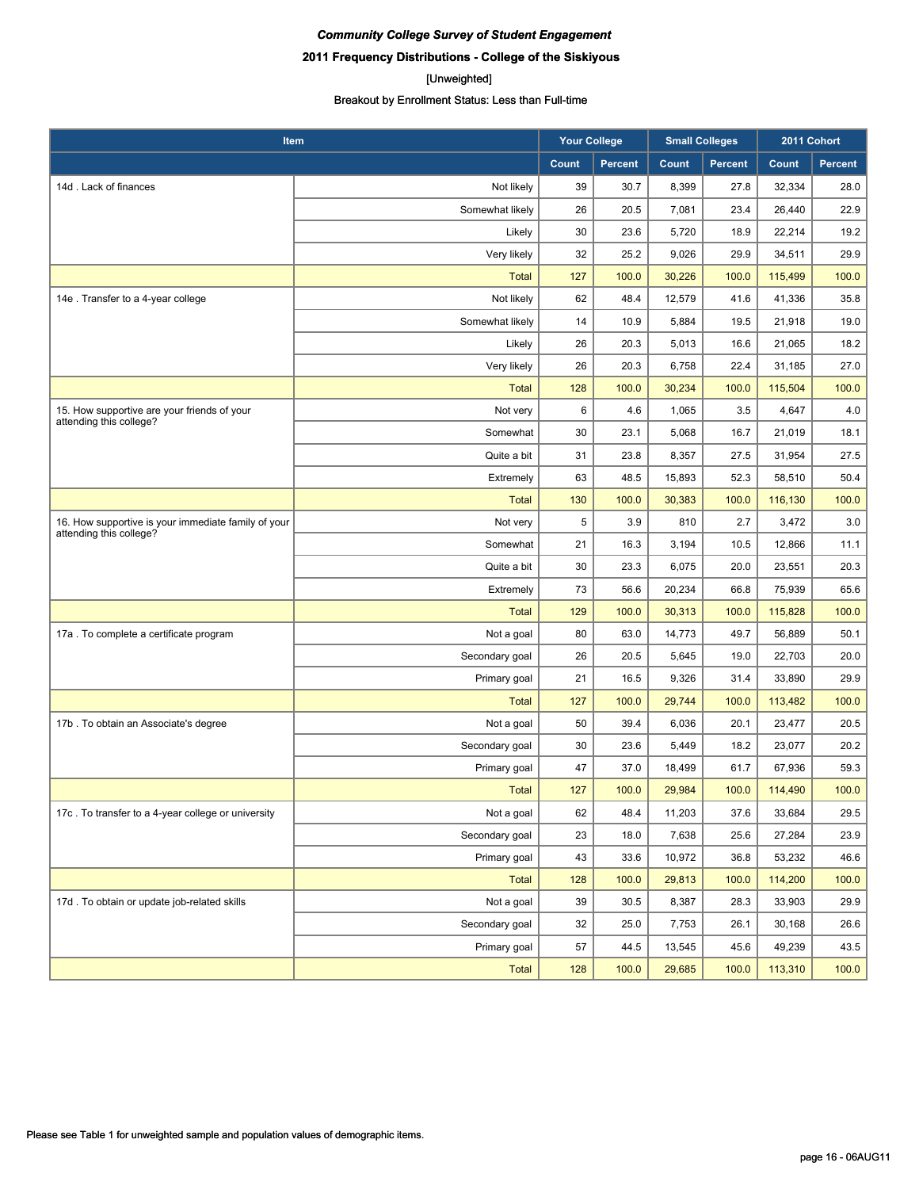***Community College Survey of Student Engagement***

**2011 Frequency Distributions - College of the Siskiyous**

[Unweighted]

Breakout by Enrollment Status: Less than Full-time

| Item | | Your College | | Small Colleges | | 2011 Cohort | |
|---|---|---|---|---|---|---|---|
| | | Count | Percent | Count | Percent | Count | Percent |
| 14d . Lack of finances | Not likely | 39 | 30.7 | 8,399 | 27.8 | 32,334 | 28.0 |
| | Somewhat likely | 26 | 20.5 | 7,081 | 23.4 | 26,440 | 22.9 |
| | Likely | 30 | 23.6 | 5,720 | 18.9 | 22,214 | 19.2 |
| | Very likely | 32 | 25.2 | 9,026 | 29.9 | 34,511 | 29.9 |
| | Total | 127 | 100.0 | 30,226 | 100.0 | 115,499 | 100.0 |
| 14e . Transfer to a 4-year college | Not likely | 62 | 48.4 | 12,579 | 41.6 | 41,336 | 35.8 |
| | Somewhat likely | 14 | 10.9 | 5,884 | 19.5 | 21,918 | 19.0 |
| | Likely | 26 | 20.3 | 5,013 | 16.6 | 21,065 | 18.2 |
| | Very likely | 26 | 20.3 | 6,758 | 22.4 | 31,185 | 27.0 |
| | Total | 128 | 100.0 | 30,234 | 100.0 | 115,504 | 100.0 |
| 15. How supportive are your friends of your attending this college? | Not very | 6 | 4.6 | 1,065 | 3.5 | 4,647 | 4.0 |
| | Somewhat | 30 | 23.1 | 5,068 | 16.7 | 21,019 | 18.1 |
| | Quite a bit | 31 | 23.8 | 8,357 | 27.5 | 31,954 | 27.5 |
| | Extremely | 63 | 48.5 | 15,893 | 52.3 | 58,510 | 50.4 |
| | Total | 130 | 100.0 | 30,383 | 100.0 | 116,130 | 100.0 |
| 16. How supportive is your immediate family of your attending this college? | Not very | 5 | 3.9 | 810 | 2.7 | 3,472 | 3.0 |
| | Somewhat | 21 | 16.3 | 3,194 | 10.5 | 12,866 | 11.1 |
| | Quite a bit | 30 | 23.3 | 6,075 | 20.0 | 23,551 | 20.3 |
| | Extremely | 73 | 56.6 | 20,234 | 66.8 | 75,939 | 65.6 |
| | Total | 129 | 100.0 | 30,313 | 100.0 | 115,828 | 100.0 |
| 17a . To complete a certificate program | Not a goal | 80 | 63.0 | 14,773 | 49.7 | 56,889 | 50.1 |
| | Secondary goal | 26 | 20.5 | 5,645 | 19.0 | 22,703 | 20.0 |
| | Primary goal | 21 | 16.5 | 9,326 | 31.4 | 33,890 | 29.9 |
| | Total | 127 | 100.0 | 29,744 | 100.0 | 113,482 | 100.0 |
| 17b . To obtain an Associate's degree | Not a goal | 50 | 39.4 | 6,036 | 20.1 | 23,477 | 20.5 |
| | Secondary goal | 30 | 23.6 | 5,449 | 18.2 | 23,077 | 20.2 |
| | Primary goal | 47 | 37.0 | 18,499 | 61.7 | 67,936 | 59.3 |
| | Total | 127 | 100.0 | 29,984 | 100.0 | 114,490 | 100.0 |
| 17c . To transfer to a 4-year college or university | Not a goal | 62 | 48.4 | 11,203 | 37.6 | 33,684 | 29.5 |
| | Secondary goal | 23 | 18.0 | 7,638 | 25.6 | 27,284 | 23.9 |
| | Primary goal | 43 | 33.6 | 10,972 | 36.8 | 53,232 | 46.6 |
| | Total | 128 | 100.0 | 29,813 | 100.0 | 114,200 | 100.0 |
| 17d . To obtain or update job-related skills | Not a goal | 39 | 30.5 | 8,387 | 28.3 | 33,903 | 29.9 |
| | Secondary goal | 32 | 25.0 | 7,753 | 26.1 | 30,168 | 26.6 |
| | Primary goal | 57 | 44.5 | 13,545 | 45.6 | 49,239 | 43.5 |
| | Total | 128 | 100.0 | 29,685 | 100.0 | 113,310 | 100.0 |

Please see Table 1 for unweighted sample and population values of demographic items.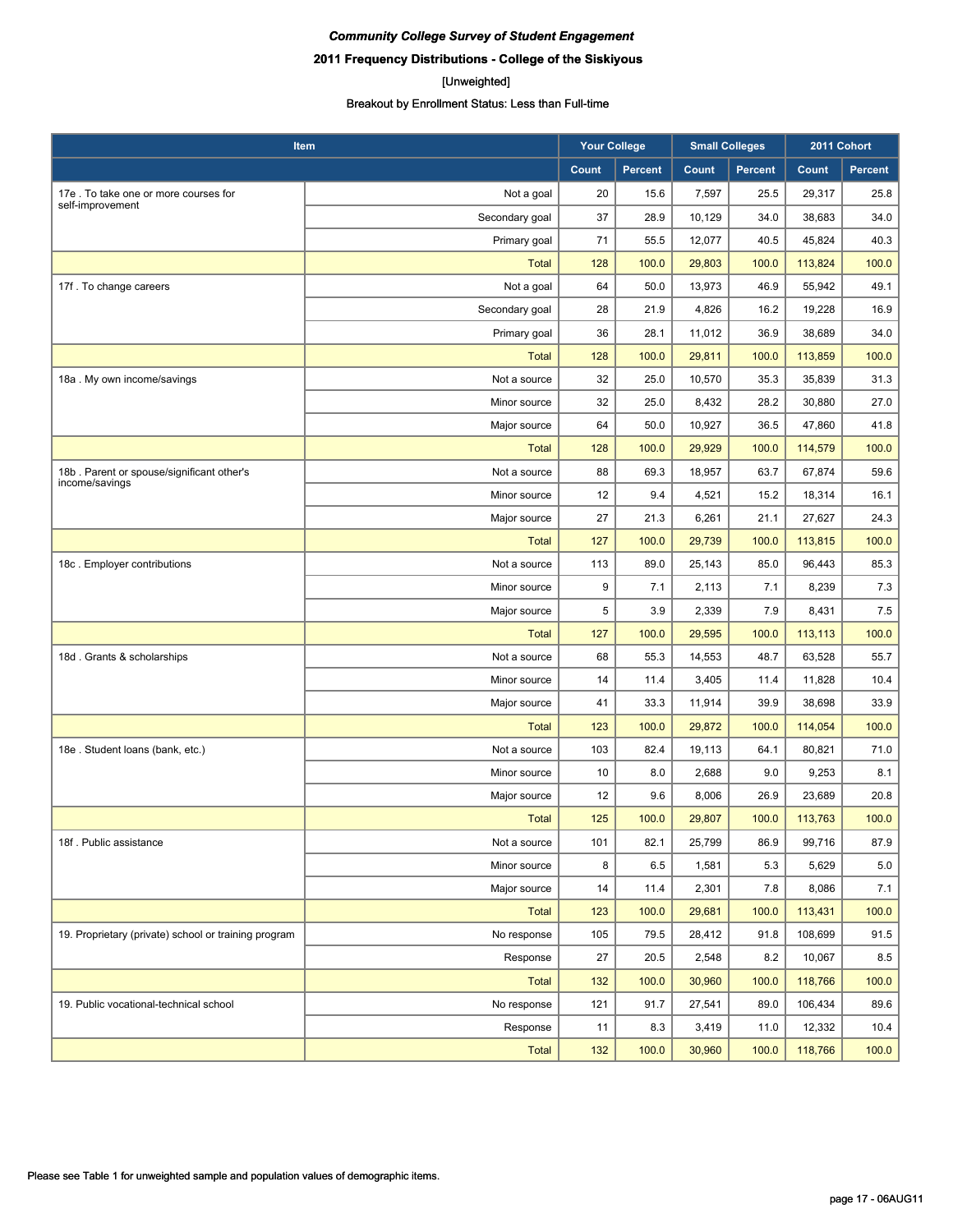*Community College Survey of Student Engagement*

**2011 Frequency Distributions - College of the Siskiyous**

[Unweighted]

Breakout by Enrollment Status: Less than Full-time

| Item | | Your College | | Small Colleges | | 2011 Cohort | |
|---|---|---|---|---|---|---|---|
| | | Count | Percent | Count | Percent | Count | Percent |
| 17e . To take one or more courses for self-improvement | Not a goal | 20 | 15.6 | 7,597 | 25.5 | 29,317 | 25.8 |
| | Secondary goal | 37 | 28.9 | 10,129 | 34.0 | 38,683 | 34.0 |
| | Primary goal | 71 | 55.5 | 12,077 | 40.5 | 45,824 | 40.3 |
| | Total | 128 | 100.0 | 29,803 | 100.0 | 113,824 | 100.0 |
| 17f . To change careers | Not a goal | 64 | 50.0 | 13,973 | 46.9 | 55,942 | 49.1 |
| | Secondary goal | 28 | 21.9 | 4,826 | 16.2 | 19,228 | 16.9 |
| | Primary goal | 36 | 28.1 | 11,012 | 36.9 | 38,689 | 34.0 |
| | Total | 128 | 100.0 | 29,811 | 100.0 | 113,859 | 100.0 |
| 18a . My own income/savings | Not a source | 32 | 25.0 | 10,570 | 35.3 | 35,839 | 31.3 |
| | Minor source | 32 | 25.0 | 8,432 | 28.2 | 30,880 | 27.0 |
| | Major source | 64 | 50.0 | 10,927 | 36.5 | 47,860 | 41.8 |
| | Total | 128 | 100.0 | 29,929 | 100.0 | 114,579 | 100.0 |
| 18b . Parent or spouse/significant other's income/savings | Not a source | 88 | 69.3 | 18,957 | 63.7 | 67,874 | 59.6 |
| | Minor source | 12 | 9.4 | 4,521 | 15.2 | 18,314 | 16.1 |
| | Major source | 27 | 21.3 | 6,261 | 21.1 | 27,627 | 24.3 |
| | Total | 127 | 100.0 | 29,739 | 100.0 | 113,815 | 100.0 |
| 18c . Employer contributions | Not a source | 113 | 89.0 | 25,143 | 85.0 | 96,443 | 85.3 |
| | Minor source | 9 | 7.1 | 2,113 | 7.1 | 8,239 | 7.3 |
| | Major source | 5 | 3.9 | 2,339 | 7.9 | 8,431 | 7.5 |
| | Total | 127 | 100.0 | 29,595 | 100.0 | 113,113 | 100.0 |
| 18d . Grants & scholarships | Not a source | 68 | 55.3 | 14,553 | 48.7 | 63,528 | 55.7 |
| | Minor source | 14 | 11.4 | 3,405 | 11.4 | 11,828 | 10.4 |
| | Major source | 41 | 33.3 | 11,914 | 39.9 | 38,698 | 33.9 |
| | Total | 123 | 100.0 | 29,872 | 100.0 | 114,054 | 100.0 |
| 18e . Student loans (bank, etc.) | Not a source | 103 | 82.4 | 19,113 | 64.1 | 80,821 | 71.0 |
| | Minor source | 10 | 8.0 | 2,688 | 9.0 | 9,253 | 8.1 |
| | Major source | 12 | 9.6 | 8,006 | 26.9 | 23,689 | 20.8 |
| | Total | 125 | 100.0 | 29,807 | 100.0 | 113,763 | 100.0 |
| 18f . Public assistance | Not a source | 101 | 82.1 | 25,799 | 86.9 | 99,716 | 87.9 |
| | Minor source | 8 | 6.5 | 1,581 | 5.3 | 5,629 | 5.0 |
| | Major source | 14 | 11.4 | 2,301 | 7.8 | 8,086 | 7.1 |
| | Total | 123 | 100.0 | 29,681 | 100.0 | 113,431 | 100.0 |
| 19. Proprietary (private) school or training program | No response | 105 | 79.5 | 28,412 | 91.8 | 108,699 | 91.5 |
| | Response | 27 | 20.5 | 2,548 | 8.2 | 10,067 | 8.5 |
| | Total | 132 | 100.0 | 30,960 | 100.0 | 118,766 | 100.0 |
| 19. Public vocational-technical school | No response | 121 | 91.7 | 27,541 | 89.0 | 106,434 | 89.6 |
| | Response | 11 | 8.3 | 3,419 | 11.0 | 12,332 | 10.4 |
| | Total | 132 | 100.0 | 30,960 | 100.0 | 118,766 | 100.0 |

Please see Table 1 for unweighted sample and population values of demographic items.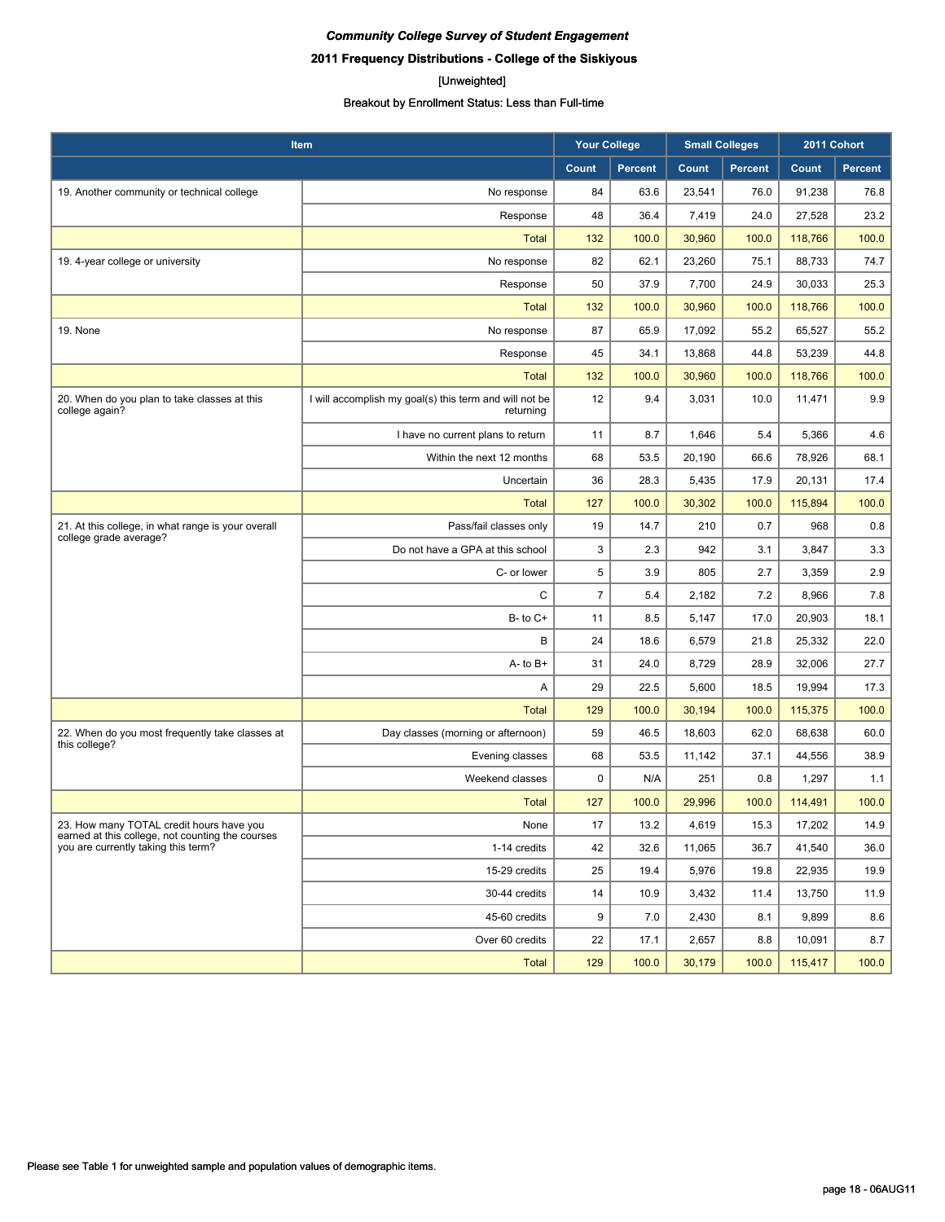***Community College Survey of Student Engagement***

**2011 Frequency Distributions - College of the Siskiyous**

[Unweighted]

Breakout by Enrollment Status: Less than Full-time

| Item | | Your College | | Small Colleges | | 2011 Cohort | |
|---|---|---|---|---|---|---|---|
| | | Count | Percent | Count | Percent | Count | Percent |
| 19. Another community or technical college | No response | 84 | 63.6 | 23,541 | 76.0 | 91,238 | 76.8 |
| | Response | 48 | 36.4 | 7,419 | 24.0 | 27,528 | 23.2 |
| | Total | 132 | 100.0 | 30,960 | 100.0 | 118,766 | 100.0 |
| 19. 4-year college or university | No response | 82 | 62.1 | 23,260 | 75.1 | 88,733 | 74.7 |
| | Response | 50 | 37.9 | 7,700 | 24.9 | 30,033 | 25.3 |
| | Total | 132 | 100.0 | 30,960 | 100.0 | 118,766 | 100.0 |
| 19. None | No response | 87 | 65.9 | 17,092 | 55.2 | 65,527 | 55.2 |
| | Response | 45 | 34.1 | 13,868 | 44.8 | 53,239 | 44.8 |
| | Total | 132 | 100.0 | 30,960 | 100.0 | 118,766 | 100.0 |
| 20. When do you plan to take classes at this college again? | I will accomplish my goal(s) this term and will not be returning | 12 | 9.4 | 3,031 | 10.0 | 11,471 | 9.9 |
| | I have no current plans to return | 11 | 8.7 | 1,646 | 5.4 | 5,366 | 4.6 |
| | Within the next 12 months | 68 | 53.5 | 20,190 | 66.6 | 78,926 | 68.1 |
| | Uncertain | 36 | 28.3 | 5,435 | 17.9 | 20,131 | 17.4 |
| | Total | 127 | 100.0 | 30,302 | 100.0 | 115,894 | 100.0 |
| 21. At this college, in what range is your overall college grade average? | Pass/fail classes only | 19 | 14.7 | 210 | 0.7 | 968 | 0.8 |
| | Do not have a GPA at this school | 3 | 2.3 | 942 | 3.1 | 3,847 | 3.3 |
| | C- or lower | 5 | 3.9 | 805 | 2.7 | 3,359 | 2.9 |
| | C | 7 | 5.4 | 2,182 | 7.2 | 8,966 | 7.8 |
| | B- to C+ | 11 | 8.5 | 5,147 | 17.0 | 20,903 | 18.1 |
| | B | 24 | 18.6 | 6,579 | 21.8 | 25,332 | 22.0 |
| | A- to B+ | 31 | 24.0 | 8,729 | 28.9 | 32,006 | 27.7 |
| | A | 29 | 22.5 | 5,600 | 18.5 | 19,994 | 17.3 |
| | Total | 129 | 100.0 | 30,194 | 100.0 | 115,375 | 100.0 |
| 22. When do you most frequently take classes at this college? | Day classes (morning or afternoon) | 59 | 46.5 | 18,603 | 62.0 | 68,638 | 60.0 |
| | Evening classes | 68 | 53.5 | 11,142 | 37.1 | 44,556 | 38.9 |
| | Weekend classes | 0 | N/A | 251 | 0.8 | 1,297 | 1.1 |
| | Total | 127 | 100.0 | 29,996 | 100.0 | 114,491 | 100.0 |
| 23. How many TOTAL credit hours have you earned at this college, not counting the courses you are currently taking this term? | None | 17 | 13.2 | 4,619 | 15.3 | 17,202 | 14.9 |
| | 1-14 credits | 42 | 32.6 | 11,065 | 36.7 | 41,540 | 36.0 |
| | 15-29 credits | 25 | 19.4 | 5,976 | 19.8 | 22,935 | 19.9 |
| | 30-44 credits | 14 | 10.9 | 3,432 | 11.4 | 13,750 | 11.9 |
| | 45-60 credits | 9 | 7.0 | 2,430 | 8.1 | 9,899 | 8.6 |
| | Over 60 credits | 22 | 17.1 | 2,657 | 8.8 | 10,091 | 8.7 |
| | Total | 129 | 100.0 | 30,179 | 100.0 | 115,417 | 100.0 |

Please see Table 1 for unweighted sample and population values of demographic items.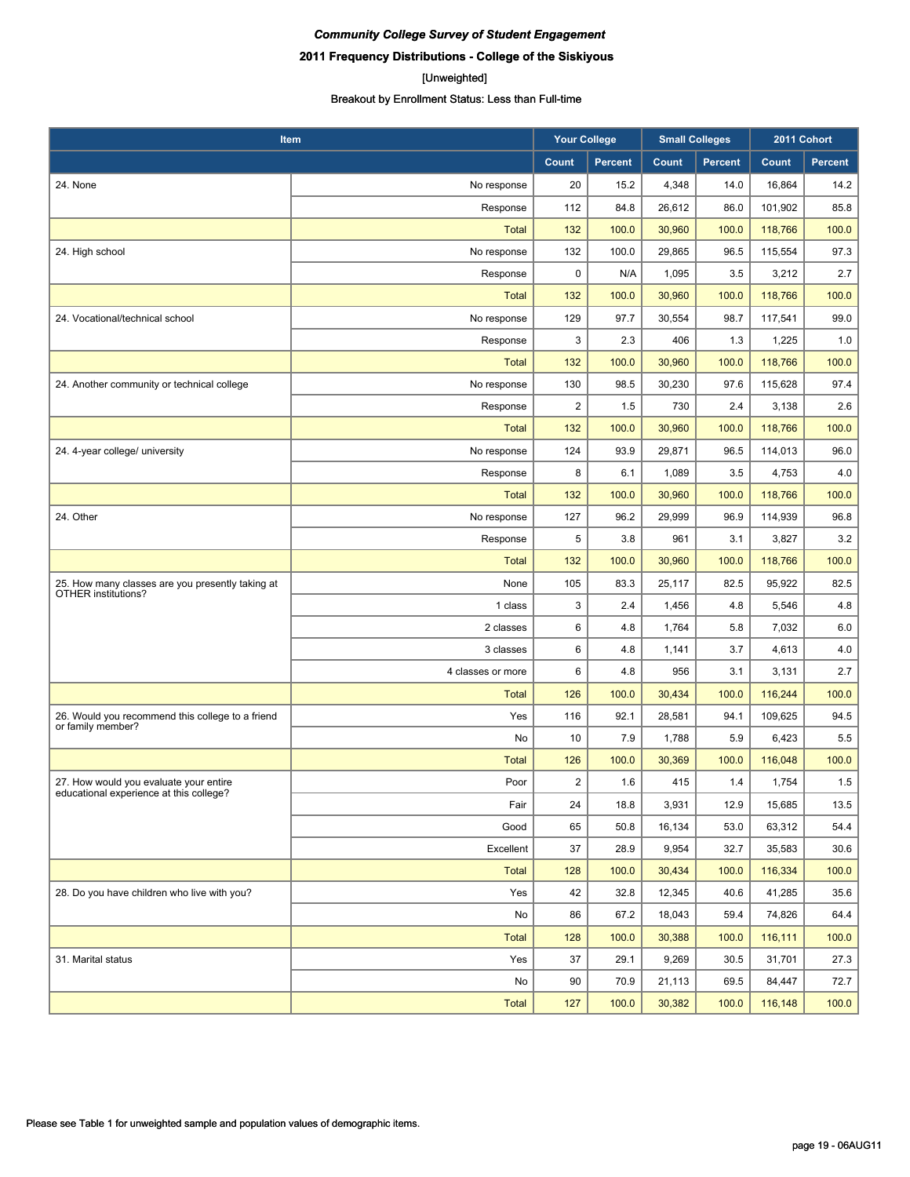***Community College Survey of Student Engagement***

**2011 Frequency Distributions - College of the Siskiyous**

[Unweighted]

**Breakout by Enrollment Status: Less than Full-time**

| Item | | Your College | | Small Colleges | | 2011 Cohort | |
|---|---|---|---|---|---|---|---|
| | | Count | Percent | Count | Percent | Count | Percent |
| 24. None | No response | 20 | 15.2 | 4,348 | 14.0 | 16,864 | 14.2 |
| | Response | 112 | 84.8 | 26,612 | 86.0 | 101,902 | 85.8 |
| | Total | 132 | 100.0 | 30,960 | 100.0 | 118,766 | 100.0 |
| 24. High school | No response | 132 | 100.0 | 29,865 | 96.5 | 115,554 | 97.3 |
| | Response | 0 | N/A | 1,095 | 3.5 | 3,212 | 2.7 |
| | Total | 132 | 100.0 | 30,960 | 100.0 | 118,766 | 100.0 |
| 24. Vocational/technical school | No response | 129 | 97.7 | 30,554 | 98.7 | 117,541 | 99.0 |
| | Response | 3 | 2.3 | 406 | 1.3 | 1,225 | 1.0 |
| | Total | 132 | 100.0 | 30,960 | 100.0 | 118,766 | 100.0 |
| 24. Another community or technical college | No response | 130 | 98.5 | 30,230 | 97.6 | 115,628 | 97.4 |
| | Response | 2 | 1.5 | 730 | 2.4 | 3,138 | 2.6 |
| | Total | 132 | 100.0 | 30,960 | 100.0 | 118,766 | 100.0 |
| 24. 4-year college/ university | No response | 124 | 93.9 | 29,871 | 96.5 | 114,013 | 96.0 |
| | Response | 8 | 6.1 | 1,089 | 3.5 | 4,753 | 4.0 |
| | Total | 132 | 100.0 | 30,960 | 100.0 | 118,766 | 100.0 |
| 24. Other | No response | 127 | 96.2 | 29,999 | 96.9 | 114,939 | 96.8 |
| | Response | 5 | 3.8 | 961 | 3.1 | 3,827 | 3.2 |
| | Total | 132 | 100.0 | 30,960 | 100.0 | 118,766 | 100.0 |
| 25. How many classes are you presently taking at OTHER institutions? | None | 105 | 83.3 | 25,117 | 82.5 | 95,922 | 82.5 |
| | 1 class | 3 | 2.4 | 1,456 | 4.8 | 5,546 | 4.8 |
| | 2 classes | 6 | 4.8 | 1,764 | 5.8 | 7,032 | 6.0 |
| | 3 classes | 6 | 4.8 | 1,141 | 3.7 | 4,613 | 4.0 |
| | 4 classes or more | 6 | 4.8 | 956 | 3.1 | 3,131 | 2.7 |
| | Total | 126 | 100.0 | 30,434 | 100.0 | 116,244 | 100.0 |
| 26. Would you recommend this college to a friend or family member? | Yes | 116 | 92.1 | 28,581 | 94.1 | 109,625 | 94.5 |
| | No | 10 | 7.9 | 1,788 | 5.9 | 6,423 | 5.5 |
| | Total | 126 | 100.0 | 30,369 | 100.0 | 116,048 | 100.0 |
| 27. How would you evaluate your entire educational experience at this college? | Poor | 2 | 1.6 | 415 | 1.4 | 1,754 | 1.5 |
| | Fair | 24 | 18.8 | 3,931 | 12.9 | 15,685 | 13.5 |
| | Good | 65 | 50.8 | 16,134 | 53.0 | 63,312 | 54.4 |
| | Excellent | 37 | 28.9 | 9,954 | 32.7 | 35,583 | 30.6 |
| | Total | 128 | 100.0 | 30,434 | 100.0 | 116,334 | 100.0 |
| 28. Do you have children who live with you? | Yes | 42 | 32.8 | 12,345 | 40.6 | 41,285 | 35.6 |
| | No | 86 | 67.2 | 18,043 | 59.4 | 74,826 | 64.4 |
| | Total | 128 | 100.0 | 30,388 | 100.0 | 116,111 | 100.0 |
| 31. Marital status | Yes | 37 | 29.1 | 9,269 | 30.5 | 31,701 | 27.3 |
| | No | 90 | 70.9 | 21,113 | 69.5 | 84,447 | 72.7 |
| | Total | 127 | 100.0 | 30,382 | 100.0 | 116,148 | 100.0 |

Please see Table 1 for unweighted sample and population values of demographic items.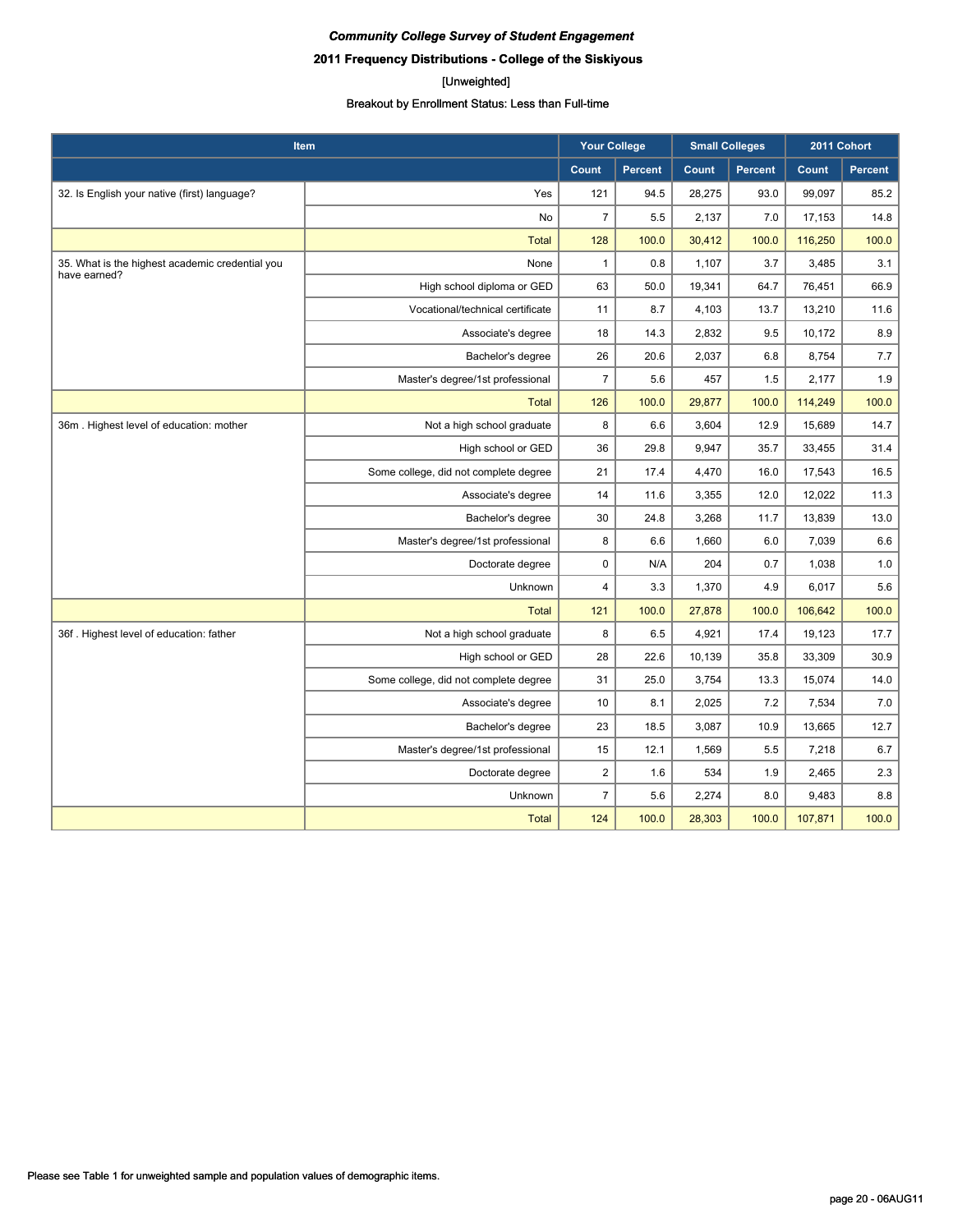***Community College Survey of Student Engagement***

**2011 Frequency Distributions - College of the Siskiyous**

[Unweighted]

Breakout by Enrollment Status: Less than Full-time

| Item | | Your College | | Small Colleges | | 2011 Cohort | |
|---|---|---|---|---|---|---|---|
| | | Count | Percent | Count | Percent | Count | Percent |
| 32. Is English your native (first) language? | Yes | 121 | 94.5 | 28,275 | 93.0 | 99,097 | 85.2 |
| | No | 7 | 5.5 | 2,137 | 7.0 | 17,153 | 14.8 |
| | Total | 128 | 100.0 | 30,412 | 100.0 | 116,250 | 100.0 |
| 35. What is the highest academic credential you have earned? | None | 1 | 0.8 | 1,107 | 3.7 | 3,485 | 3.1 |
| | High school diploma or GED | 63 | 50.0 | 19,341 | 64.7 | 76,451 | 66.9 |
| | Vocational/technical certificate | 11 | 8.7 | 4,103 | 13.7 | 13,210 | 11.6 |
| | Associate's degree | 18 | 14.3 | 2,832 | 9.5 | 10,172 | 8.9 |
| | Bachelor's degree | 26 | 20.6 | 2,037 | 6.8 | 8,754 | 7.7 |
| | Master's degree/1st professional | 7 | 5.6 | 457 | 1.5 | 2,177 | 1.9 |
| | Total | 126 | 100.0 | 29,877 | 100.0 | 114,249 | 100.0 |
| 36m . Highest level of education: mother | Not a high school graduate | 8 | 6.6 | 3,604 | 12.9 | 15,689 | 14.7 |
| | High school or GED | 36 | 29.8 | 9,947 | 35.7 | 33,455 | 31.4 |
| | Some college, did not complete degree | 21 | 17.4 | 4,470 | 16.0 | 17,543 | 16.5 |
| | Associate's degree | 14 | 11.6 | 3,355 | 12.0 | 12,022 | 11.3 |
| | Bachelor's degree | 30 | 24.8 | 3,268 | 11.7 | 13,839 | 13.0 |
| | Master's degree/1st professional | 8 | 6.6 | 1,660 | 6.0 | 7,039 | 6.6 |
| | Doctorate degree | 0 | N/A | 204 | 0.7 | 1,038 | 1.0 |
| | Unknown | 4 | 3.3 | 1,370 | 4.9 | 6,017 | 5.6 |
| | Total | 121 | 100.0 | 27,878 | 100.0 | 106,642 | 100.0 |
| 36f . Highest level of education: father | Not a high school graduate | 8 | 6.5 | 4,921 | 17.4 | 19,123 | 17.7 |
| | High school or GED | 28 | 22.6 | 10,139 | 35.8 | 33,309 | 30.9 |
| | Some college, did not complete degree | 31 | 25.0 | 3,754 | 13.3 | 15,074 | 14.0 |
| | Associate's degree | 10 | 8.1 | 2,025 | 7.2 | 7,534 | 7.0 |
| | Bachelor's degree | 23 | 18.5 | 3,087 | 10.9 | 13,665 | 12.7 |
| | Master's degree/1st professional | 15 | 12.1 | 1,569 | 5.5 | 7,218 | 6.7 |
| | Doctorate degree | 2 | 1.6 | 534 | 1.9 | 2,465 | 2.3 |
| | Unknown | 7 | 5.6 | 2,274 | 8.0 | 9,483 | 8.8 |
| | Total | 124 | 100.0 | 28,303 | 100.0 | 107,871 | 100.0 |

Please see Table 1 for unweighted sample and population values of demographic items.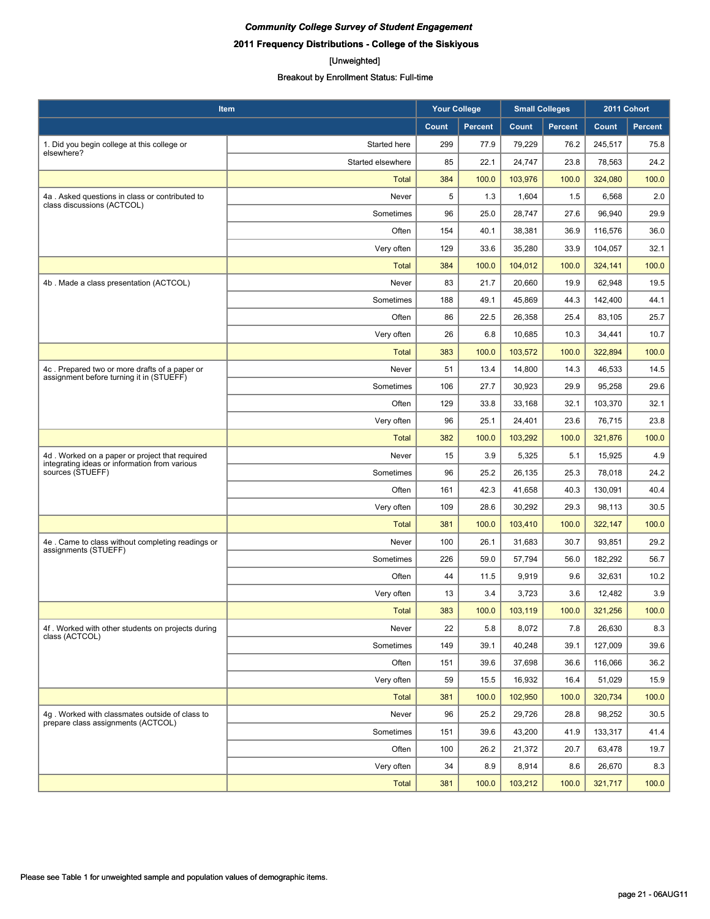*Community College Survey of Student Engagement*

**2011 Frequency Distributions - College of the Siskiyous**

[Unweighted]

Breakout by Enrollment Status: Full-time

| Item | | Your College | | Small Colleges | | 2011 Cohort | |
|---|---|---|---|---|---|---|---|
| | | Count | Percent | Count | Percent | Count | Percent |
| 1. Did you begin college at this college or elsewhere? | Started here | 299 | 77.9 | 79,229 | 76.2 | 245,517 | 75.8 |
| | Started elsewhere | 85 | 22.1 | 24,747 | 23.8 | 78,563 | 24.2 |
| | Total | 384 | 100.0 | 103,976 | 100.0 | 324,080 | 100.0 |
| 4a . Asked questions in class or contributed to class discussions (ACTCOL) | Never | 5 | 1.3 | 1,604 | 1.5 | 6,568 | 2.0 |
| | Sometimes | 96 | 25.0 | 28,747 | 27.6 | 96,940 | 29.9 |
| | Often | 154 | 40.1 | 38,381 | 36.9 | 116,576 | 36.0 |
| | Very often | 129 | 33.6 | 35,280 | 33.9 | 104,057 | 32.1 |
| | Total | 384 | 100.0 | 104,012 | 100.0 | 324,141 | 100.0 |
| 4b . Made a class presentation (ACTCOL) | Never | 83 | 21.7 | 20,660 | 19.9 | 62,948 | 19.5 |
| | Sometimes | 188 | 49.1 | 45,869 | 44.3 | 142,400 | 44.1 |
| | Often | 86 | 22.5 | 26,358 | 25.4 | 83,105 | 25.7 |
| | Very often | 26 | 6.8 | 10,685 | 10.3 | 34,441 | 10.7 |
| | Total | 383 | 100.0 | 103,572 | 100.0 | 322,894 | 100.0 |
| 4c . Prepared two or more drafts of a paper or assignment before turning it in (STUEFF) | Never | 51 | 13.4 | 14,800 | 14.3 | 46,533 | 14.5 |
| | Sometimes | 106 | 27.7 | 30,923 | 29.9 | 95,258 | 29.6 |
| | Often | 129 | 33.8 | 33,168 | 32.1 | 103,370 | 32.1 |
| | Very often | 96 | 25.1 | 24,401 | 23.6 | 76,715 | 23.8 |
| | Total | 382 | 100.0 | 103,292 | 100.0 | 321,876 | 100.0 |
| 4d . Worked on a paper or project that required integrating ideas or information from various sources (STUEFF) | Never | 15 | 3.9 | 5,325 | 5.1 | 15,925 | 4.9 |
| | Sometimes | 96 | 25.2 | 26,135 | 25.3 | 78,018 | 24.2 |
| | Often | 161 | 42.3 | 41,658 | 40.3 | 130,091 | 40.4 |
| | Very often | 109 | 28.6 | 30,292 | 29.3 | 98,113 | 30.5 |
| | Total | 381 | 100.0 | 103,410 | 100.0 | 322,147 | 100.0 |
| 4e . Came to class without completing readings or assignments (STUEFF) | Never | 100 | 26.1 | 31,683 | 30.7 | 93,851 | 29.2 |
| | Sometimes | 226 | 59.0 | 57,794 | 56.0 | 182,292 | 56.7 |
| | Often | 44 | 11.5 | 9,919 | 9.6 | 32,631 | 10.2 |
| | Very often | 13 | 3.4 | 3,723 | 3.6 | 12,482 | 3.9 |
| | Total | 383 | 100.0 | 103,119 | 100.0 | 321,256 | 100.0 |
| 4f . Worked with other students on projects during class (ACTCOL) | Never | 22 | 5.8 | 8,072 | 7.8 | 26,630 | 8.3 |
| | Sometimes | 149 | 39.1 | 40,248 | 39.1 | 127,009 | 39.6 |
| | Often | 151 | 39.6 | 37,698 | 36.6 | 116,066 | 36.2 |
| | Very often | 59 | 15.5 | 16,932 | 16.4 | 51,029 | 15.9 |
| | Total | 381 | 100.0 | 102,950 | 100.0 | 320,734 | 100.0 |
| 4g . Worked with classmates outside of class to prepare class assignments (ACTCOL) | Never | 96 | 25.2 | 29,726 | 28.8 | 98,252 | 30.5 |
| | Sometimes | 151 | 39.6 | 43,200 | 41.9 | 133,317 | 41.4 |
| | Often | 100 | 26.2 | 21,372 | 20.7 | 63,478 | 19.7 |
| | Very often | 34 | 8.9 | 8,914 | 8.6 | 26,670 | 8.3 |
| | Total | 381 | 100.0 | 103,212 | 100.0 | 321,717 | 100.0 |

Please see Table 1 for unweighted sample and population values of demographic items.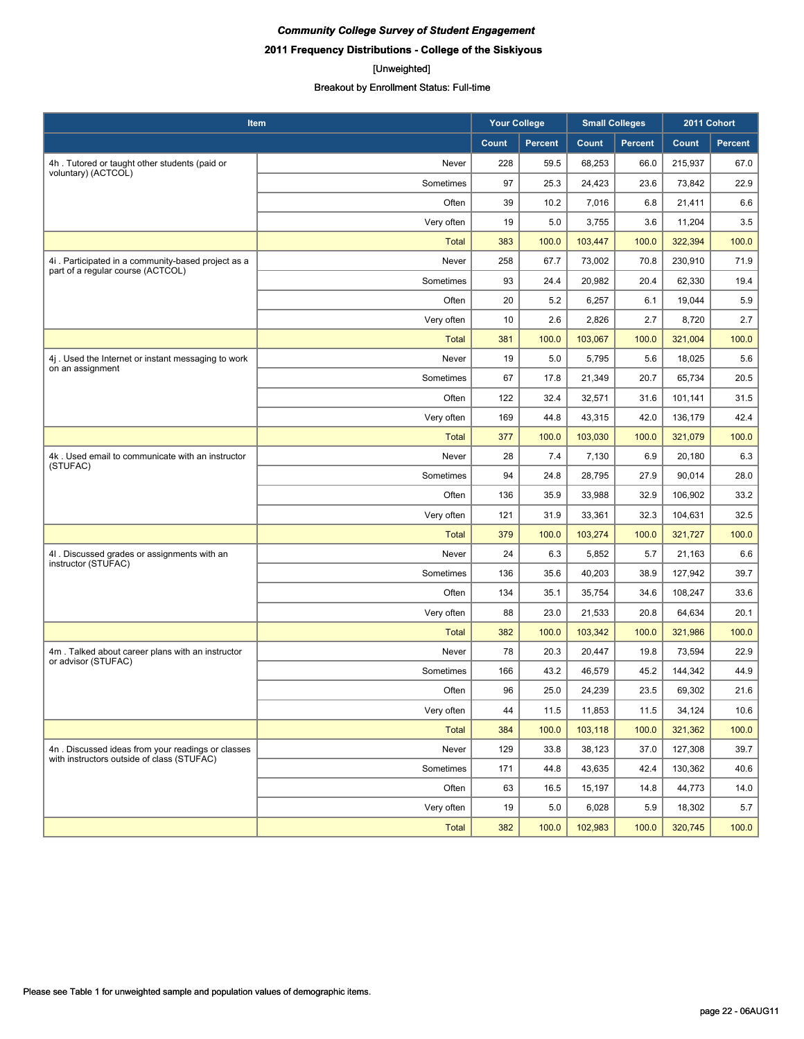*Community College Survey of Student Engagement*

**2011 Frequency Distributions - College of the Siskiyous**

[Unweighted]

Breakout by Enrollment Status: Full-time

| Item | | Your College | | Small Colleges | | 2011 Cohort | |
|---|---|---|---|---|---|---|---|
| | | Count | Percent | Count | Percent | Count | Percent |
| 4h . Tutored or taught other students (paid or voluntary) (ACTCOL) | Never | 228 | 59.5 | 68,253 | 66.0 | 215,937 | 67.0 |
| | Sometimes | 97 | 25.3 | 24,423 | 23.6 | 73,842 | 22.9 |
| | Often | 39 | 10.2 | 7,016 | 6.8 | 21,411 | 6.6 |
| | Very often | 19 | 5.0 | 3,755 | 3.6 | 11,204 | 3.5 |
| | Total | 383 | 100.0 | 103,447 | 100.0 | 322,394 | 100.0 |
| 4i . Participated in a community-based project as a part of a regular course (ACTCOL) | Never | 258 | 67.7 | 73,002 | 70.8 | 230,910 | 71.9 |
| | Sometimes | 93 | 24.4 | 20,982 | 20.4 | 62,330 | 19.4 |
| | Often | 20 | 5.2 | 6,257 | 6.1 | 19,044 | 5.9 |
| | Very often | 10 | 2.6 | 2,826 | 2.7 | 8,720 | 2.7 |
| | Total | 381 | 100.0 | 103,067 | 100.0 | 321,004 | 100.0 |
| 4j . Used the Internet or instant messaging to work on an assignment | Never | 19 | 5.0 | 5,795 | 5.6 | 18,025 | 5.6 |
| | Sometimes | 67 | 17.8 | 21,349 | 20.7 | 65,734 | 20.5 |
| | Often | 122 | 32.4 | 32,571 | 31.6 | 101,141 | 31.5 |
| | Very often | 169 | 44.8 | 43,315 | 42.0 | 136,179 | 42.4 |
| | Total | 377 | 100.0 | 103,030 | 100.0 | 321,079 | 100.0 |
| 4k . Used email to communicate with an instructor (STUFAC) | Never | 28 | 7.4 | 7,130 | 6.9 | 20,180 | 6.3 |
| | Sometimes | 94 | 24.8 | 28,795 | 27.9 | 90,014 | 28.0 |
| | Often | 136 | 35.9 | 33,988 | 32.9 | 106,902 | 33.2 |
| | Very often | 121 | 31.9 | 33,361 | 32.3 | 104,631 | 32.5 |
| | Total | 379 | 100.0 | 103,274 | 100.0 | 321,727 | 100.0 |
| 4l . Discussed grades or assignments with an instructor (STUFAC) | Never | 24 | 6.3 | 5,852 | 5.7 | 21,163 | 6.6 |
| | Sometimes | 136 | 35.6 | 40,203 | 38.9 | 127,942 | 39.7 |
| | Often | 134 | 35.1 | 35,754 | 34.6 | 108,247 | 33.6 |
| | Very often | 88 | 23.0 | 21,533 | 20.8 | 64,634 | 20.1 |
| | Total | 382 | 100.0 | 103,342 | 100.0 | 321,986 | 100.0 |
| 4m . Talked about career plans with an instructor or advisor (STUFAC) | Never | 78 | 20.3 | 20,447 | 19.8 | 73,594 | 22.9 |
| | Sometimes | 166 | 43.2 | 46,579 | 45.2 | 144,342 | 44.9 |
| | Often | 96 | 25.0 | 24,239 | 23.5 | 69,302 | 21.6 |
| | Very often | 44 | 11.5 | 11,853 | 11.5 | 34,124 | 10.6 |
| | Total | 384 | 100.0 | 103,118 | 100.0 | 321,362 | 100.0 |
| 4n . Discussed ideas from your readings or classes with instructors outside of class (STUFAC) | Never | 129 | 33.8 | 38,123 | 37.0 | 127,308 | 39.7 |
| | Sometimes | 171 | 44.8 | 43,635 | 42.4 | 130,362 | 40.6 |
| | Often | 63 | 16.5 | 15,197 | 14.8 | 44,773 | 14.0 |
| | Very often | 19 | 5.0 | 6,028 | 5.9 | 18,302 | 5.7 |
| | Total | 382 | 100.0 | 102,983 | 100.0 | 320,745 | 100.0 |

Please see Table 1 for unweighted sample and population values of demographic items.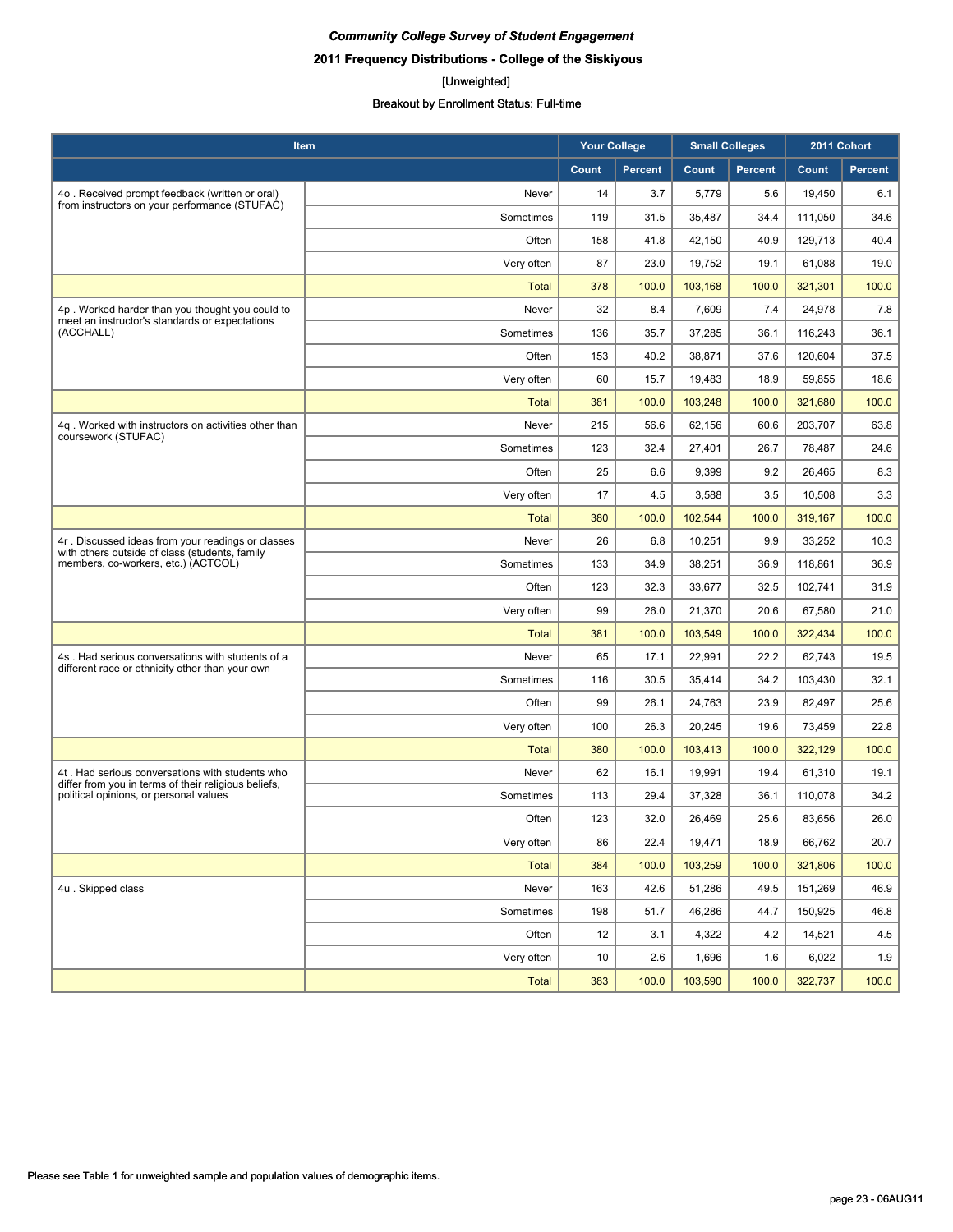*Community College Survey of Student Engagement*

**2011 Frequency Distributions - College of the Siskiyous**

[Unweighted]

Breakout by Enrollment Status: Full-time

| Item | | Your College | | Small Colleges | | 2011 Cohort | |
|---|---|---|---|---|---|---|---|
| | | Count | Percent | Count | Percent | Count | Percent |
| 4o . Received prompt feedback (written or oral) from instructors on your performance (STUFAC) | Never | 14 | 3.7 | 5,779 | 5.6 | 19,450 | 6.1 |
| | Sometimes | 119 | 31.5 | 35,487 | 34.4 | 111,050 | 34.6 |
| | Often | 158 | 41.8 | 42,150 | 40.9 | 129,713 | 40.4 |
| | Very often | 87 | 23.0 | 19,752 | 19.1 | 61,088 | 19.0 |
| | Total | 378 | 100.0 | 103,168 | 100.0 | 321,301 | 100.0 |
| 4p . Worked harder than you thought you could to meet an instructor's standards or expectations (ACCHALL) | Never | 32 | 8.4 | 7,609 | 7.4 | 24,978 | 7.8 |
| | Sometimes | 136 | 35.7 | 37,285 | 36.1 | 116,243 | 36.1 |
| | Often | 153 | 40.2 | 38,871 | 37.6 | 120,604 | 37.5 |
| | Very often | 60 | 15.7 | 19,483 | 18.9 | 59,855 | 18.6 |
| | Total | 381 | 100.0 | 103,248 | 100.0 | 321,680 | 100.0 |
| 4q . Worked with instructors on activities other than coursework (STUFAC) | Never | 215 | 56.6 | 62,156 | 60.6 | 203,707 | 63.8 |
| | Sometimes | 123 | 32.4 | 27,401 | 26.7 | 78,487 | 24.6 |
| | Often | 25 | 6.6 | 9,399 | 9.2 | 26,465 | 8.3 |
| | Very often | 17 | 4.5 | 3,588 | 3.5 | 10,508 | 3.3 |
| | Total | 380 | 100.0 | 102,544 | 100.0 | 319,167 | 100.0 |
| 4r . Discussed ideas from your readings or classes with others outside of class (students, family members, co-workers, etc.) (ACTCOL) | Never | 26 | 6.8 | 10,251 | 9.9 | 33,252 | 10.3 |
| | Sometimes | 133 | 34.9 | 38,251 | 36.9 | 118,861 | 36.9 |
| | Often | 123 | 32.3 | 33,677 | 32.5 | 102,741 | 31.9 |
| | Very often | 99 | 26.0 | 21,370 | 20.6 | 67,580 | 21.0 |
| | Total | 381 | 100.0 | 103,549 | 100.0 | 322,434 | 100.0 |
| 4s . Had serious conversations with students of a different race or ethnicity other than your own | Never | 65 | 17.1 | 22,991 | 22.2 | 62,743 | 19.5 |
| | Sometimes | 116 | 30.5 | 35,414 | 34.2 | 103,430 | 32.1 |
| | Often | 99 | 26.1 | 24,763 | 23.9 | 82,497 | 25.6 |
| | Very often | 100 | 26.3 | 20,245 | 19.6 | 73,459 | 22.8 |
| | Total | 380 | 100.0 | 103,413 | 100.0 | 322,129 | 100.0 |
| 4t . Had serious conversations with students who differ from you in terms of their religious beliefs, political opinions, or personal values | Never | 62 | 16.1 | 19,991 | 19.4 | 61,310 | 19.1 |
| | Sometimes | 113 | 29.4 | 37,328 | 36.1 | 110,078 | 34.2 |
| | Often | 123 | 32.0 | 26,469 | 25.6 | 83,656 | 26.0 |
| | Very often | 86 | 22.4 | 19,471 | 18.9 | 66,762 | 20.7 |
| | Total | 384 | 100.0 | 103,259 | 100.0 | 321,806 | 100.0 |
| 4u . Skipped class | Never | 163 | 42.6 | 51,286 | 49.5 | 151,269 | 46.9 |
| | Sometimes | 198 | 51.7 | 46,286 | 44.7 | 150,925 | 46.8 |
| | Often | 12 | 3.1 | 4,322 | 4.2 | 14,521 | 4.5 |
| | Very often | 10 | 2.6 | 1,696 | 1.6 | 6,022 | 1.9 |
| | Total | 383 | 100.0 | 103,590 | 100.0 | 322,737 | 100.0 |

Please see Table 1 for unweighted sample and population values of demographic items.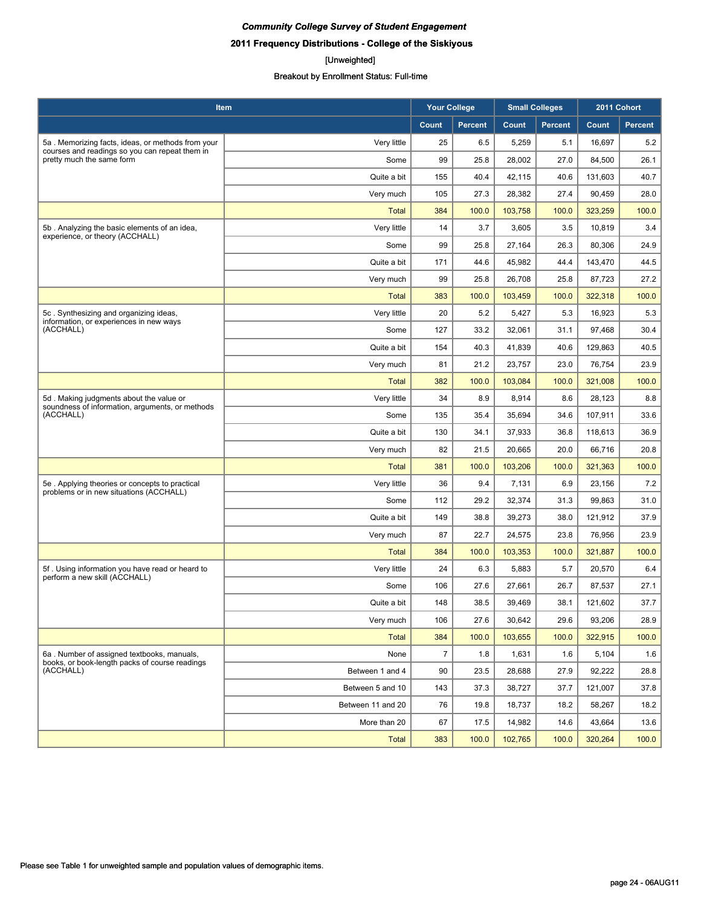***Community College Survey of Student Engagement***

**2011 Frequency Distributions - College of the Siskiyous**

[Unweighted]

Breakout by Enrollment Status: Full-time

| Item | | Your College | | Small Colleges | | 2011 Cohort | |
|---|---|---|---|---|---|---|---|
| | | Count | Percent | Count | Percent | Count | Percent |
| 5a . Memorizing facts, ideas, or methods from your courses and readings so you can repeat them in pretty much the same form | Very little | 25 | 6.5 | 5,259 | 5.1 | 16,697 | 5.2 |
| | Some | 99 | 25.8 | 28,002 | 27.0 | 84,500 | 26.1 |
| | Quite a bit | 155 | 40.4 | 42,115 | 40.6 | 131,603 | 40.7 |
| | Very much | 105 | 27.3 | 28,382 | 27.4 | 90,459 | 28.0 |
| | Total | 384 | 100.0 | 103,758 | 100.0 | 323,259 | 100.0 |
| 5b . Analyzing the basic elements of an idea, experience, or theory (ACCHALL) | Very little | 14 | 3.7 | 3,605 | 3.5 | 10,819 | 3.4 |
| | Some | 99 | 25.8 | 27,164 | 26.3 | 80,306 | 24.9 |
| | Quite a bit | 171 | 44.6 | 45,982 | 44.4 | 143,470 | 44.5 |
| | Very much | 99 | 25.8 | 26,708 | 25.8 | 87,723 | 27.2 |
| | Total | 383 | 100.0 | 103,459 | 100.0 | 322,318 | 100.0 |
| 5c . Synthesizing and organizing ideas, information, or experiences in new ways (ACCHALL) | Very little | 20 | 5.2 | 5,427 | 5.3 | 16,923 | 5.3 |
| | Some | 127 | 33.2 | 32,061 | 31.1 | 97,468 | 30.4 |
| | Quite a bit | 154 | 40.3 | 41,839 | 40.6 | 129,863 | 40.5 |
| | Very much | 81 | 21.2 | 23,757 | 23.0 | 76,754 | 23.9 |
| | Total | 382 | 100.0 | 103,084 | 100.0 | 321,008 | 100.0 |
| 5d . Making judgments about the value or soundness of information, arguments, or methods (ACCHALL) | Very little | 34 | 8.9 | 8,914 | 8.6 | 28,123 | 8.8 |
| | Some | 135 | 35.4 | 35,694 | 34.6 | 107,911 | 33.6 |
| | Quite a bit | 130 | 34.1 | 37,933 | 36.8 | 118,613 | 36.9 |
| | Very much | 82 | 21.5 | 20,665 | 20.0 | 66,716 | 20.8 |
| | Total | 381 | 100.0 | 103,206 | 100.0 | 321,363 | 100.0 |
| 5e . Applying theories or concepts to practical problems or in new situations (ACCHALL) | Very little | 36 | 9.4 | 7,131 | 6.9 | 23,156 | 7.2 |
| | Some | 112 | 29.2 | 32,374 | 31.3 | 99,863 | 31.0 |
| | Quite a bit | 149 | 38.8 | 39,273 | 38.0 | 121,912 | 37.9 |
| | Very much | 87 | 22.7 | 24,575 | 23.8 | 76,956 | 23.9 |
| | Total | 384 | 100.0 | 103,353 | 100.0 | 321,887 | 100.0 |
| 5f . Using information you have read or heard to perform a new skill (ACCHALL) | Very little | 24 | 6.3 | 5,883 | 5.7 | 20,570 | 6.4 |
| | Some | 106 | 27.6 | 27,661 | 26.7 | 87,537 | 27.1 |
| | Quite a bit | 148 | 38.5 | 39,469 | 38.1 | 121,602 | 37.7 |
| | Very much | 106 | 27.6 | 30,642 | 29.6 | 93,206 | 28.9 |
| | Total | 384 | 100.0 | 103,655 | 100.0 | 322,915 | 100.0 |
| 6a . Number of assigned textbooks, manuals, books, or book-length packs of course readings (ACCHALL) | None | 7 | 1.8 | 1,631 | 1.6 | 5,104 | 1.6 |
| | Between 1 and 4 | 90 | 23.5 | 28,688 | 27.9 | 92,222 | 28.8 |
| | Between 5 and 10 | 143 | 37.3 | 38,727 | 37.7 | 121,007 | 37.8 |
| | Between 11 and 20 | 76 | 19.8 | 18,737 | 18.2 | 58,267 | 18.2 |
| | More than 20 | 67 | 17.5 | 14,982 | 14.6 | 43,664 | 13.6 |
| | Total | 383 | 100.0 | 102,765 | 100.0 | 320,264 | 100.0 |

Please see Table 1 for unweighted sample and population values of demographic items.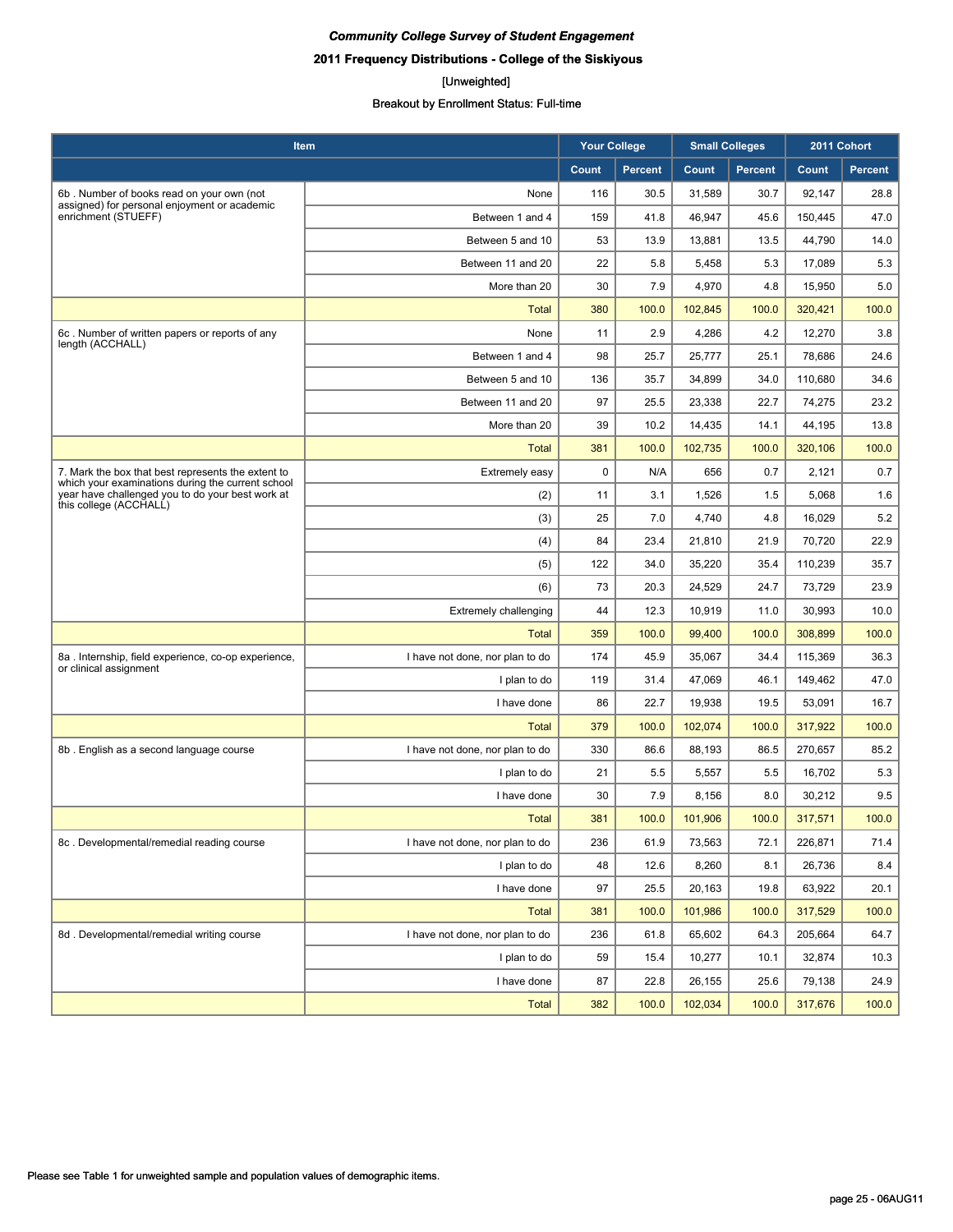***Community College Survey of Student Engagement***

**2011 Frequency Distributions - College of the Siskiyous**

[Unweighted]

Breakout by Enrollment Status: Full-time

| Item | | Your College | | Small Colleges | | 2011 Cohort | |
|---|---|---|---|---|---|---|---|
| | | Count | Percent | Count | Percent | Count | Percent |
| 6b . Number of books read on your own (not assigned) for personal enjoyment or academic enrichment (STUEFF) | None | 116 | 30.5 | 31,589 | 30.7 | 92,147 | 28.8 |
| | Between 1 and 4 | 159 | 41.8 | 46,947 | 45.6 | 150,445 | 47.0 |
| | Between 5 and 10 | 53 | 13.9 | 13,881 | 13.5 | 44,790 | 14.0 |
| | Between 11 and 20 | 22 | 5.8 | 5,458 | 5.3 | 17,089 | 5.3 |
| | More than 20 | 30 | 7.9 | 4,970 | 4.8 | 15,950 | 5.0 |
| | Total | 380 | 100.0 | 102,845 | 100.0 | 320,421 | 100.0 |
| 6c . Number of written papers or reports of any length (ACCHALL) | None | 11 | 2.9 | 4,286 | 4.2 | 12,270 | 3.8 |
| | Between 1 and 4 | 98 | 25.7 | 25,777 | 25.1 | 78,686 | 24.6 |
| | Between 5 and 10 | 136 | 35.7 | 34,899 | 34.0 | 110,680 | 34.6 |
| | Between 11 and 20 | 97 | 25.5 | 23,338 | 22.7 | 74,275 | 23.2 |
| | More than 20 | 39 | 10.2 | 14,435 | 14.1 | 44,195 | 13.8 |
| | Total | 381 | 100.0 | 102,735 | 100.0 | 320,106 | 100.0 |
| 7. Mark the box that best represents the extent to which your examinations during the current school year have challenged you to do your best work at this college (ACCHALL) | Extremely easy | 0 | N/A | 656 | 0.7 | 2,121 | 0.7 |
| | (2) | 11 | 3.1 | 1,526 | 1.5 | 5,068 | 1.6 |
| | (3) | 25 | 7.0 | 4,740 | 4.8 | 16,029 | 5.2 |
| | (4) | 84 | 23.4 | 21,810 | 21.9 | 70,720 | 22.9 |
| | (5) | 122 | 34.0 | 35,220 | 35.4 | 110,239 | 35.7 |
| | (6) | 73 | 20.3 | 24,529 | 24.7 | 73,729 | 23.9 |
| | Extremely challenging | 44 | 12.3 | 10,919 | 11.0 | 30,993 | 10.0 |
| | Total | 359 | 100.0 | 99,400 | 100.0 | 308,899 | 100.0 |
| 8a . Internship, field experience, co-op experience, or clinical assignment | I have not done, nor plan to do | 174 | 45.9 | 35,067 | 34.4 | 115,369 | 36.3 |
| | I plan to do | 119 | 31.4 | 47,069 | 46.1 | 149,462 | 47.0 |
| | I have done | 86 | 22.7 | 19,938 | 19.5 | 53,091 | 16.7 |
| | Total | 379 | 100.0 | 102,074 | 100.0 | 317,922 | 100.0 |
| 8b . English as a second language course | I have not done, nor plan to do | 330 | 86.6 | 88,193 | 86.5 | 270,657 | 85.2 |
| | I plan to do | 21 | 5.5 | 5,557 | 5.5 | 16,702 | 5.3 |
| | I have done | 30 | 7.9 | 8,156 | 8.0 | 30,212 | 9.5 |
| | Total | 381 | 100.0 | 101,906 | 100.0 | 317,571 | 100.0 |
| 8c . Developmental/remedial reading course | I have not done, nor plan to do | 236 | 61.9 | 73,563 | 72.1 | 226,871 | 71.4 |
| | I plan to do | 48 | 12.6 | 8,260 | 8.1 | 26,736 | 8.4 |
| | I have done | 97 | 25.5 | 20,163 | 19.8 | 63,922 | 20.1 |
| | Total | 381 | 100.0 | 101,986 | 100.0 | 317,529 | 100.0 |
| 8d . Developmental/remedial writing course | I have not done, nor plan to do | 236 | 61.8 | 65,602 | 64.3 | 205,664 | 64.7 |
| | I plan to do | 59 | 15.4 | 10,277 | 10.1 | 32,874 | 10.3 |
| | I have done | 87 | 22.8 | 26,155 | 25.6 | 79,138 | 24.9 |
| | Total | 382 | 100.0 | 102,034 | 100.0 | 317,676 | 100.0 |

Please see Table 1 for unweighted sample and population values of demographic items.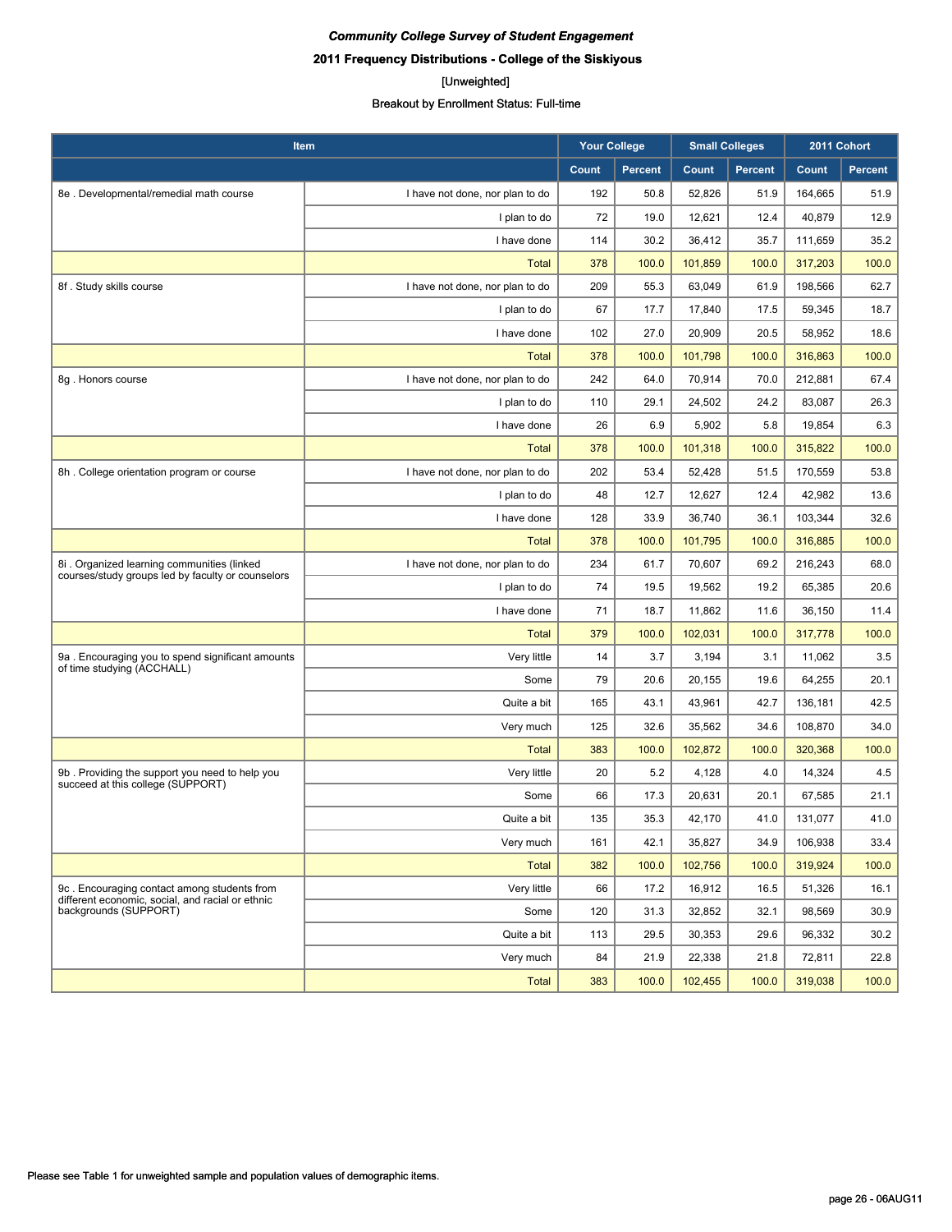*Community College Survey of Student Engagement*

**2011 Frequency Distributions - College of the Siskiyous**

[Unweighted]

Breakout by Enrollment Status: Full-time

| Item | | Your College | | Small Colleges | | 2011 Cohort | |
|---|---|---|---|---|---|---|---|
| | | Count | Percent | Count | Percent | Count | Percent |
| 8e . Developmental/remedial math course | I have not done, nor plan to do | 192 | 50.8 | 52,826 | 51.9 | 164,665 | 51.9 |
| | I plan to do | 72 | 19.0 | 12,621 | 12.4 | 40,879 | 12.9 |
| | I have done | 114 | 30.2 | 36,412 | 35.7 | 111,659 | 35.2 |
| | Total | 378 | 100.0 | 101,859 | 100.0 | 317,203 | 100.0 |
| 8f . Study skills course | I have not done, nor plan to do | 209 | 55.3 | 63,049 | 61.9 | 198,566 | 62.7 |
| | I plan to do | 67 | 17.7 | 17,840 | 17.5 | 59,345 | 18.7 |
| | I have done | 102 | 27.0 | 20,909 | 20.5 | 58,952 | 18.6 |
| | Total | 378 | 100.0 | 101,798 | 100.0 | 316,863 | 100.0 |
| 8g . Honors course | I have not done, nor plan to do | 242 | 64.0 | 70,914 | 70.0 | 212,881 | 67.4 |
| | I plan to do | 110 | 29.1 | 24,502 | 24.2 | 83,087 | 26.3 |
| | I have done | 26 | 6.9 | 5,902 | 5.8 | 19,854 | 6.3 |
| | Total | 378 | 100.0 | 101,318 | 100.0 | 315,822 | 100.0 |
| 8h . College orientation program or course | I have not done, nor plan to do | 202 | 53.4 | 52,428 | 51.5 | 170,559 | 53.8 |
| | I plan to do | 48 | 12.7 | 12,627 | 12.4 | 42,982 | 13.6 |
| | I have done | 128 | 33.9 | 36,740 | 36.1 | 103,344 | 32.6 |
| | Total | 378 | 100.0 | 101,795 | 100.0 | 316,885 | 100.0 |
| 8i . Organized learning communities (linked courses/study groups led by faculty or counselors | I have not done, nor plan to do | 234 | 61.7 | 70,607 | 69.2 | 216,243 | 68.0 |
| | I plan to do | 74 | 19.5 | 19,562 | 19.2 | 65,385 | 20.6 |
| | I have done | 71 | 18.7 | 11,862 | 11.6 | 36,150 | 11.4 |
| | Total | 379 | 100.0 | 102,031 | 100.0 | 317,778 | 100.0 |
| 9a . Encouraging you to spend significant amounts of time studying (ACCHALL) | Very little | 14 | 3.7 | 3,194 | 3.1 | 11,062 | 3.5 |
| | Some | 79 | 20.6 | 20,155 | 19.6 | 64,255 | 20.1 |
| | Quite a bit | 165 | 43.1 | 43,961 | 42.7 | 136,181 | 42.5 |
| | Very much | 125 | 32.6 | 35,562 | 34.6 | 108,870 | 34.0 |
| | Total | 383 | 100.0 | 102,872 | 100.0 | 320,368 | 100.0 |
| 9b . Providing the support you need to help you succeed at this college (SUPPORT) | Very little | 20 | 5.2 | 4,128 | 4.0 | 14,324 | 4.5 |
| | Some | 66 | 17.3 | 20,631 | 20.1 | 67,585 | 21.1 |
| | Quite a bit | 135 | 35.3 | 42,170 | 41.0 | 131,077 | 41.0 |
| | Very much | 161 | 42.1 | 35,827 | 34.9 | 106,938 | 33.4 |
| | Total | 382 | 100.0 | 102,756 | 100.0 | 319,924 | 100.0 |
| 9c . Encouraging contact among students from different economic, social, and racial or ethnic backgrounds (SUPPORT) | Very little | 66 | 17.2 | 16,912 | 16.5 | 51,326 | 16.1 |
| | Some | 120 | 31.3 | 32,852 | 32.1 | 98,569 | 30.9 |
| | Quite a bit | 113 | 29.5 | 30,353 | 29.6 | 96,332 | 30.2 |
| | Very much | 84 | 21.9 | 22,338 | 21.8 | 72,811 | 22.8 |
| | Total | 383 | 100.0 | 102,455 | 100.0 | 319,038 | 100.0 |

Please see Table 1 for unweighted sample and population values of demographic items.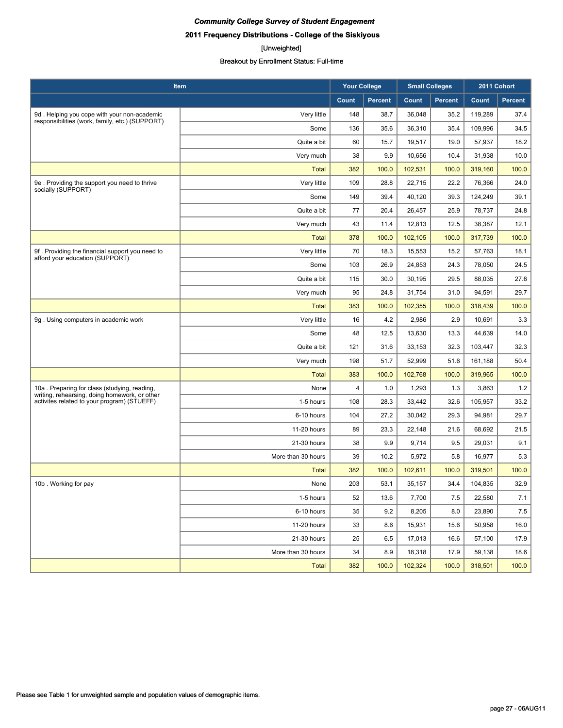*Community College Survey of Student Engagement*

**2011 Frequency Distributions - College of the Siskiyous**

[Unweighted]

Breakout by Enrollment Status: Full-time

| Item | | Your College | | Small Colleges | | 2011 Cohort | |
|---|---|---|---|---|---|---|---|
| | | Count | Percent | Count | Percent | Count | Percent |
| 9d . Helping you cope with your non-academic responsibilities (work, family, etc.) (SUPPORT) | Very little | 148 | 38.7 | 36,048 | 35.2 | 119,289 | 37.4 |
| | Some | 136 | 35.6 | 36,310 | 35.4 | 109,996 | 34.5 |
| | Quite a bit | 60 | 15.7 | 19,517 | 19.0 | 57,937 | 18.2 |
| | Very much | 38 | 9.9 | 10,656 | 10.4 | 31,938 | 10.0 |
| | Total | 382 | 100.0 | 102,531 | 100.0 | 319,160 | 100.0 |
| 9e . Providing the support you need to thrive socially (SUPPORT) | Very little | 109 | 28.8 | 22,715 | 22.2 | 76,366 | 24.0 |
| | Some | 149 | 39.4 | 40,120 | 39.3 | 124,249 | 39.1 |
| | Quite a bit | 77 | 20.4 | 26,457 | 25.9 | 78,737 | 24.8 |
| | Very much | 43 | 11.4 | 12,813 | 12.5 | 38,387 | 12.1 |
| | Total | 378 | 100.0 | 102,105 | 100.0 | 317,739 | 100.0 |
| 9f . Providing the financial support you need to afford your education (SUPPORT) | Very little | 70 | 18.3 | 15,553 | 15.2 | 57,763 | 18.1 |
| | Some | 103 | 26.9 | 24,853 | 24.3 | 78,050 | 24.5 |
| | Quite a bit | 115 | 30.0 | 30,195 | 29.5 | 88,035 | 27.6 |
| | Very much | 95 | 24.8 | 31,754 | 31.0 | 94,591 | 29.7 |
| | Total | 383 | 100.0 | 102,355 | 100.0 | 318,439 | 100.0 |
| 9g . Using computers in academic work | Very little | 16 | 4.2 | 2,986 | 2.9 | 10,691 | 3.3 |
| | Some | 48 | 12.5 | 13,630 | 13.3 | 44,639 | 14.0 |
| | Quite a bit | 121 | 31.6 | 33,153 | 32.3 | 103,447 | 32.3 |
| | Very much | 198 | 51.7 | 52,999 | 51.6 | 161,188 | 50.4 |
| | Total | 383 | 100.0 | 102,768 | 100.0 | 319,965 | 100.0 |
| 10a . Preparing for class (studying, reading, writing, rehearsing, doing homework, or other activites related to your program) (STUEFF) | None | 4 | 1.0 | 1,293 | 1.3 | 3,863 | 1.2 |
| | 1-5 hours | 108 | 28.3 | 33,442 | 32.6 | 105,957 | 33.2 |
| | 6-10 hours | 104 | 27.2 | 30,042 | 29.3 | 94,981 | 29.7 |
| | 11-20 hours | 89 | 23.3 | 22,148 | 21.6 | 68,692 | 21.5 |
| | 21-30 hours | 38 | 9.9 | 9,714 | 9.5 | 29,031 | 9.1 |
| | More than 30 hours | 39 | 10.2 | 5,972 | 5.8 | 16,977 | 5.3 |
| | Total | 382 | 100.0 | 102,611 | 100.0 | 319,501 | 100.0 |
| 10b . Working for pay | None | 203 | 53.1 | 35,157 | 34.4 | 104,835 | 32.9 |
| | 1-5 hours | 52 | 13.6 | 7,700 | 7.5 | 22,580 | 7.1 |
| | 6-10 hours | 35 | 9.2 | 8,205 | 8.0 | 23,890 | 7.5 |
| | 11-20 hours | 33 | 8.6 | 15,931 | 15.6 | 50,958 | 16.0 |
| | 21-30 hours | 25 | 6.5 | 17,013 | 16.6 | 57,100 | 17.9 |
| | More than 30 hours | 34 | 8.9 | 18,318 | 17.9 | 59,138 | 18.6 |
| | Total | 382 | 100.0 | 102,324 | 100.0 | 318,501 | 100.0 |

Please see Table 1 for unweighted sample and population values of demographic items.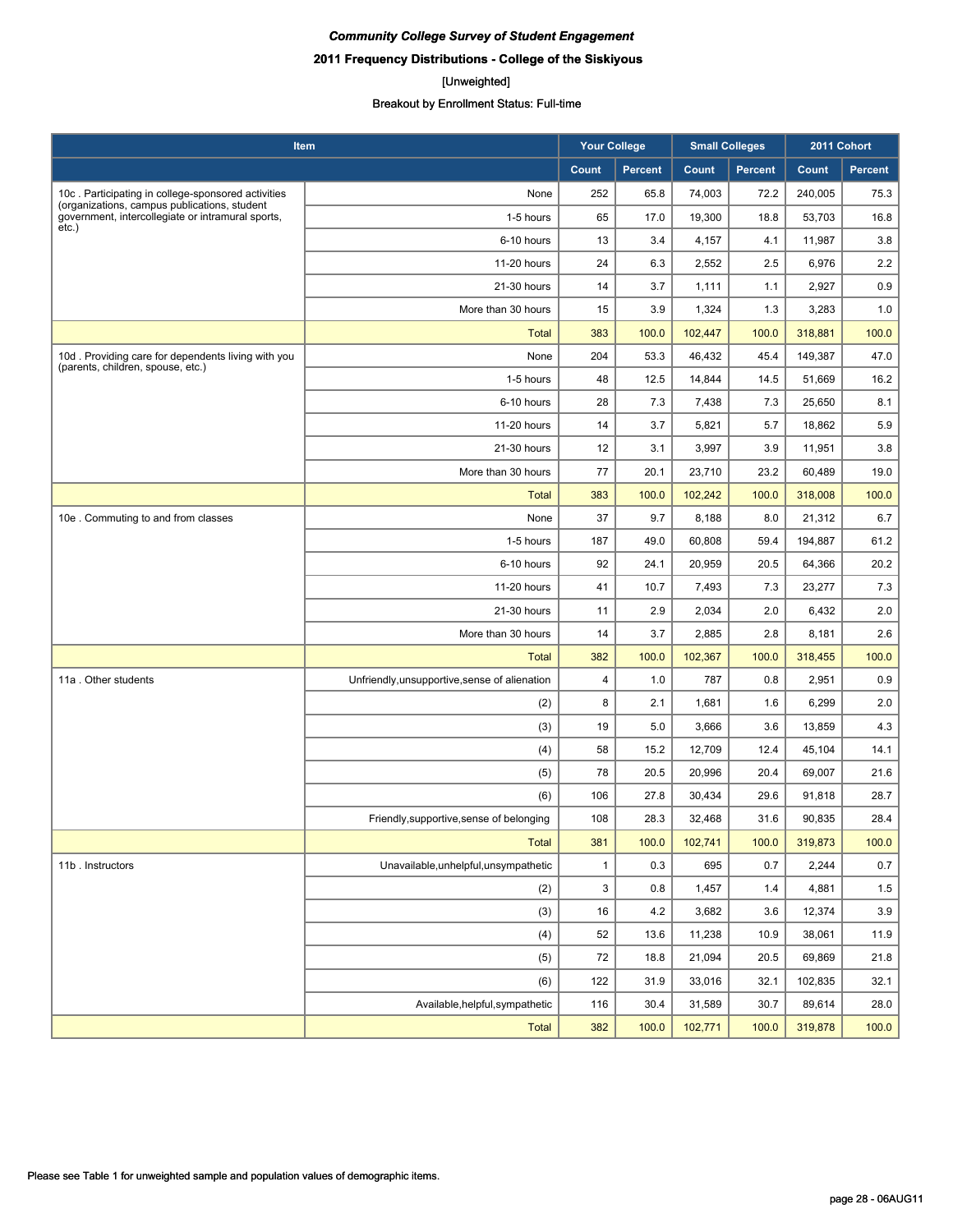*Community College Survey of Student Engagement*

**2011 Frequency Distributions - College of the Siskiyous**

[Unweighted]

Breakout by Enrollment Status: Full-time

| Item | | Your College | | Small Colleges | | 2011 Cohort | |
|---|---|---|---|---|---|---|---|
| | | Count | Percent | Count | Percent | Count | Percent |
| 10c . Participating in college-sponsored activities (organizations, campus publications, student government, intercollegiate or intramural sports, etc.) | None | 252 | 65.8 | 74,003 | 72.2 | 240,005 | 75.3 |
| | 1-5 hours | 65 | 17.0 | 19,300 | 18.8 | 53,703 | 16.8 |
| | 6-10 hours | 13 | 3.4 | 4,157 | 4.1 | 11,987 | 3.8 |
| | 11-20 hours | 24 | 6.3 | 2,552 | 2.5 | 6,976 | 2.2 |
| | 21-30 hours | 14 | 3.7 | 1,111 | 1.1 | 2,927 | 0.9 |
| | More than 30 hours | 15 | 3.9 | 1,324 | 1.3 | 3,283 | 1.0 |
| | Total | 383 | 100.0 | 102,447 | 100.0 | 318,881 | 100.0 |
| 10d . Providing care for dependents living with you (parents, children, spouse, etc.) | None | 204 | 53.3 | 46,432 | 45.4 | 149,387 | 47.0 |
| | 1-5 hours | 48 | 12.5 | 14,844 | 14.5 | 51,669 | 16.2 |
| | 6-10 hours | 28 | 7.3 | 7,438 | 7.3 | 25,650 | 8.1 |
| | 11-20 hours | 14 | 3.7 | 5,821 | 5.7 | 18,862 | 5.9 |
| | 21-30 hours | 12 | 3.1 | 3,997 | 3.9 | 11,951 | 3.8 |
| | More than 30 hours | 77 | 20.1 | 23,710 | 23.2 | 60,489 | 19.0 |
| | Total | 383 | 100.0 | 102,242 | 100.0 | 318,008 | 100.0 |
| 10e . Commuting to and from classes | None | 37 | 9.7 | 8,188 | 8.0 | 21,312 | 6.7 |
| | 1-5 hours | 187 | 49.0 | 60,808 | 59.4 | 194,887 | 61.2 |
| | 6-10 hours | 92 | 24.1 | 20,959 | 20.5 | 64,366 | 20.2 |
| | 11-20 hours | 41 | 10.7 | 7,493 | 7.3 | 23,277 | 7.3 |
| | 21-30 hours | 11 | 2.9 | 2,034 | 2.0 | 6,432 | 2.0 |
| | More than 30 hours | 14 | 3.7 | 2,885 | 2.8 | 8,181 | 2.6 |
| | Total | 382 | 100.0 | 102,367 | 100.0 | 318,455 | 100.0 |
| 11a . Other students | Unfriendly,unsupportive,sense of alienation | 4 | 1.0 | 787 | 0.8 | 2,951 | 0.9 |
| | (2) | 8 | 2.1 | 1,681 | 1.6 | 6,299 | 2.0 |
| | (3) | 19 | 5.0 | 3,666 | 3.6 | 13,859 | 4.3 |
| | (4) | 58 | 15.2 | 12,709 | 12.4 | 45,104 | 14.1 |
| | (5) | 78 | 20.5 | 20,996 | 20.4 | 69,007 | 21.6 |
| | (6) | 106 | 27.8 | 30,434 | 29.6 | 91,818 | 28.7 |
| | Friendly,supportive,sense of belonging | 108 | 28.3 | 32,468 | 31.6 | 90,835 | 28.4 |
| | Total | 381 | 100.0 | 102,741 | 100.0 | 319,873 | 100.0 |
| 11b . Instructors | Unavailable,unhelpful,unsympathetic | 1 | 0.3 | 695 | 0.7 | 2,244 | 0.7 |
| | (2) | 3 | 0.8 | 1,457 | 1.4 | 4,881 | 1.5 |
| | (3) | 16 | 4.2 | 3,682 | 3.6 | 12,374 | 3.9 |
| | (4) | 52 | 13.6 | 11,238 | 10.9 | 38,061 | 11.9 |
| | (5) | 72 | 18.8 | 21,094 | 20.5 | 69,869 | 21.8 |
| | (6) | 122 | 31.9 | 33,016 | 32.1 | 102,835 | 32.1 |
| | Available,helpful,sympathetic | 116 | 30.4 | 31,589 | 30.7 | 89,614 | 28.0 |
| | Total | 382 | 100.0 | 102,771 | 100.0 | 319,878 | 100.0 |

Please see Table 1 for unweighted sample and population values of demographic items.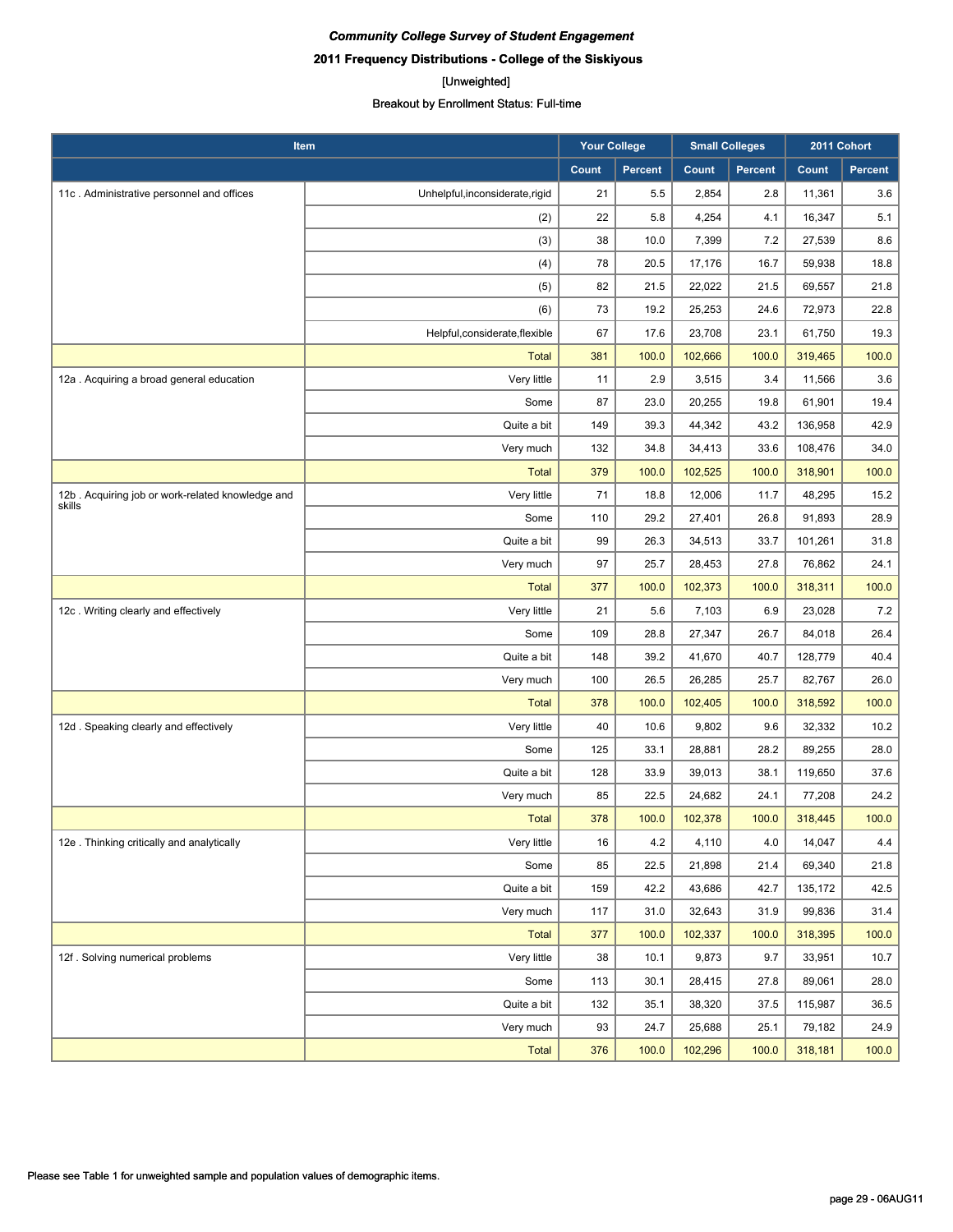*Community College Survey of Student Engagement*

**2011 Frequency Distributions - College of the Siskiyous**

[Unweighted]

Breakout by Enrollment Status: Full-time

| Item | | Your College | | Small Colleges | | 2011 Cohort | |
|---|---|---|---|---|---|---|---|
| | | Count | Percent | Count | Percent | Count | Percent |
| 11c . Administrative personnel and offices | Unhelpful,inconsiderate,rigid | 21 | 5.5 | 2,854 | 2.8 | 11,361 | 3.6 |
| | (2) | 22 | 5.8 | 4,254 | 4.1 | 16,347 | 5.1 |
| | (3) | 38 | 10.0 | 7,399 | 7.2 | 27,539 | 8.6 |
| | (4) | 78 | 20.5 | 17,176 | 16.7 | 59,938 | 18.8 |
| | (5) | 82 | 21.5 | 22,022 | 21.5 | 69,557 | 21.8 |
| | (6) | 73 | 19.2 | 25,253 | 24.6 | 72,973 | 22.8 |
| | Helpful,considerate,flexible | 67 | 17.6 | 23,708 | 23.1 | 61,750 | 19.3 |
| | Total | 381 | 100.0 | 102,666 | 100.0 | 319,465 | 100.0 |
| 12a . Acquiring a broad general education | Very little | 11 | 2.9 | 3,515 | 3.4 | 11,566 | 3.6 |
| | Some | 87 | 23.0 | 20,255 | 19.8 | 61,901 | 19.4 |
| | Quite a bit | 149 | 39.3 | 44,342 | 43.2 | 136,958 | 42.9 |
| | Very much | 132 | 34.8 | 34,413 | 33.6 | 108,476 | 34.0 |
| | Total | 379 | 100.0 | 102,525 | 100.0 | 318,901 | 100.0 |
| 12b . Acquiring job or work-related knowledge and skills | Very little | 71 | 18.8 | 12,006 | 11.7 | 48,295 | 15.2 |
| | Some | 110 | 29.2 | 27,401 | 26.8 | 91,893 | 28.9 |
| | Quite a bit | 99 | 26.3 | 34,513 | 33.7 | 101,261 | 31.8 |
| | Very much | 97 | 25.7 | 28,453 | 27.8 | 76,862 | 24.1 |
| | Total | 377 | 100.0 | 102,373 | 100.0 | 318,311 | 100.0 |
| 12c . Writing clearly and effectively | Very little | 21 | 5.6 | 7,103 | 6.9 | 23,028 | 7.2 |
| | Some | 109 | 28.8 | 27,347 | 26.7 | 84,018 | 26.4 |
| | Quite a bit | 148 | 39.2 | 41,670 | 40.7 | 128,779 | 40.4 |
| | Very much | 100 | 26.5 | 26,285 | 25.7 | 82,767 | 26.0 |
| | Total | 378 | 100.0 | 102,405 | 100.0 | 318,592 | 100.0 |
| 12d . Speaking clearly and effectively | Very little | 40 | 10.6 | 9,802 | 9.6 | 32,332 | 10.2 |
| | Some | 125 | 33.1 | 28,881 | 28.2 | 89,255 | 28.0 |
| | Quite a bit | 128 | 33.9 | 39,013 | 38.1 | 119,650 | 37.6 |
| | Very much | 85 | 22.5 | 24,682 | 24.1 | 77,208 | 24.2 |
| | Total | 378 | 100.0 | 102,378 | 100.0 | 318,445 | 100.0 |
| 12e . Thinking critically and analytically | Very little | 16 | 4.2 | 4,110 | 4.0 | 14,047 | 4.4 |
| | Some | 85 | 22.5 | 21,898 | 21.4 | 69,340 | 21.8 |
| | Quite a bit | 159 | 42.2 | 43,686 | 42.7 | 135,172 | 42.5 |
| | Very much | 117 | 31.0 | 32,643 | 31.9 | 99,836 | 31.4 |
| | Total | 377 | 100.0 | 102,337 | 100.0 | 318,395 | 100.0 |
| 12f . Solving numerical problems | Very little | 38 | 10.1 | 9,873 | 9.7 | 33,951 | 10.7 |
| | Some | 113 | 30.1 | 28,415 | 27.8 | 89,061 | 28.0 |
| | Quite a bit | 132 | 35.1 | 38,320 | 37.5 | 115,987 | 36.5 |
| | Very much | 93 | 24.7 | 25,688 | 25.1 | 79,182 | 24.9 |
| | Total | 376 | 100.0 | 102,296 | 100.0 | 318,181 | 100.0 |

Please see Table 1 for unweighted sample and population values of demographic items.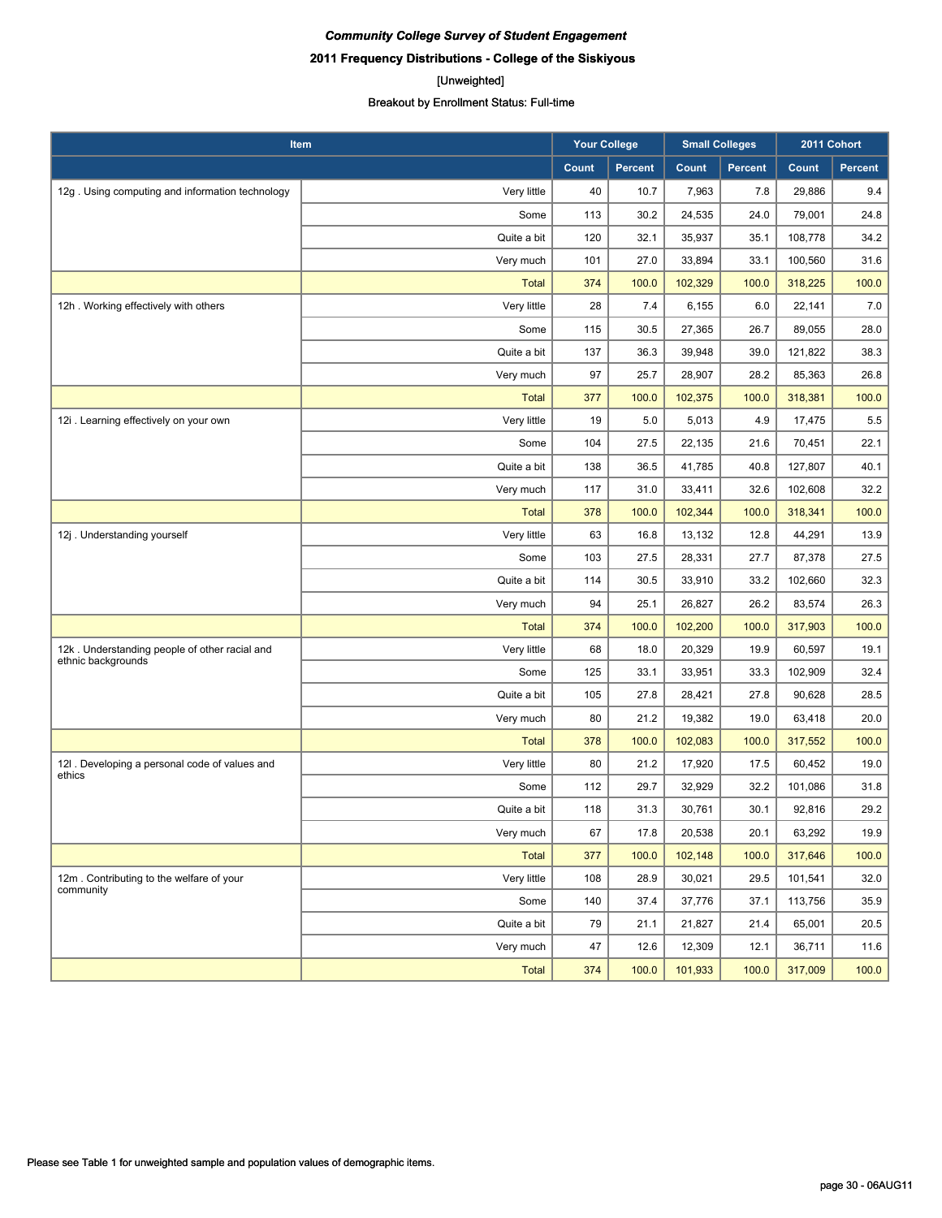***Community College Survey of Student Engagement***

**2011 Frequency Distributions - College of the Siskiyous**

[Unweighted]

Breakout by Enrollment Status: Full-time

| Item | | Your College | | Small Colleges | | 2011 Cohort | |
|---|---|---|---|---|---|---|---|
| | | Count | Percent | Count | Percent | Count | Percent |
| 12g . Using computing and information technology | Very little | 40 | 10.7 | 7,963 | 7.8 | 29,886 | 9.4 |
| | Some | 113 | 30.2 | 24,535 | 24.0 | 79,001 | 24.8 |
| | Quite a bit | 120 | 32.1 | 35,937 | 35.1 | 108,778 | 34.2 |
| | Very much | 101 | 27.0 | 33,894 | 33.1 | 100,560 | 31.6 |
| | Total | 374 | 100.0 | 102,329 | 100.0 | 318,225 | 100.0 |
| 12h . Working effectively with others | Very little | 28 | 7.4 | 6,155 | 6.0 | 22,141 | 7.0 |
| | Some | 115 | 30.5 | 27,365 | 26.7 | 89,055 | 28.0 |
| | Quite a bit | 137 | 36.3 | 39,948 | 39.0 | 121,822 | 38.3 |
| | Very much | 97 | 25.7 | 28,907 | 28.2 | 85,363 | 26.8 |
| | Total | 377 | 100.0 | 102,375 | 100.0 | 318,381 | 100.0 |
| 12i . Learning effectively on your own | Very little | 19 | 5.0 | 5,013 | 4.9 | 17,475 | 5.5 |
| | Some | 104 | 27.5 | 22,135 | 21.6 | 70,451 | 22.1 |
| | Quite a bit | 138 | 36.5 | 41,785 | 40.8 | 127,807 | 40.1 |
| | Very much | 117 | 31.0 | 33,411 | 32.6 | 102,608 | 32.2 |
| | Total | 378 | 100.0 | 102,344 | 100.0 | 318,341 | 100.0 |
| 12j . Understanding yourself | Very little | 63 | 16.8 | 13,132 | 12.8 | 44,291 | 13.9 |
| | Some | 103 | 27.5 | 28,331 | 27.7 | 87,378 | 27.5 |
| | Quite a bit | 114 | 30.5 | 33,910 | 33.2 | 102,660 | 32.3 |
| | Very much | 94 | 25.1 | 26,827 | 26.2 | 83,574 | 26.3 |
| | Total | 374 | 100.0 | 102,200 | 100.0 | 317,903 | 100.0 |
| 12k . Understanding people of other racial and ethnic backgrounds | Very little | 68 | 18.0 | 20,329 | 19.9 | 60,597 | 19.1 |
| | Some | 125 | 33.1 | 33,951 | 33.3 | 102,909 | 32.4 |
| | Quite a bit | 105 | 27.8 | 28,421 | 27.8 | 90,628 | 28.5 |
| | Very much | 80 | 21.2 | 19,382 | 19.0 | 63,418 | 20.0 |
| | Total | 378 | 100.0 | 102,083 | 100.0 | 317,552 | 100.0 |
| 12l . Developing a personal code of values and ethics | Very little | 80 | 21.2 | 17,920 | 17.5 | 60,452 | 19.0 |
| | Some | 112 | 29.7 | 32,929 | 32.2 | 101,086 | 31.8 |
| | Quite a bit | 118 | 31.3 | 30,761 | 30.1 | 92,816 | 29.2 |
| | Very much | 67 | 17.8 | 20,538 | 20.1 | 63,292 | 19.9 |
| | Total | 377 | 100.0 | 102,148 | 100.0 | 317,646 | 100.0 |
| 12m . Contributing to the welfare of your community | Very little | 108 | 28.9 | 30,021 | 29.5 | 101,541 | 32.0 |
| | Some | 140 | 37.4 | 37,776 | 37.1 | 113,756 | 35.9 |
| | Quite a bit | 79 | 21.1 | 21,827 | 21.4 | 65,001 | 20.5 |
| | Very much | 47 | 12.6 | 12,309 | 12.1 | 36,711 | 11.6 |
| | Total | 374 | 100.0 | 101,933 | 100.0 | 317,009 | 100.0 |

Please see Table 1 for unweighted sample and population values of demographic items.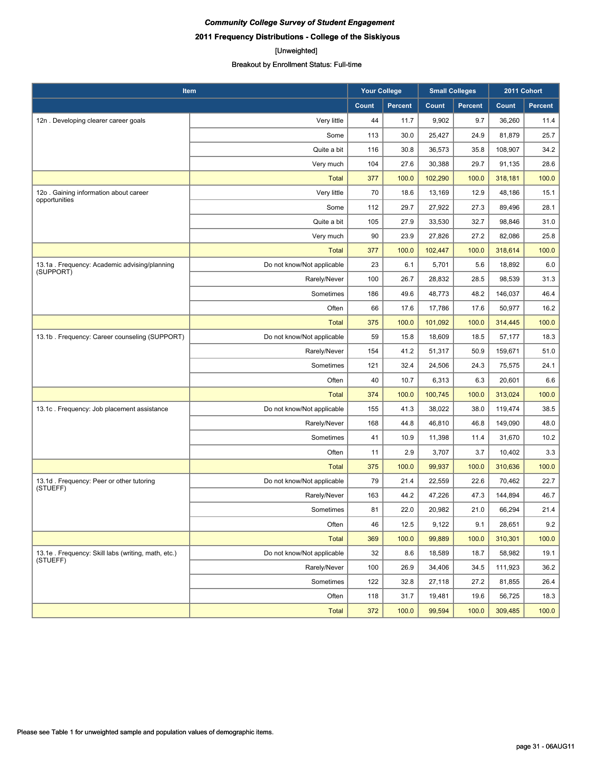*Community College Survey of Student Engagement*

**2011 Frequency Distributions - College of the Siskiyous**

[Unweighted]

Breakout by Enrollment Status: Full-time

| Item | | Your College | | Small Colleges | | 2011 Cohort | |
|---|---|---|---|---|---|---|---|
| | | Count | Percent | Count | Percent | Count | Percent |
| 12n . Developing clearer career goals | Very little | 44 | 11.7 | 9,902 | 9.7 | 36,260 | 11.4 |
| | Some | 113 | 30.0 | 25,427 | 24.9 | 81,879 | 25.7 |
| | Quite a bit | 116 | 30.8 | 36,573 | 35.8 | 108,907 | 34.2 |
| | Very much | 104 | 27.6 | 30,388 | 29.7 | 91,135 | 28.6 |
| | Total | 377 | 100.0 | 102,290 | 100.0 | 318,181 | 100.0 |
| 12o . Gaining information about career opportunities | Very little | 70 | 18.6 | 13,169 | 12.9 | 48,186 | 15.1 |
| | Some | 112 | 29.7 | 27,922 | 27.3 | 89,496 | 28.1 |
| | Quite a bit | 105 | 27.9 | 33,530 | 32.7 | 98,846 | 31.0 |
| | Very much | 90 | 23.9 | 27,826 | 27.2 | 82,086 | 25.8 |
| | Total | 377 | 100.0 | 102,447 | 100.0 | 318,614 | 100.0 |
| 13.1a . Frequency: Academic advising/planning (SUPPORT) | Do not know/Not applicable | 23 | 6.1 | 5,701 | 5.6 | 18,892 | 6.0 |
| | Rarely/Never | 100 | 26.7 | 28,832 | 28.5 | 98,539 | 31.3 |
| | Sometimes | 186 | 49.6 | 48,773 | 48.2 | 146,037 | 46.4 |
| | Often | 66 | 17.6 | 17,786 | 17.6 | 50,977 | 16.2 |
| | Total | 375 | 100.0 | 101,092 | 100.0 | 314,445 | 100.0 |
| 13.1b . Frequency: Career counseling (SUPPORT) | Do not know/Not applicable | 59 | 15.8 | 18,609 | 18.5 | 57,177 | 18.3 |
| | Rarely/Never | 154 | 41.2 | 51,317 | 50.9 | 159,671 | 51.0 |
| | Sometimes | 121 | 32.4 | 24,506 | 24.3 | 75,575 | 24.1 |
| | Often | 40 | 10.7 | 6,313 | 6.3 | 20,601 | 6.6 |
| | Total | 374 | 100.0 | 100,745 | 100.0 | 313,024 | 100.0 |
| 13.1c . Frequency: Job placement assistance | Do not know/Not applicable | 155 | 41.3 | 38,022 | 38.0 | 119,474 | 38.5 |
| | Rarely/Never | 168 | 44.8 | 46,810 | 46.8 | 149,090 | 48.0 |
| | Sometimes | 41 | 10.9 | 11,398 | 11.4 | 31,670 | 10.2 |
| | Often | 11 | 2.9 | 3,707 | 3.7 | 10,402 | 3.3 |
| | Total | 375 | 100.0 | 99,937 | 100.0 | 310,636 | 100.0 |
| 13.1d . Frequency: Peer or other tutoring (STUEFF) | Do not know/Not applicable | 79 | 21.4 | 22,559 | 22.6 | 70,462 | 22.7 |
| | Rarely/Never | 163 | 44.2 | 47,226 | 47.3 | 144,894 | 46.7 |
| | Sometimes | 81 | 22.0 | 20,982 | 21.0 | 66,294 | 21.4 |
| | Often | 46 | 12.5 | 9,122 | 9.1 | 28,651 | 9.2 |
| | Total | 369 | 100.0 | 99,889 | 100.0 | 310,301 | 100.0 |
| 13.1e . Frequency: Skill labs (writing, math, etc.) (STUEFF) | Do not know/Not applicable | 32 | 8.6 | 18,589 | 18.7 | 58,982 | 19.1 |
| | Rarely/Never | 100 | 26.9 | 34,406 | 34.5 | 111,923 | 36.2 |
| | Sometimes | 122 | 32.8 | 27,118 | 27.2 | 81,855 | 26.4 |
| | Often | 118 | 31.7 | 19,481 | 19.6 | 56,725 | 18.3 |
| | Total | 372 | 100.0 | 99,594 | 100.0 | 309,485 | 100.0 |

Please see Table 1 for unweighted sample and population values of demographic items.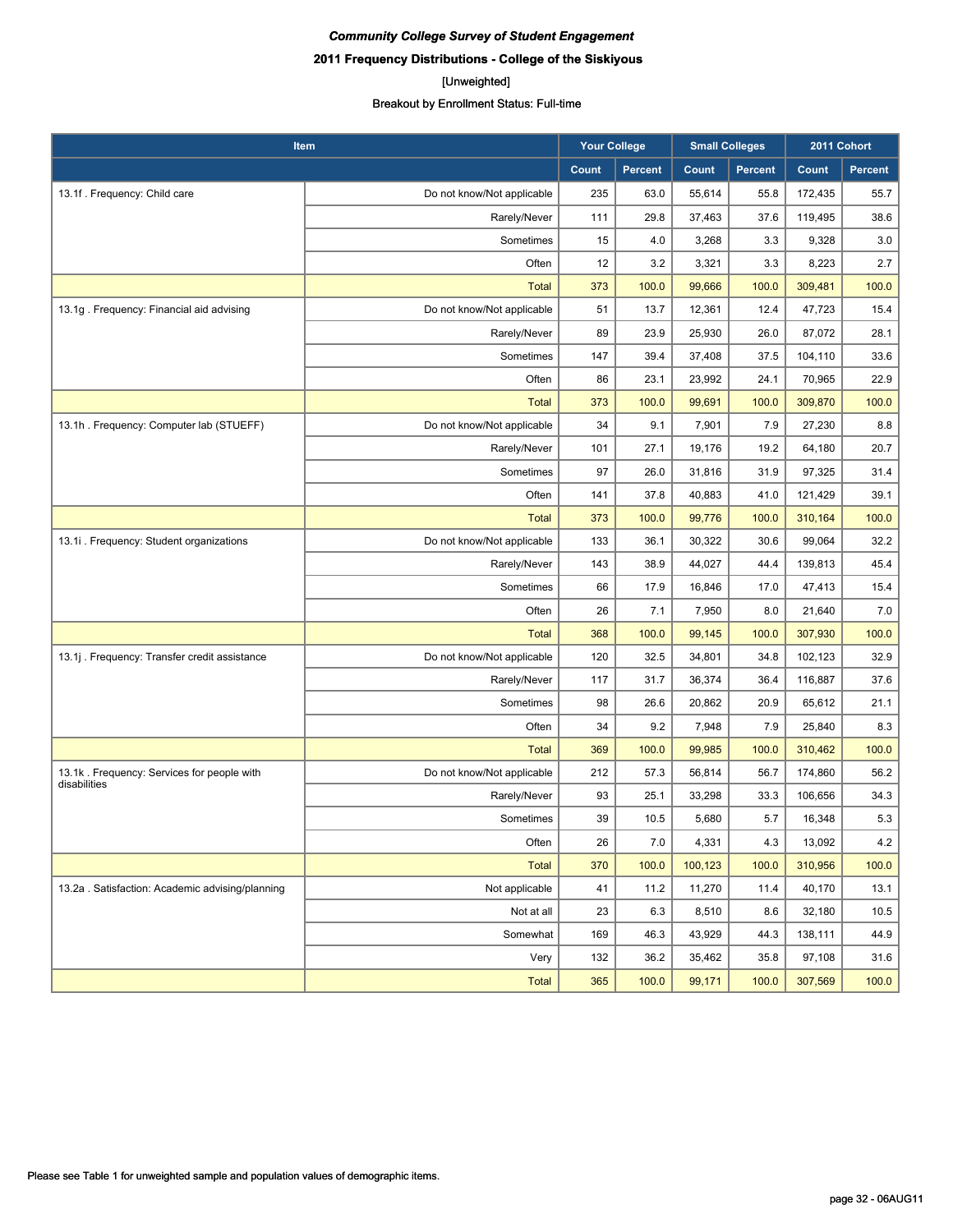*Community College Survey of Student Engagement*

**2011 Frequency Distributions - College of the Siskiyous**

[Unweighted]

Breakout by Enrollment Status: Full-time

| Item | | Your College | | Small Colleges | | 2011 Cohort | |
|---|---|---|---|---|---|---|---|
| | | Count | Percent | Count | Percent | Count | Percent |
| 13.1f . Frequency: Child care | Do not know/Not applicable | 235 | 63.0 | 55,614 | 55.8 | 172,435 | 55.7 |
| | Rarely/Never | 111 | 29.8 | 37,463 | 37.6 | 119,495 | 38.6 |
| | Sometimes | 15 | 4.0 | 3,268 | 3.3 | 9,328 | 3.0 |
| | Often | 12 | 3.2 | 3,321 | 3.3 | 8,223 | 2.7 |
| | Total | 373 | 100.0 | 99,666 | 100.0 | 309,481 | 100.0 |
| 13.1g . Frequency: Financial aid advising | Do not know/Not applicable | 51 | 13.7 | 12,361 | 12.4 | 47,723 | 15.4 |
| | Rarely/Never | 89 | 23.9 | 25,930 | 26.0 | 87,072 | 28.1 |
| | Sometimes | 147 | 39.4 | 37,408 | 37.5 | 104,110 | 33.6 |
| | Often | 86 | 23.1 | 23,992 | 24.1 | 70,965 | 22.9 |
| | Total | 373 | 100.0 | 99,691 | 100.0 | 309,870 | 100.0 |
| 13.1h . Frequency: Computer lab (STUEFF) | Do not know/Not applicable | 34 | 9.1 | 7,901 | 7.9 | 27,230 | 8.8 |
| | Rarely/Never | 101 | 27.1 | 19,176 | 19.2 | 64,180 | 20.7 |
| | Sometimes | 97 | 26.0 | 31,816 | 31.9 | 97,325 | 31.4 |
| | Often | 141 | 37.8 | 40,883 | 41.0 | 121,429 | 39.1 |
| | Total | 373 | 100.0 | 99,776 | 100.0 | 310,164 | 100.0 |
| 13.1i . Frequency: Student organizations | Do not know/Not applicable | 133 | 36.1 | 30,322 | 30.6 | 99,064 | 32.2 |
| | Rarely/Never | 143 | 38.9 | 44,027 | 44.4 | 139,813 | 45.4 |
| | Sometimes | 66 | 17.9 | 16,846 | 17.0 | 47,413 | 15.4 |
| | Often | 26 | 7.1 | 7,950 | 8.0 | 21,640 | 7.0 |
| | Total | 368 | 100.0 | 99,145 | 100.0 | 307,930 | 100.0 |
| 13.1j . Frequency: Transfer credit assistance | Do not know/Not applicable | 120 | 32.5 | 34,801 | 34.8 | 102,123 | 32.9 |
| | Rarely/Never | 117 | 31.7 | 36,374 | 36.4 | 116,887 | 37.6 |
| | Sometimes | 98 | 26.6 | 20,862 | 20.9 | 65,612 | 21.1 |
| | Often | 34 | 9.2 | 7,948 | 7.9 | 25,840 | 8.3 |
| | Total | 369 | 100.0 | 99,985 | 100.0 | 310,462 | 100.0 |
| 13.1k . Frequency: Services for people with disabilities | Do not know/Not applicable | 212 | 57.3 | 56,814 | 56.7 | 174,860 | 56.2 |
| | Rarely/Never | 93 | 25.1 | 33,298 | 33.3 | 106,656 | 34.3 |
| | Sometimes | 39 | 10.5 | 5,680 | 5.7 | 16,348 | 5.3 |
| | Often | 26 | 7.0 | 4,331 | 4.3 | 13,092 | 4.2 |
| | Total | 370 | 100.0 | 100,123 | 100.0 | 310,956 | 100.0 |
| 13.2a . Satisfaction: Academic advising/planning | Not applicable | 41 | 11.2 | 11,270 | 11.4 | 40,170 | 13.1 |
| | Not at all | 23 | 6.3 | 8,510 | 8.6 | 32,180 | 10.5 |
| | Somewhat | 169 | 46.3 | 43,929 | 44.3 | 138,111 | 44.9 |
| | Very | 132 | 36.2 | 35,462 | 35.8 | 97,108 | 31.6 |
| | Total | 365 | 100.0 | 99,171 | 100.0 | 307,569 | 100.0 |

Please see Table 1 for unweighted sample and population values of demographic items.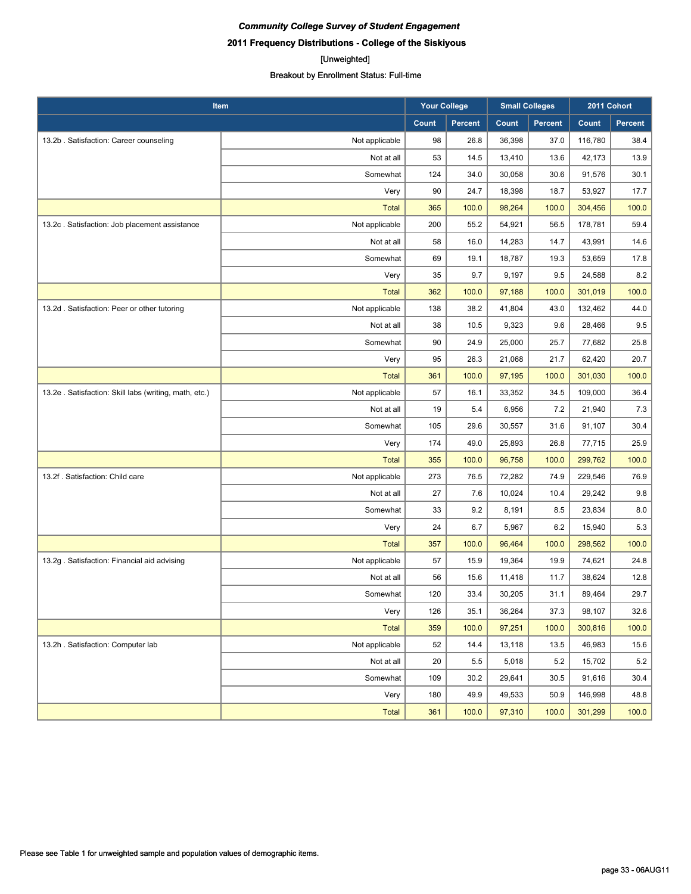*Community College Survey of Student Engagement*

**2011 Frequency Distributions - College of the Siskiyous**

[Unweighted]

Breakout by Enrollment Status: Full-time

| Item | | Your College | | Small Colleges | | 2011 Cohort | |
|---|---|---|---|---|---|---|---|
| | | Count | Percent | Count | Percent | Count | Percent |
| 13.2b . Satisfaction: Career counseling | Not applicable | 98 | 26.8 | 36,398 | 37.0 | 116,780 | 38.4 |
| | Not at all | 53 | 14.5 | 13,410 | 13.6 | 42,173 | 13.9 |
| | Somewhat | 124 | 34.0 | 30,058 | 30.6 | 91,576 | 30.1 |
| | Very | 90 | 24.7 | 18,398 | 18.7 | 53,927 | 17.7 |
| | Total | 365 | 100.0 | 98,264 | 100.0 | 304,456 | 100.0 |
| 13.2c . Satisfaction: Job placement assistance | Not applicable | 200 | 55.2 | 54,921 | 56.5 | 178,781 | 59.4 |
| | Not at all | 58 | 16.0 | 14,283 | 14.7 | 43,991 | 14.6 |
| | Somewhat | 69 | 19.1 | 18,787 | 19.3 | 53,659 | 17.8 |
| | Very | 35 | 9.7 | 9,197 | 9.5 | 24,588 | 8.2 |
| | Total | 362 | 100.0 | 97,188 | 100.0 | 301,019 | 100.0 |
| 13.2d . Satisfaction: Peer or other tutoring | Not applicable | 138 | 38.2 | 41,804 | 43.0 | 132,462 | 44.0 |
| | Not at all | 38 | 10.5 | 9,323 | 9.6 | 28,466 | 9.5 |
| | Somewhat | 90 | 24.9 | 25,000 | 25.7 | 77,682 | 25.8 |
| | Very | 95 | 26.3 | 21,068 | 21.7 | 62,420 | 20.7 |
| | Total | 361 | 100.0 | 97,195 | 100.0 | 301,030 | 100.0 |
| 13.2e . Satisfaction: Skill labs (writing, math, etc.) | Not applicable | 57 | 16.1 | 33,352 | 34.5 | 109,000 | 36.4 |
| | Not at all | 19 | 5.4 | 6,956 | 7.2 | 21,940 | 7.3 |
| | Somewhat | 105 | 29.6 | 30,557 | 31.6 | 91,107 | 30.4 |
| | Very | 174 | 49.0 | 25,893 | 26.8 | 77,715 | 25.9 |
| | Total | 355 | 100.0 | 96,758 | 100.0 | 299,762 | 100.0 |
| 13.2f . Satisfaction: Child care | Not applicable | 273 | 76.5 | 72,282 | 74.9 | 229,546 | 76.9 |
| | Not at all | 27 | 7.6 | 10,024 | 10.4 | 29,242 | 9.8 |
| | Somewhat | 33 | 9.2 | 8,191 | 8.5 | 23,834 | 8.0 |
| | Very | 24 | 6.7 | 5,967 | 6.2 | 15,940 | 5.3 |
| | Total | 357 | 100.0 | 96,464 | 100.0 | 298,562 | 100.0 |
| 13.2g . Satisfaction: Financial aid advising | Not applicable | 57 | 15.9 | 19,364 | 19.9 | 74,621 | 24.8 |
| | Not at all | 56 | 15.6 | 11,418 | 11.7 | 38,624 | 12.8 |
| | Somewhat | 120 | 33.4 | 30,205 | 31.1 | 89,464 | 29.7 |
| | Very | 126 | 35.1 | 36,264 | 37.3 | 98,107 | 32.6 |
| | Total | 359 | 100.0 | 97,251 | 100.0 | 300,816 | 100.0 |
| 13.2h . Satisfaction: Computer lab | Not applicable | 52 | 14.4 | 13,118 | 13.5 | 46,983 | 15.6 |
| | Not at all | 20 | 5.5 | 5,018 | 5.2 | 15,702 | 5.2 |
| | Somewhat | 109 | 30.2 | 29,641 | 30.5 | 91,616 | 30.4 |
| | Very | 180 | 49.9 | 49,533 | 50.9 | 146,998 | 48.8 |
| | Total | 361 | 100.0 | 97,310 | 100.0 | 301,299 | 100.0 |

Please see Table 1 for unweighted sample and population values of demographic items.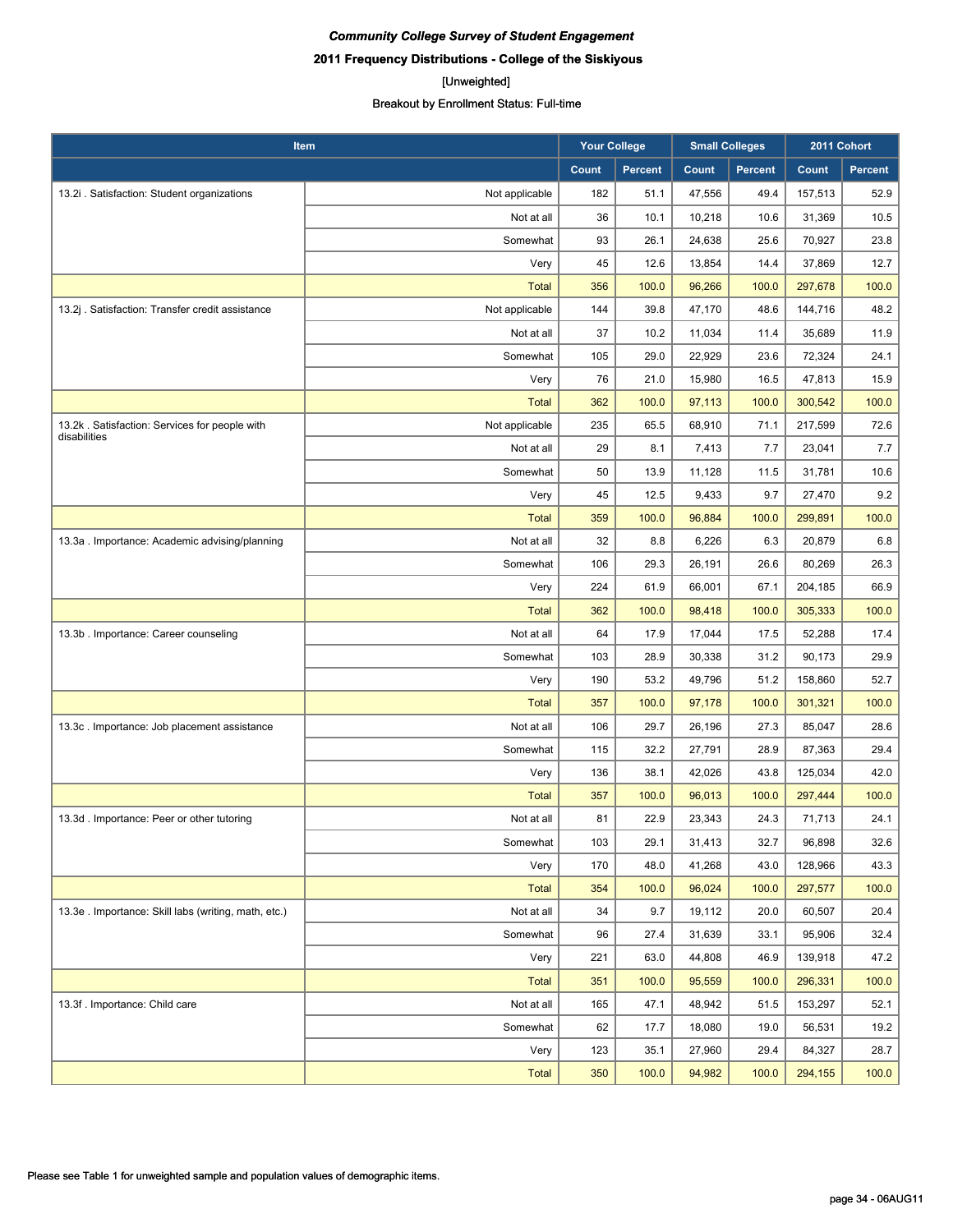*Community College Survey of Student Engagement*

**2011 Frequency Distributions - College of the Siskiyous**

[Unweighted]

Breakout by Enrollment Status: Full-time

| Item | | Your College | | Small Colleges | | 2011 Cohort | |
|---|---|---|---|---|---|---|---|
| | | Count | Percent | Count | Percent | Count | Percent |
| 13.2i . Satisfaction: Student organizations | Not applicable | 182 | 51.1 | 47,556 | 49.4 | 157,513 | 52.9 |
| | Not at all | 36 | 10.1 | 10,218 | 10.6 | 31,369 | 10.5 |
| | Somewhat | 93 | 26.1 | 24,638 | 25.6 | 70,927 | 23.8 |
| | Very | 45 | 12.6 | 13,854 | 14.4 | 37,869 | 12.7 |
| | Total | 356 | 100.0 | 96,266 | 100.0 | 297,678 | 100.0 |
| 13.2j . Satisfaction: Transfer credit assistance | Not applicable | 144 | 39.8 | 47,170 | 48.6 | 144,716 | 48.2 |
| | Not at all | 37 | 10.2 | 11,034 | 11.4 | 35,689 | 11.9 |
| | Somewhat | 105 | 29.0 | 22,929 | 23.6 | 72,324 | 24.1 |
| | Very | 76 | 21.0 | 15,980 | 16.5 | 47,813 | 15.9 |
| | Total | 362 | 100.0 | 97,113 | 100.0 | 300,542 | 100.0 |
| 13.2k . Satisfaction: Services for people with disabilities | Not applicable | 235 | 65.5 | 68,910 | 71.1 | 217,599 | 72.6 |
| | Not at all | 29 | 8.1 | 7,413 | 7.7 | 23,041 | 7.7 |
| | Somewhat | 50 | 13.9 | 11,128 | 11.5 | 31,781 | 10.6 |
| | Very | 45 | 12.5 | 9,433 | 9.7 | 27,470 | 9.2 |
| | Total | 359 | 100.0 | 96,884 | 100.0 | 299,891 | 100.0 |
| 13.3a . Importance: Academic advising/planning | Not at all | 32 | 8.8 | 6,226 | 6.3 | 20,879 | 6.8 |
| | Somewhat | 106 | 29.3 | 26,191 | 26.6 | 80,269 | 26.3 |
| | Very | 224 | 61.9 | 66,001 | 67.1 | 204,185 | 66.9 |
| | Total | 362 | 100.0 | 98,418 | 100.0 | 305,333 | 100.0 |
| 13.3b . Importance: Career counseling | Not at all | 64 | 17.9 | 17,044 | 17.5 | 52,288 | 17.4 |
| | Somewhat | 103 | 28.9 | 30,338 | 31.2 | 90,173 | 29.9 |
| | Very | 190 | 53.2 | 49,796 | 51.2 | 158,860 | 52.7 |
| | Total | 357 | 100.0 | 97,178 | 100.0 | 301,321 | 100.0 |
| 13.3c . Importance: Job placement assistance | Not at all | 106 | 29.7 | 26,196 | 27.3 | 85,047 | 28.6 |
| | Somewhat | 115 | 32.2 | 27,791 | 28.9 | 87,363 | 29.4 |
| | Very | 136 | 38.1 | 42,026 | 43.8 | 125,034 | 42.0 |
| | Total | 357 | 100.0 | 96,013 | 100.0 | 297,444 | 100.0 |
| 13.3d . Importance: Peer or other tutoring | Not at all | 81 | 22.9 | 23,343 | 24.3 | 71,713 | 24.1 |
| | Somewhat | 103 | 29.1 | 31,413 | 32.7 | 96,898 | 32.6 |
| | Very | 170 | 48.0 | 41,268 | 43.0 | 128,966 | 43.3 |
| | Total | 354 | 100.0 | 96,024 | 100.0 | 297,577 | 100.0 |
| 13.3e . Importance: Skill labs (writing, math, etc.) | Not at all | 34 | 9.7 | 19,112 | 20.0 | 60,507 | 20.4 |
| | Somewhat | 96 | 27.4 | 31,639 | 33.1 | 95,906 | 32.4 |
| | Very | 221 | 63.0 | 44,808 | 46.9 | 139,918 | 47.2 |
| | Total | 351 | 100.0 | 95,559 | 100.0 | 296,331 | 100.0 |
| 13.3f . Importance: Child care | Not at all | 165 | 47.1 | 48,942 | 51.5 | 153,297 | 52.1 |
| | Somewhat | 62 | 17.7 | 18,080 | 19.0 | 56,531 | 19.2 |
| | Very | 123 | 35.1 | 27,960 | 29.4 | 84,327 | 28.7 |
| | Total | 350 | 100.0 | 94,982 | 100.0 | 294,155 | 100.0 |

Please see Table 1 for unweighted sample and population values of demographic items.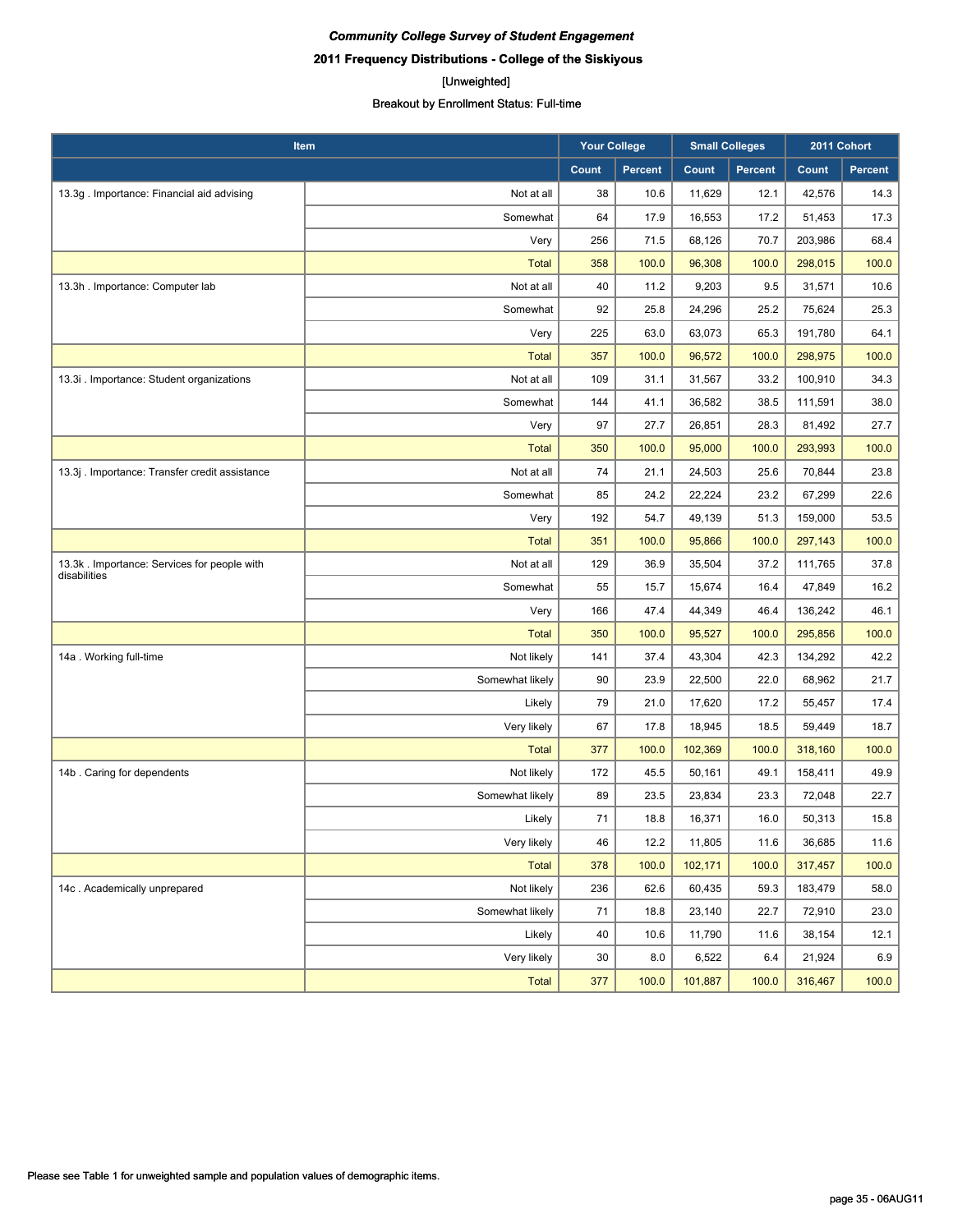*Community College Survey of Student Engagement*

**2011 Frequency Distributions - College of the Siskiyous**

[Unweighted]

Breakout by Enrollment Status: Full-time

| Item | | Your College | | Small Colleges | | 2011 Cohort | |
|---|---|---|---|---|---|---|---|
| | | Count | Percent | Count | Percent | Count | Percent |
| 13.3g . Importance: Financial aid advising | Not at all | 38 | 10.6 | 11,629 | 12.1 | 42,576 | 14.3 |
| | Somewhat | 64 | 17.9 | 16,553 | 17.2 | 51,453 | 17.3 |
| | Very | 256 | 71.5 | 68,126 | 70.7 | 203,986 | 68.4 |
| | Total | 358 | 100.0 | 96,308 | 100.0 | 298,015 | 100.0 |
| 13.3h . Importance: Computer lab | Not at all | 40 | 11.2 | 9,203 | 9.5 | 31,571 | 10.6 |
| | Somewhat | 92 | 25.8 | 24,296 | 25.2 | 75,624 | 25.3 |
| | Very | 225 | 63.0 | 63,073 | 65.3 | 191,780 | 64.1 |
| | Total | 357 | 100.0 | 96,572 | 100.0 | 298,975 | 100.0 |
| 13.3i . Importance: Student organizations | Not at all | 109 | 31.1 | 31,567 | 33.2 | 100,910 | 34.3 |
| | Somewhat | 144 | 41.1 | 36,582 | 38.5 | 111,591 | 38.0 |
| | Very | 97 | 27.7 | 26,851 | 28.3 | 81,492 | 27.7 |
| | Total | 350 | 100.0 | 95,000 | 100.0 | 293,993 | 100.0 |
| 13.3j . Importance: Transfer credit assistance | Not at all | 74 | 21.1 | 24,503 | 25.6 | 70,844 | 23.8 |
| | Somewhat | 85 | 24.2 | 22,224 | 23.2 | 67,299 | 22.6 |
| | Very | 192 | 54.7 | 49,139 | 51.3 | 159,000 | 53.5 |
| | Total | 351 | 100.0 | 95,866 | 100.0 | 297,143 | 100.0 |
| 13.3k . Importance: Services for people with disabilities | Not at all | 129 | 36.9 | 35,504 | 37.2 | 111,765 | 37.8 |
| | Somewhat | 55 | 15.7 | 15,674 | 16.4 | 47,849 | 16.2 |
| | Very | 166 | 47.4 | 44,349 | 46.4 | 136,242 | 46.1 |
| | Total | 350 | 100.0 | 95,527 | 100.0 | 295,856 | 100.0 |
| 14a . Working full-time | Not likely | 141 | 37.4 | 43,304 | 42.3 | 134,292 | 42.2 |
| | Somewhat likely | 90 | 23.9 | 22,500 | 22.0 | 68,962 | 21.7 |
| | Likely | 79 | 21.0 | 17,620 | 17.2 | 55,457 | 17.4 |
| | Very likely | 67 | 17.8 | 18,945 | 18.5 | 59,449 | 18.7 |
| | Total | 377 | 100.0 | 102,369 | 100.0 | 318,160 | 100.0 |
| 14b . Caring for dependents | Not likely | 172 | 45.5 | 50,161 | 49.1 | 158,411 | 49.9 |
| | Somewhat likely | 89 | 23.5 | 23,834 | 23.3 | 72,048 | 22.7 |
| | Likely | 71 | 18.8 | 16,371 | 16.0 | 50,313 | 15.8 |
| | Very likely | 46 | 12.2 | 11,805 | 11.6 | 36,685 | 11.6 |
| | Total | 378 | 100.0 | 102,171 | 100.0 | 317,457 | 100.0 |
| 14c . Academically unprepared | Not likely | 236 | 62.6 | 60,435 | 59.3 | 183,479 | 58.0 |
| | Somewhat likely | 71 | 18.8 | 23,140 | 22.7 | 72,910 | 23.0 |
| | Likely | 40 | 10.6 | 11,790 | 11.6 | 38,154 | 12.1 |
| | Very likely | 30 | 8.0 | 6,522 | 6.4 | 21,924 | 6.9 |
| | Total | 377 | 100.0 | 101,887 | 100.0 | 316,467 | 100.0 |

Please see Table 1 for unweighted sample and population values of demographic items.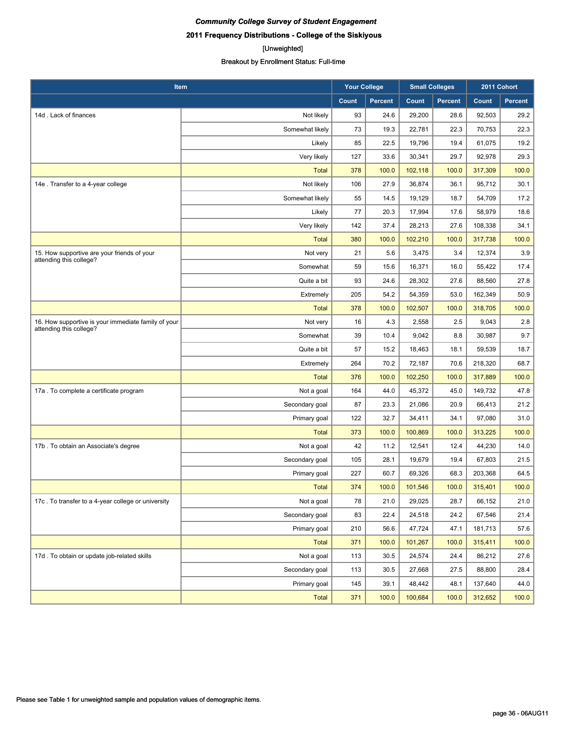***Community College Survey of Student Engagement***

**2011 Frequency Distributions - College of the Siskiyous**

[Unweighted]

Breakout by Enrollment Status: Full-time

| Item | | Your College | | Small Colleges | | 2011 Cohort | |
|---|---|---|---|---|---|---|---|
| | | Count | Percent | Count | Percent | Count | Percent |
| 14d . Lack of finances | Not likely | 93 | 24.6 | 29,200 | 28.6 | 92,503 | 29.2 |
| | Somewhat likely | 73 | 19.3 | 22,781 | 22.3 | 70,753 | 22.3 |
| | Likely | 85 | 22.5 | 19,796 | 19.4 | 61,075 | 19.2 |
| | Very likely | 127 | 33.6 | 30,341 | 29.7 | 92,978 | 29.3 |
| | Total | 378 | 100.0 | 102,118 | 100.0 | 317,309 | 100.0 |
| 14e . Transfer to a 4-year college | Not likely | 106 | 27.9 | 36,874 | 36.1 | 95,712 | 30.1 |
| | Somewhat likely | 55 | 14.5 | 19,129 | 18.7 | 54,709 | 17.2 |
| | Likely | 77 | 20.3 | 17,994 | 17.6 | 58,979 | 18.6 |
| | Very likely | 142 | 37.4 | 28,213 | 27.6 | 108,338 | 34.1 |
| | Total | 380 | 100.0 | 102,210 | 100.0 | 317,738 | 100.0 |
| 15. How supportive are your friends of your attending this college? | Not very | 21 | 5.6 | 3,475 | 3.4 | 12,374 | 3.9 |
| | Somewhat | 59 | 15.6 | 16,371 | 16.0 | 55,422 | 17.4 |
| | Quite a bit | 93 | 24.6 | 28,302 | 27.6 | 88,560 | 27.8 |
| | Extremely | 205 | 54.2 | 54,359 | 53.0 | 162,349 | 50.9 |
| | Total | 378 | 100.0 | 102,507 | 100.0 | 318,705 | 100.0 |
| 16. How supportive is your immediate family of your attending this college? | Not very | 16 | 4.3 | 2,558 | 2.5 | 9,043 | 2.8 |
| | Somewhat | 39 | 10.4 | 9,042 | 8.8 | 30,987 | 9.7 |
| | Quite a bit | 57 | 15.2 | 18,463 | 18.1 | 59,539 | 18.7 |
| | Extremely | 264 | 70.2 | 72,187 | 70.6 | 218,320 | 68.7 |
| | Total | 376 | 100.0 | 102,250 | 100.0 | 317,889 | 100.0 |
| 17a . To complete a certificate program | Not a goal | 164 | 44.0 | 45,372 | 45.0 | 149,732 | 47.8 |
| | Secondary goal | 87 | 23.3 | 21,086 | 20.9 | 66,413 | 21.2 |
| | Primary goal | 122 | 32.7 | 34,411 | 34.1 | 97,080 | 31.0 |
| | Total | 373 | 100.0 | 100,869 | 100.0 | 313,225 | 100.0 |
| 17b . To obtain an Associate's degree | Not a goal | 42 | 11.2 | 12,541 | 12.4 | 44,230 | 14.0 |
| | Secondary goal | 105 | 28.1 | 19,679 | 19.4 | 67,803 | 21.5 |
| | Primary goal | 227 | 60.7 | 69,326 | 68.3 | 203,368 | 64.5 |
| | Total | 374 | 100.0 | 101,546 | 100.0 | 315,401 | 100.0 |
| 17c . To transfer to a 4-year college or university | Not a goal | 78 | 21.0 | 29,025 | 28.7 | 66,152 | 21.0 |
| | Secondary goal | 83 | 22.4 | 24,518 | 24.2 | 67,546 | 21.4 |
| | Primary goal | 210 | 56.6 | 47,724 | 47.1 | 181,713 | 57.6 |
| | Total | 371 | 100.0 | 101,267 | 100.0 | 315,411 | 100.0 |
| 17d . To obtain or update job-related skills | Not a goal | 113 | 30.5 | 24,574 | 24.4 | 86,212 | 27.6 |
| | Secondary goal | 113 | 30.5 | 27,668 | 27.5 | 88,800 | 28.4 |
| | Primary goal | 145 | 39.1 | 48,442 | 48.1 | 137,640 | 44.0 |
| | Total | 371 | 100.0 | 100,684 | 100.0 | 312,652 | 100.0 |

Please see Table 1 for unweighted sample and population values of demographic items.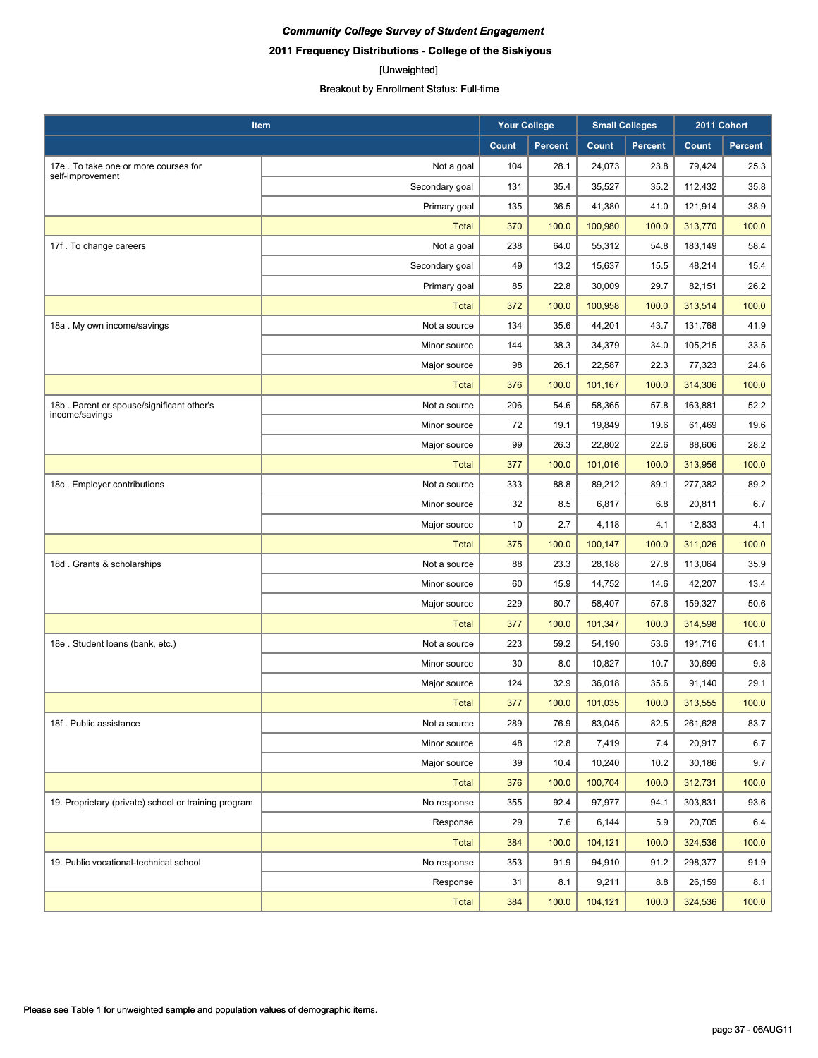*Community College Survey of Student Engagement*

**2011 Frequency Distributions - College of the Siskiyous**

[Unweighted]

Breakout by Enrollment Status: Full-time

| Item | | Your College | | Small Colleges | | 2011 Cohort | |
|---|---|---|---|---|---|---|---|
| | | Count | Percent | Count | Percent | Count | Percent |
| 17e . To take one or more courses for self-improvement | Not a goal | 104 | 28.1 | 24,073 | 23.8 | 79,424 | 25.3 |
| | Secondary goal | 131 | 35.4 | 35,527 | 35.2 | 112,432 | 35.8 |
| | Primary goal | 135 | 36.5 | 41,380 | 41.0 | 121,914 | 38.9 |
| | Total | 370 | 100.0 | 100,980 | 100.0 | 313,770 | 100.0 |
| 17f . To change careers | Not a goal | 238 | 64.0 | 55,312 | 54.8 | 183,149 | 58.4 |
| | Secondary goal | 49 | 13.2 | 15,637 | 15.5 | 48,214 | 15.4 |
| | Primary goal | 85 | 22.8 | 30,009 | 29.7 | 82,151 | 26.2 |
| | Total | 372 | 100.0 | 100,958 | 100.0 | 313,514 | 100.0 |
| 18a . My own income/savings | Not a source | 134 | 35.6 | 44,201 | 43.7 | 131,768 | 41.9 |
| | Minor source | 144 | 38.3 | 34,379 | 34.0 | 105,215 | 33.5 |
| | Major source | 98 | 26.1 | 22,587 | 22.3 | 77,323 | 24.6 |
| | Total | 376 | 100.0 | 101,167 | 100.0 | 314,306 | 100.0 |
| 18b . Parent or spouse/significant other's income/savings | Not a source | 206 | 54.6 | 58,365 | 57.8 | 163,881 | 52.2 |
| | Minor source | 72 | 19.1 | 19,849 | 19.6 | 61,469 | 19.6 |
| | Major source | 99 | 26.3 | 22,802 | 22.6 | 88,606 | 28.2 |
| | Total | 377 | 100.0 | 101,016 | 100.0 | 313,956 | 100.0 |
| 18c . Employer contributions | Not a source | 333 | 88.8 | 89,212 | 89.1 | 277,382 | 89.2 |
| | Minor source | 32 | 8.5 | 6,817 | 6.8 | 20,811 | 6.7 |
| | Major source | 10 | 2.7 | 4,118 | 4.1 | 12,833 | 4.1 |
| | Total | 375 | 100.0 | 100,147 | 100.0 | 311,026 | 100.0 |
| 18d . Grants & scholarships | Not a source | 88 | 23.3 | 28,188 | 27.8 | 113,064 | 35.9 |
| | Minor source | 60 | 15.9 | 14,752 | 14.6 | 42,207 | 13.4 |
| | Major source | 229 | 60.7 | 58,407 | 57.6 | 159,327 | 50.6 |
| | Total | 377 | 100.0 | 101,347 | 100.0 | 314,598 | 100.0 |
| 18e . Student loans (bank, etc.) | Not a source | 223 | 59.2 | 54,190 | 53.6 | 191,716 | 61.1 |
| | Minor source | 30 | 8.0 | 10,827 | 10.7 | 30,699 | 9.8 |
| | Major source | 124 | 32.9 | 36,018 | 35.6 | 91,140 | 29.1 |
| | Total | 377 | 100.0 | 101,035 | 100.0 | 313,555 | 100.0 |
| 18f . Public assistance | Not a source | 289 | 76.9 | 83,045 | 82.5 | 261,628 | 83.7 |
| | Minor source | 48 | 12.8 | 7,419 | 7.4 | 20,917 | 6.7 |
| | Major source | 39 | 10.4 | 10,240 | 10.2 | 30,186 | 9.7 |
| | Total | 376 | 100.0 | 100,704 | 100.0 | 312,731 | 100.0 |
| 19. Proprietary (private) school or training program | No response | 355 | 92.4 | 97,977 | 94.1 | 303,831 | 93.6 |
| | Response | 29 | 7.6 | 6,144 | 5.9 | 20,705 | 6.4 |
| | Total | 384 | 100.0 | 104,121 | 100.0 | 324,536 | 100.0 |
| 19. Public vocational-technical school | No response | 353 | 91.9 | 94,910 | 91.2 | 298,377 | 91.9 |
| | Response | 31 | 8.1 | 9,211 | 8.8 | 26,159 | 8.1 |
| | Total | 384 | 100.0 | 104,121 | 100.0 | 324,536 | 100.0 |

Please see Table 1 for unweighted sample and population values of demographic items.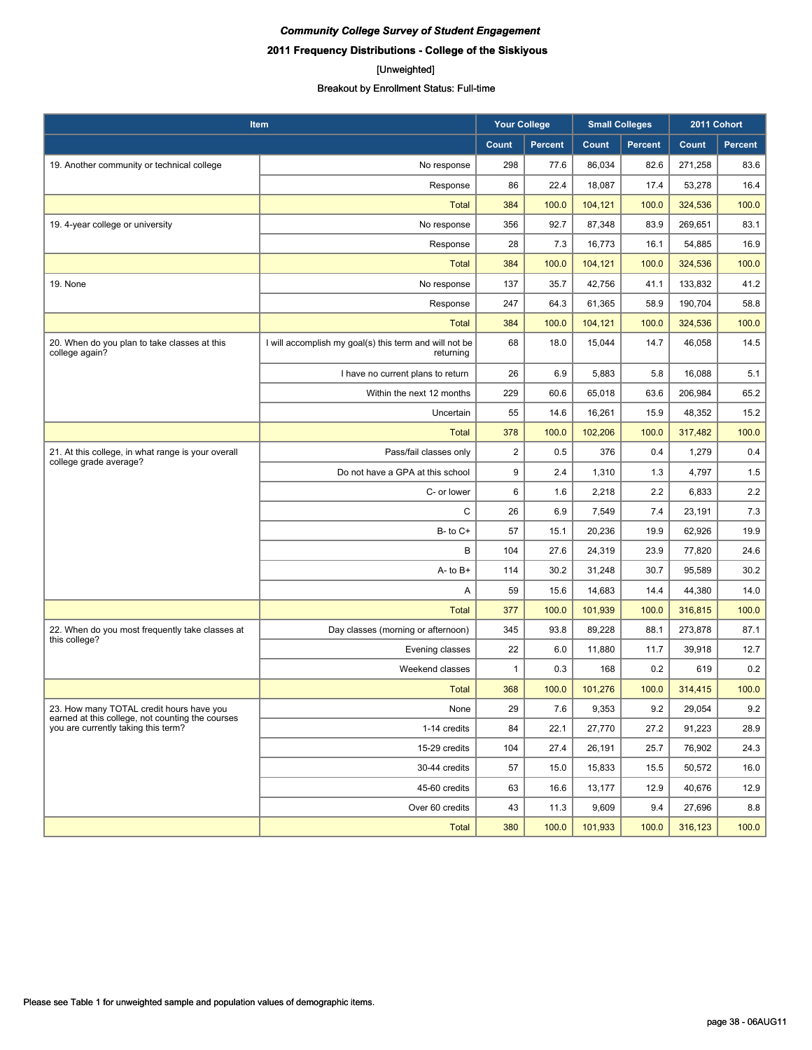***Community College Survey of Student Engagement***

**2011 Frequency Distributions - College of the Siskiyous**

[Unweighted]

Breakout by Enrollment Status: Full-time

| Item | | Your College | | Small Colleges | | 2011 Cohort | |
|---|---|---|---|---|---|---|---|
| | | Count | Percent | Count | Percent | Count | Percent |
| 19. Another community or technical college | No response | 298 | 77.6 | 86,034 | 82.6 | 271,258 | 83.6 |
| | Response | 86 | 22.4 | 18,087 | 17.4 | 53,278 | 16.4 |
| | Total | 384 | 100.0 | 104,121 | 100.0 | 324,536 | 100.0 |
| 19. 4-year college or university | No response | 356 | 92.7 | 87,348 | 83.9 | 269,651 | 83.1 |
| | Response | 28 | 7.3 | 16,773 | 16.1 | 54,885 | 16.9 |
| | Total | 384 | 100.0 | 104,121 | 100.0 | 324,536 | 100.0 |
| 19. None | No response | 137 | 35.7 | 42,756 | 41.1 | 133,832 | 41.2 |
| | Response | 247 | 64.3 | 61,365 | 58.9 | 190,704 | 58.8 |
| | Total | 384 | 100.0 | 104,121 | 100.0 | 324,536 | 100.0 |
| 20. When do you plan to take classes at this college again? | I will accomplish my goal(s) this term and will not be returning | 68 | 18.0 | 15,044 | 14.7 | 46,058 | 14.5 |
| | I have no current plans to return | 26 | 6.9 | 5,883 | 5.8 | 16,088 | 5.1 |
| | Within the next 12 months | 229 | 60.6 | 65,018 | 63.6 | 206,984 | 65.2 |
| | Uncertain | 55 | 14.6 | 16,261 | 15.9 | 48,352 | 15.2 |
| | Total | 378 | 100.0 | 102,206 | 100.0 | 317,482 | 100.0 |
| 21. At this college, in what range is your overall college grade average? | Pass/fail classes only | 2 | 0.5 | 376 | 0.4 | 1,279 | 0.4 |
| | Do not have a GPA at this school | 9 | 2.4 | 1,310 | 1.3 | 4,797 | 1.5 |
| | C- or lower | 6 | 1.6 | 2,218 | 2.2 | 6,833 | 2.2 |
| | C | 26 | 6.9 | 7,549 | 7.4 | 23,191 | 7.3 |
| | B- to C+ | 57 | 15.1 | 20,236 | 19.9 | 62,926 | 19.9 |
| | B | 104 | 27.6 | 24,319 | 23.9 | 77,820 | 24.6 |
| | A- to B+ | 114 | 30.2 | 31,248 | 30.7 | 95,589 | 30.2 |
| | A | 59 | 15.6 | 14,683 | 14.4 | 44,380 | 14.0 |
| | Total | 377 | 100.0 | 101,939 | 100.0 | 316,815 | 100.0 |
| 22. When do you most frequently take classes at this college? | Day classes (morning or afternoon) | 345 | 93.8 | 89,228 | 88.1 | 273,878 | 87.1 |
| | Evening classes | 22 | 6.0 | 11,880 | 11.7 | 39,918 | 12.7 |
| | Weekend classes | 1 | 0.3 | 168 | 0.2 | 619 | 0.2 |
| | Total | 368 | 100.0 | 101,276 | 100.0 | 314,415 | 100.0 |
| 23. How many TOTAL credit hours have you earned at this college, not counting the courses you are currently taking this term? | None | 29 | 7.6 | 9,353 | 9.2 | 29,054 | 9.2 |
| | 1-14 credits | 84 | 22.1 | 27,770 | 27.2 | 91,223 | 28.9 |
| | 15-29 credits | 104 | 27.4 | 26,191 | 25.7 | 76,902 | 24.3 |
| | 30-44 credits | 57 | 15.0 | 15,833 | 15.5 | 50,572 | 16.0 |
| | 45-60 credits | 63 | 16.6 | 13,177 | 12.9 | 40,676 | 12.9 |
| | Over 60 credits | 43 | 11.3 | 9,609 | 9.4 | 27,696 | 8.8 |
| | Total | 380 | 100.0 | 101,933 | 100.0 | 316,123 | 100.0 |

Please see Table 1 for unweighted sample and population values of demographic items.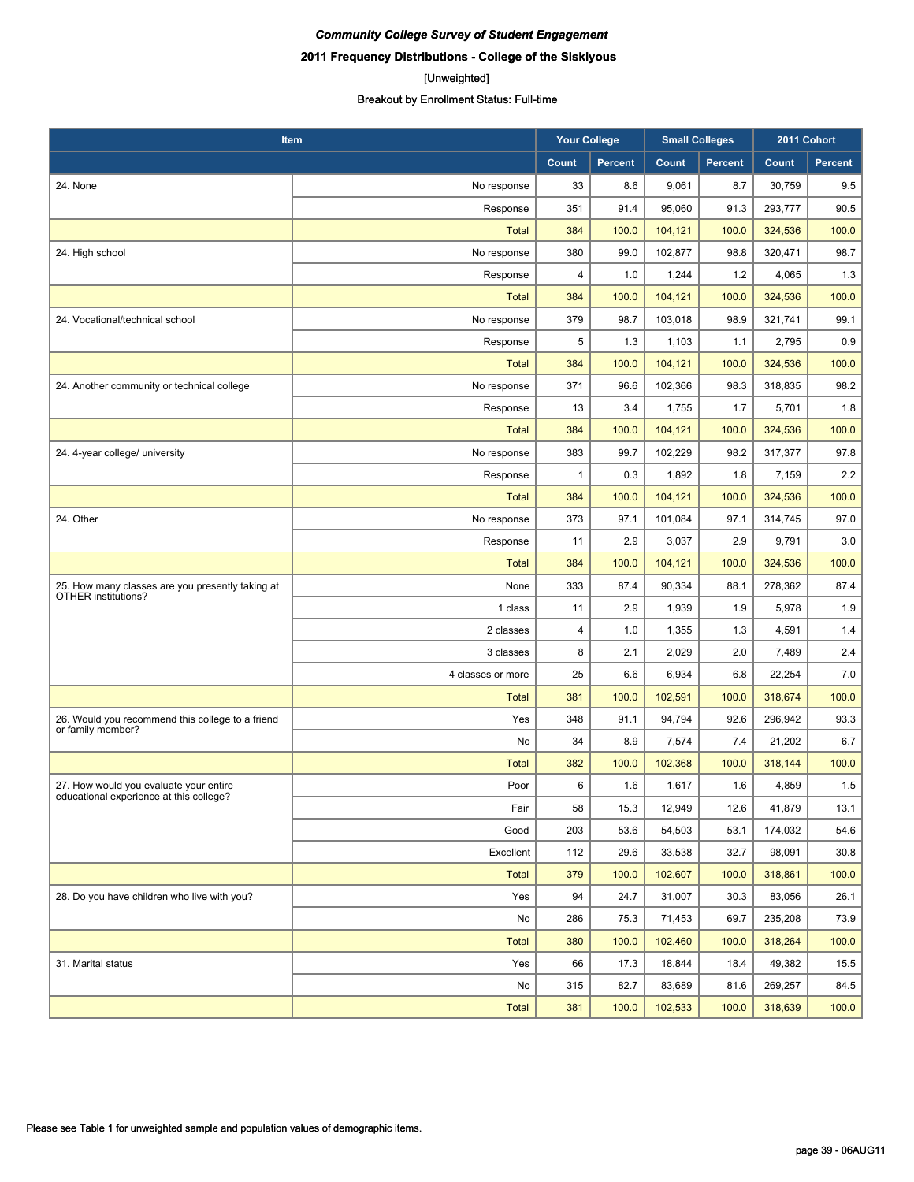***Community College Survey of Student Engagement***

**2011 Frequency Distributions - College of the Siskiyous**

[Unweighted]

Breakout by Enrollment Status: Full-time

| Item | | Your College | | Small Colleges | | 2011 Cohort | |
|---|---|---|---|---|---|---|---|
| | | Count | Percent | Count | Percent | Count | Percent |
| 24. None | No response | 33 | 8.6 | 9,061 | 8.7 | 30,759 | 9.5 |
| | Response | 351 | 91.4 | 95,060 | 91.3 | 293,777 | 90.5 |
| | Total | 384 | 100.0 | 104,121 | 100.0 | 324,536 | 100.0 |
| 24. High school | No response | 380 | 99.0 | 102,877 | 98.8 | 320,471 | 98.7 |
| | Response | 4 | 1.0 | 1,244 | 1.2 | 4,065 | 1.3 |
| | Total | 384 | 100.0 | 104,121 | 100.0 | 324,536 | 100.0 |
| 24. Vocational/technical school | No response | 379 | 98.7 | 103,018 | 98.9 | 321,741 | 99.1 |
| | Response | 5 | 1.3 | 1,103 | 1.1 | 2,795 | 0.9 |
| | Total | 384 | 100.0 | 104,121 | 100.0 | 324,536 | 100.0 |
| 24. Another community or technical college | No response | 371 | 96.6 | 102,366 | 98.3 | 318,835 | 98.2 |
| | Response | 13 | 3.4 | 1,755 | 1.7 | 5,701 | 1.8 |
| | Total | 384 | 100.0 | 104,121 | 100.0 | 324,536 | 100.0 |
| 24. 4-year college/ university | No response | 383 | 99.7 | 102,229 | 98.2 | 317,377 | 97.8 |
| | Response | 1 | 0.3 | 1,892 | 1.8 | 7,159 | 2.2 |
| | Total | 384 | 100.0 | 104,121 | 100.0 | 324,536 | 100.0 |
| 24. Other | No response | 373 | 97.1 | 101,084 | 97.1 | 314,745 | 97.0 |
| | Response | 11 | 2.9 | 3,037 | 2.9 | 9,791 | 3.0 |
| | Total | 384 | 100.0 | 104,121 | 100.0 | 324,536 | 100.0 |
| 25. How many classes are you presently taking at OTHER institutions? | None | 333 | 87.4 | 90,334 | 88.1 | 278,362 | 87.4 |
| | 1 class | 11 | 2.9 | 1,939 | 1.9 | 5,978 | 1.9 |
| | 2 classes | 4 | 1.0 | 1,355 | 1.3 | 4,591 | 1.4 |
| | 3 classes | 8 | 2.1 | 2,029 | 2.0 | 7,489 | 2.4 |
| | 4 classes or more | 25 | 6.6 | 6,934 | 6.8 | 22,254 | 7.0 |
| | Total | 381 | 100.0 | 102,591 | 100.0 | 318,674 | 100.0 |
| 26. Would you recommend this college to a friend or family member? | Yes | 348 | 91.1 | 94,794 | 92.6 | 296,942 | 93.3 |
| | No | 34 | 8.9 | 7,574 | 7.4 | 21,202 | 6.7 |
| | Total | 382 | 100.0 | 102,368 | 100.0 | 318,144 | 100.0 |
| 27. How would you evaluate your entire educational experience at this college? | Poor | 6 | 1.6 | 1,617 | 1.6 | 4,859 | 1.5 |
| | Fair | 58 | 15.3 | 12,949 | 12.6 | 41,879 | 13.1 |
| | Good | 203 | 53.6 | 54,503 | 53.1 | 174,032 | 54.6 |
| | Excellent | 112 | 29.6 | 33,538 | 32.7 | 98,091 | 30.8 |
| | Total | 379 | 100.0 | 102,607 | 100.0 | 318,861 | 100.0 |
| 28. Do you have children who live with you? | Yes | 94 | 24.7 | 31,007 | 30.3 | 83,056 | 26.1 |
| | No | 286 | 75.3 | 71,453 | 69.7 | 235,208 | 73.9 |
| | Total | 380 | 100.0 | 102,460 | 100.0 | 318,264 | 100.0 |
| 31. Marital status | Yes | 66 | 17.3 | 18,844 | 18.4 | 49,382 | 15.5 |
| | No | 315 | 82.7 | 83,689 | 81.6 | 269,257 | 84.5 |
| | Total | 381 | 100.0 | 102,533 | 100.0 | 318,639 | 100.0 |

Please see Table 1 for unweighted sample and population values of demographic items.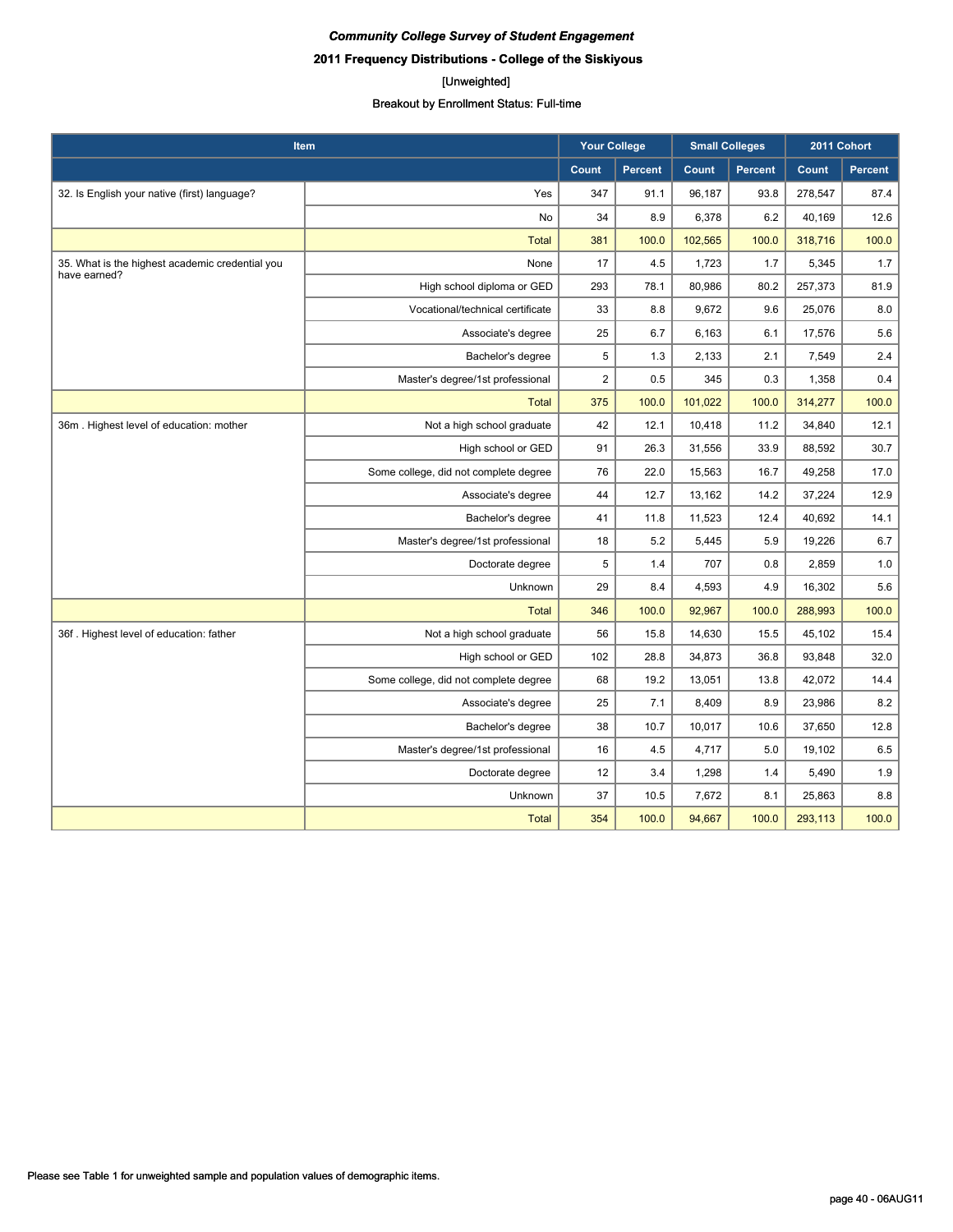***Community College Survey of Student Engagement***

**2011 Frequency Distributions - College of the Siskiyous**

[Unweighted]

Breakout by Enrollment Status: Full-time

| Item | | Your College | | Small Colleges | | 2011 Cohort | |
|---|---|---|---|---|---|---|---|
| | | Count | Percent | Count | Percent | Count | Percent |
| 32. Is English your native (first) language? | Yes | 347 | 91.1 | 96,187 | 93.8 | 278,547 | 87.4 |
| | No | 34 | 8.9 | 6,378 | 6.2 | 40,169 | 12.6 |
| | Total | 381 | 100.0 | 102,565 | 100.0 | 318,716 | 100.0 |
| 35. What is the highest academic credential you have earned? | None | 17 | 4.5 | 1,723 | 1.7 | 5,345 | 1.7 |
| | High school diploma or GED | 293 | 78.1 | 80,986 | 80.2 | 257,373 | 81.9 |
| | Vocational/technical certificate | 33 | 8.8 | 9,672 | 9.6 | 25,076 | 8.0 |
| | Associate's degree | 25 | 6.7 | 6,163 | 6.1 | 17,576 | 5.6 |
| | Bachelor's degree | 5 | 1.3 | 2,133 | 2.1 | 7,549 | 2.4 |
| | Master's degree/1st professional | 2 | 0.5 | 345 | 0.3 | 1,358 | 0.4 |
| | Total | 375 | 100.0 | 101,022 | 100.0 | 314,277 | 100.0 |
| 36m . Highest level of education: mother | Not a high school graduate | 42 | 12.1 | 10,418 | 11.2 | 34,840 | 12.1 |
| | High school or GED | 91 | 26.3 | 31,556 | 33.9 | 88,592 | 30.7 |
| | Some college, did not complete degree | 76 | 22.0 | 15,563 | 16.7 | 49,258 | 17.0 |
| | Associate's degree | 44 | 12.7 | 13,162 | 14.2 | 37,224 | 12.9 |
| | Bachelor's degree | 41 | 11.8 | 11,523 | 12.4 | 40,692 | 14.1 |
| | Master's degree/1st professional | 18 | 5.2 | 5,445 | 5.9 | 19,226 | 6.7 |
| | Doctorate degree | 5 | 1.4 | 707 | 0.8 | 2,859 | 1.0 |
| | Unknown | 29 | 8.4 | 4,593 | 4.9 | 16,302 | 5.6 |
| | Total | 346 | 100.0 | 92,967 | 100.0 | 288,993 | 100.0 |
| 36f . Highest level of education: father | Not a high school graduate | 56 | 15.8 | 14,630 | 15.5 | 45,102 | 15.4 |
| | High school or GED | 102 | 28.8 | 34,873 | 36.8 | 93,848 | 32.0 |
| | Some college, did not complete degree | 68 | 19.2 | 13,051 | 13.8 | 42,072 | 14.4 |
| | Associate's degree | 25 | 7.1 | 8,409 | 8.9 | 23,986 | 8.2 |
| | Bachelor's degree | 38 | 10.7 | 10,017 | 10.6 | 37,650 | 12.8 |
| | Master's degree/1st professional | 16 | 4.5 | 4,717 | 5.0 | 19,102 | 6.5 |
| | Doctorate degree | 12 | 3.4 | 1,298 | 1.4 | 5,490 | 1.9 |
| | Unknown | 37 | 10.5 | 7,672 | 8.1 | 25,863 | 8.8 |
| | Total | 354 | 100.0 | 94,667 | 100.0 | 293,113 | 100.0 |

Please see Table 1 for unweighted sample and population values of demographic items.